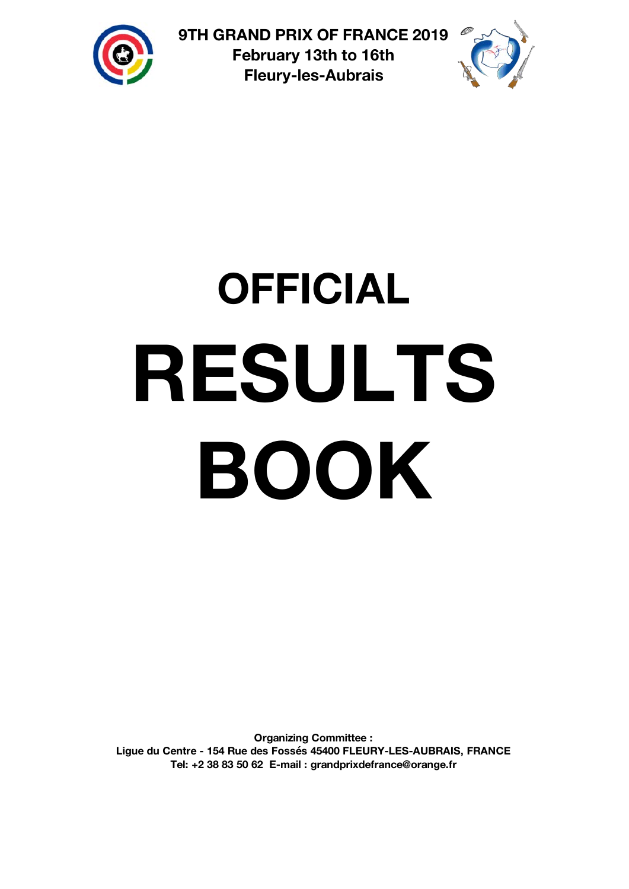**9TH GRAND PRIX OF FRANCE 2019**
**February 13th to 16th**
**Fleury-les-Aubrais**

# OFFICIAL

# RESULTS

# BOOK

**Organizing Committee :**
**Ligue du Centre - 154 Rue des Fossés 45400 FLEURY-LES-AUBRAIS, FRANCE**
**Tel: +2 38 83 50 62 E-mail : grandprixdefrance@orange.fr**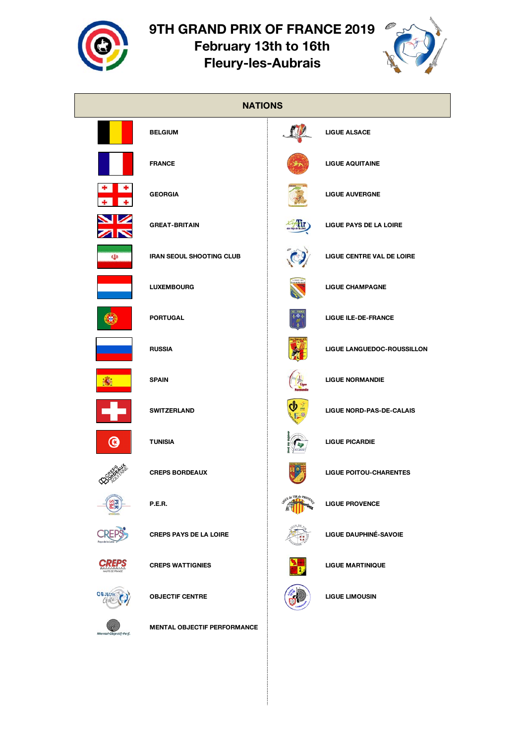# 9TH GRAND PRIX OF FRANCE 2019

## February 13th to 16th

## Fleury-les-Aubrais

| NATIONS | |
|---|---|
| BELGIUM | LIGUE ALSACE |
| FRANCE | LIGUE AQUITAINE |
| GEORGIA | LIGUE AUVERGNE |
| GREAT-BRITAIN | LIGUE PAYS DE LA LOIRE |
| IRAN SEOUL SHOOTING CLUB | LIGUE CENTRE VAL DE LOIRE |
| LUXEMBOURG | LIGUE CHAMPAGNE |
| PORTUGAL | LIGUE ILE-DE-FRANCE |
| RUSSIA | LIGUE LANGUEDOC-ROUSSILLON |
| SPAIN | LIGUE NORMANDIE |
| SWITZERLAND | LIGUE NORD-PAS-DE-CALAIS |
| TUNISIA | LIGUE PICARDIE |
| CREPS BORDEAUX | LIGUE POITOU-CHARENTES |
| P.E.R. | LIGUE PROVENCE |
| CREPS PAYS DE LA LOIRE | LIGUE DAUPHINÉ-SAVOIE |
| CREPS WATTIGNIES | LIGUE MARTINIQUE |
| OBJECTIF CENTRE | LIGUE LIMOUSIN |
| MENTAL OBJECTIF PERFORMANCE | |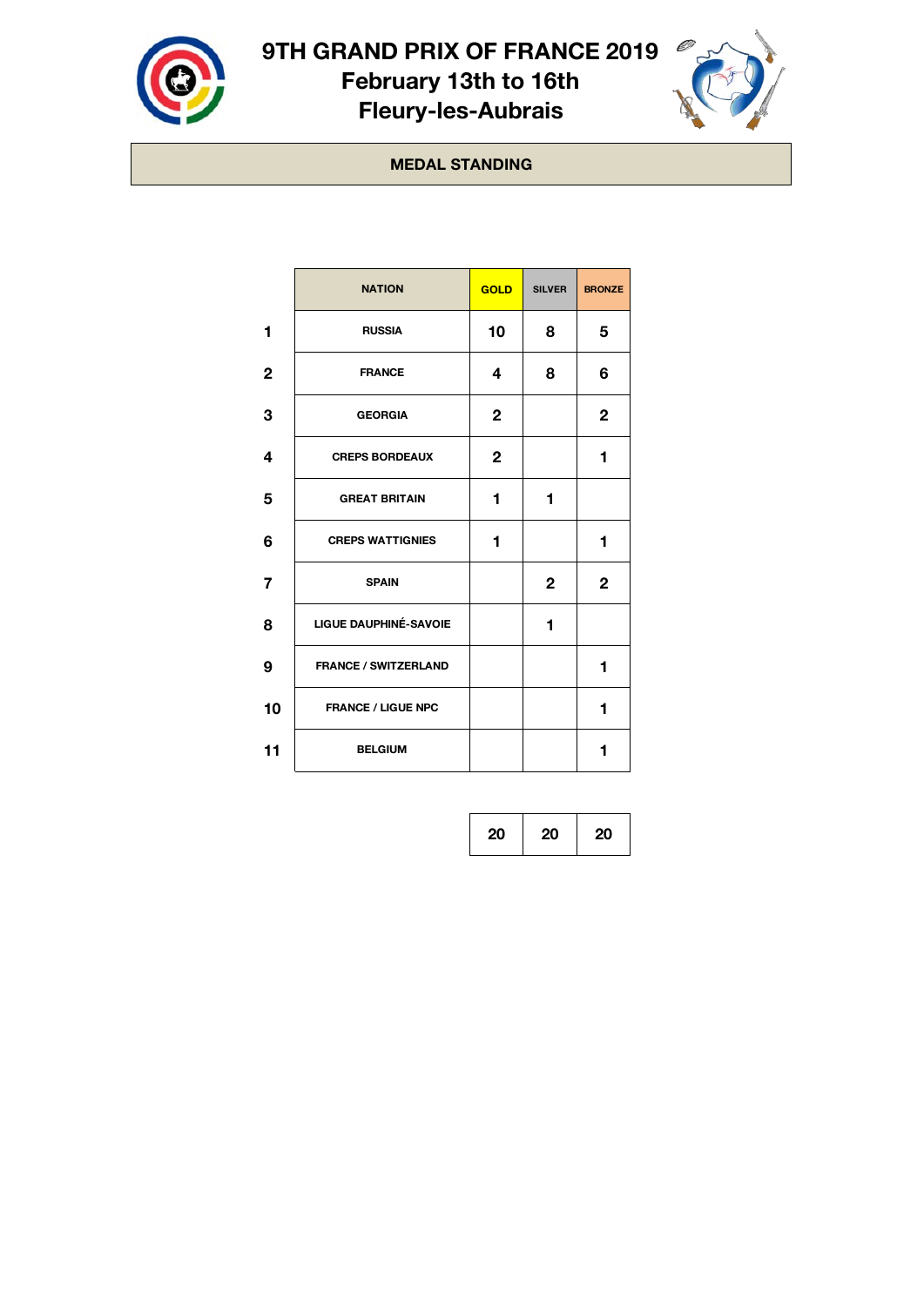# 9TH GRAND PRIX OF FRANCE 2019
## February 13th to 16th
## Fleury-les-Aubrais

**MEDAL STANDING**

| | NATION | GOLD | SILVER | BRONZE |
|---|---|---|---|---|
| 1 | RUSSIA | 10 | 8 | 5 |
| 2 | FRANCE | 4 | 8 | 6 |
| 3 | GEORGIA | 2 | | 2 |
| 4 | CREPS BORDEAUX | 2 | | 1 |
| 5 | GREAT BRITAIN | 1 | 1 | |
| 6 | CREPS WATTIGNIES | 1 | | 1 |
| 7 | SPAIN | | 2 | 2 |
| 8 | LIGUE DAUPHINÉ-SAVOIE | | 1 | |
| 9 | FRANCE / SWITZERLAND | | | 1 |
| 10 | FRANCE / LIGUE NPC | | | 1 |
| 11 | BELGIUM | | | 1 |
| | | 20 | 20 | 20 |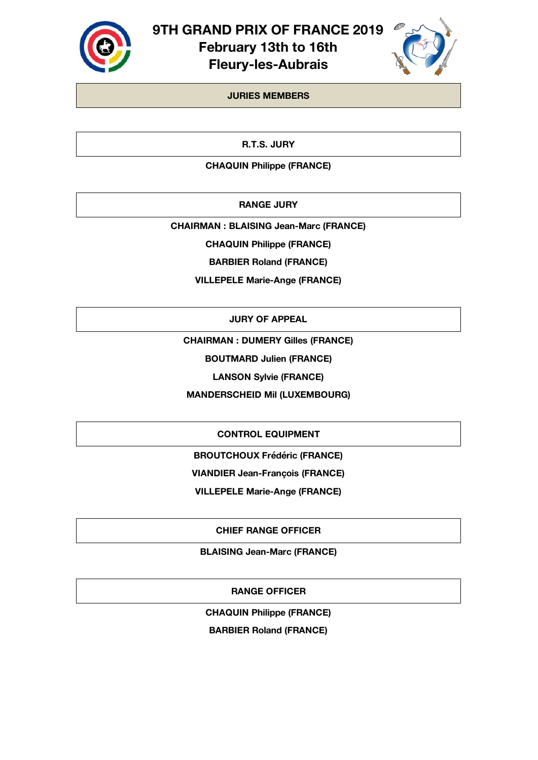# 9TH GRAND PRIX OF FRANCE 2019
## February 13th to 16th
## Fleury-les-Aubrais

**JURIES MEMBERS**

**R.T.S. JURY**

**CHAQUIN Philippe (FRANCE)**

**RANGE JURY**

**CHAIRMAN : BLAISING Jean-Marc (FRANCE)**

**CHAQUIN Philippe (FRANCE)**

**BARBIER Roland (FRANCE)**

**VILLEPELE Marie-Ange (FRANCE)**

**JURY OF APPEAL**

**CHAIRMAN : DUMERY Gilles (FRANCE)**

**BOUTMARD Julien (FRANCE)**

**LANSON Sylvie (FRANCE)**

**MANDERSCHEID Mil (LUXEMBOURG)**

**CONTROL EQUIPMENT**

**BROUTCHOUX Frédéric (FRANCE)**

**VIANDIER Jean-François (FRANCE)**

**VILLEPELE Marie-Ange (FRANCE)**

**CHIEF RANGE OFFICER**

**BLAISING Jean-Marc (FRANCE)**

**RANGE OFFICER**

**CHAQUIN Philippe (FRANCE)**

**BARBIER Roland (FRANCE)**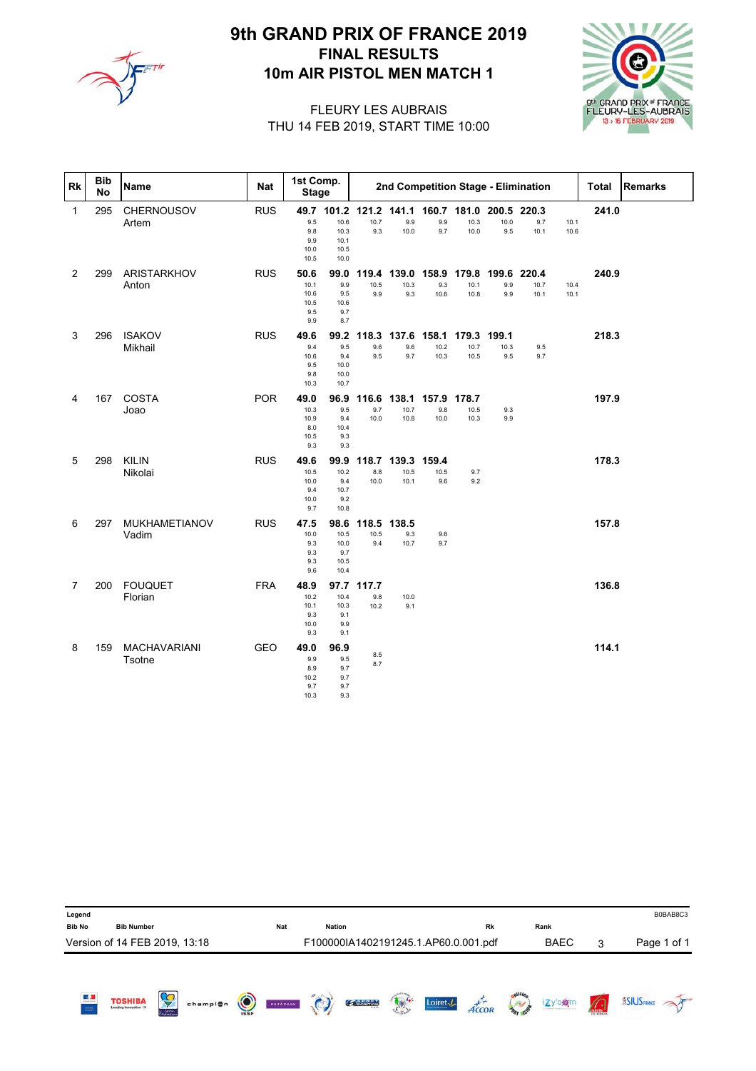# 9th GRAND PRIX OF FRANCE 2019

## FINAL RESULTS

## 10m AIR PISTOL MEN MATCH 1

FLEURY LES AUBRAIS
THU 14 FEB 2019, START TIME 10:00

| Rk | Bib No | Name | Nat | 1st Comp. Stage | | 2nd Competition Stage - Elimination | | | | | | | | | Total | Remarks |
|---|---|---|---|---|---|---|---|---|---|---|---|---|---|---|---|---|
| 1 | 295 | CHERNOUSOV Artem | RUS | **49.7** 9.5 9.8 9.9 10.0 10.5 | **101.2** 10.6 10.3 10.1 10.5 10.0 | **121.2** 10.7 9.3 | **141.1** 9.9 10.0 | **160.7** 9.9 9.7 | **181.0** 10.3 10.0 | **200.5** 10.0 9.5 | **220.3** 9.7 10.1 | 10.1 10.6 | **241.0** | |
| 2 | 299 | ARISTARKHOV Anton | RUS | **50.6** 10.1 10.6 10.5 9.5 9.9 | **99.0** 9.9 9.5 10.6 9.7 8.7 | **119.4** 10.5 9.9 | **139.0** 10.3 9.3 | **158.9** 9.3 10.6 | **179.8** 10.1 10.8 | **199.6** 9.9 9.9 | **220.4** 10.7 10.1 | 10.4 10.1 | **240.9** | |
| 3 | 296 | ISAKOV Mikhail | RUS | **49.6** 9.4 10.6 9.5 9.8 10.3 | **99.2** 9.5 9.4 10.0 10.0 10.7 | **118.3** 9.6 9.5 | **137.6** 9.6 9.7 | **158.1** 10.2 10.3 | **179.3** 10.7 10.5 | **199.1** 10.3 9.5 | 9.5 9.7 | | **218.3** | |
| 4 | 167 | COSTA Joao | POR | **49.0** 10.3 10.9 8.0 10.5 9.3 | **96.9** 9.5 9.4 10.4 9.3 9.3 | **116.6** 9.7 10.0 | **138.1** 10.7 10.8 | **157.9** 9.8 10.0 | **178.7** 10.5 10.3 | 9.3 9.9 | | | **197.9** | |
| 5 | 298 | KILIN Nikolai | RUS | **49.6** 10.5 10.0 9.4 10.0 9.7 | **99.9** 10.2 9.4 10.7 9.2 10.8 | **118.7** 8.8 10.0 | **139.3** 10.5 10.1 | **159.4** 10.5 9.6 | 9.7 9.2 | | | | **178.3** | |
| 6 | 297 | MUKHAMETIANOV Vadim | RUS | **47.5** 10.0 9.3 9.3 9.3 9.6 | **98.6** 10.5 10.0 9.7 10.5 10.4 | **118.5** 10.5 9.4 | **138.5** 9.3 10.7 | 9.6 9.7 | | | | | **157.8** | |
| 7 | 200 | FOUQUET Florian | FRA | **48.9** 10.2 10.1 9.3 10.0 9.3 | **97.7** 10.4 10.3 9.1 9.9 9.1 | **117.7** 9.8 10.2 | 10.0 9.1 | | | | | | **136.8** | |
| 8 | 159 | MACHAVARIANI Tsotne | GEO | **49.0** 9.9 8.9 10.2 9.7 10.3 | **96.9** 9.5 9.7 9.7 9.7 9.3 | 8.5 8.7 | | | | | | | **114.1** | |

**Legend**

| Bib No | Bib Number | Nat | Nation | Rk | Rank |
|---|---|---|---|---|---|

B0BAB8C3

Version of 14 FEB 2019, 13:18 F100000IA1402191245.1.AP60.0.001.pdf BAEC 3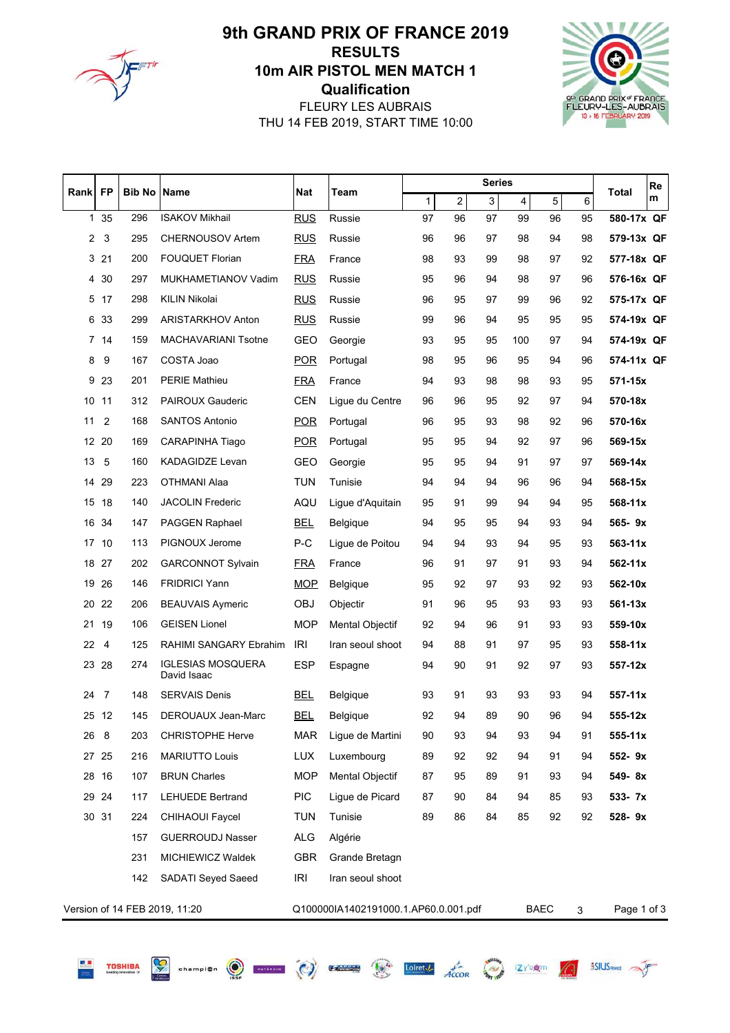# 9th GRAND PRIX OF FRANCE 2019

## RESULTS

## 10m AIR PISTOL MEN MATCH 1

## Qualification

FLEURY LES AUBRAIS

THU 14 FEB 2019, START TIME 10:00

| Rank | FP | Bib No | Name | Nat | Team | Series 1 | 2 | 3 | 4 | 5 | 6 | Total | Rem |
|---|---|---|---|---|---|---|---|---|---|---|---|---|---|
| 1 | 35 | 296 | ISAKOV Mikhail | RUS | Russie | 97 | 96 | 97 | 99 | 96 | 95 | **580-17x** | **QF** |
| 2 | 3 | 295 | CHERNOUSOV Artem | RUS | Russie | 96 | 96 | 97 | 98 | 94 | 98 | **579-13x** | **QF** |
| 3 | 21 | 200 | FOUQUET Florian | FRA | France | 98 | 93 | 99 | 98 | 97 | 92 | **577-18x** | **QF** |
| 4 | 30 | 297 | MUKHAMETIANOV Vadim | RUS | Russie | 95 | 96 | 94 | 98 | 97 | 96 | **576-16x** | **QF** |
| 5 | 17 | 298 | KILIN Nikolai | RUS | Russie | 96 | 95 | 97 | 99 | 96 | 92 | **575-17x** | **QF** |
| 6 | 33 | 299 | ARISTARKHOV Anton | RUS | Russie | 99 | 96 | 94 | 95 | 95 | 95 | **574-19x** | **QF** |
| 7 | 14 | 159 | MACHAVARIANI Tsotne | GEO | Georgie | 93 | 95 | 95 | 100 | 97 | 94 | **574-19x** | **QF** |
| 8 | 9 | 167 | COSTA Joao | POR | Portugal | 98 | 95 | 96 | 95 | 94 | 96 | **574-11x** | **QF** |
| 9 | 23 | 201 | PERIE Mathieu | FRA | France | 94 | 93 | 98 | 98 | 93 | 95 | **571-15x** | |
| 10 | 11 | 312 | PAIROUX Gauderic | CEN | Ligue du Centre | 96 | 96 | 95 | 92 | 97 | 94 | **570-18x** | |
| 11 | 2 | 168 | SANTOS Antonio | POR | Portugal | 96 | 95 | 93 | 98 | 92 | 96 | **570-16x** | |
| 12 | 20 | 169 | CARAPINHA Tiago | POR | Portugal | 95 | 95 | 94 | 92 | 97 | 96 | **569-15x** | |
| 13 | 5 | 160 | KADAGIDZE Levan | GEO | Georgie | 95 | 95 | 94 | 91 | 97 | 97 | **569-14x** | |
| 14 | 29 | 223 | OTHMANI Alaa | TUN | Tunisie | 94 | 94 | 94 | 96 | 96 | 94 | **568-15x** | |
| 15 | 18 | 140 | JACOLIN Frederic | AQU | Ligue d'Aquitain | 95 | 91 | 99 | 94 | 94 | 95 | **568-11x** | |
| 16 | 34 | 147 | PAGGEN Raphael | BEL | Belgique | 94 | 95 | 95 | 94 | 93 | 94 | **565- 9x** | |
| 17 | 10 | 113 | PIGNOUX Jerome | P-C | Ligue de Poitou | 94 | 94 | 93 | 94 | 95 | 93 | **563-11x** | |
| 18 | 27 | 202 | GARCONNOT Sylvain | FRA | France | 96 | 91 | 97 | 91 | 93 | 94 | **562-11x** | |
| 19 | 26 | 146 | FRIDRICI Yann | MOP | Belgique | 95 | 92 | 97 | 93 | 92 | 93 | **562-10x** | |
| 20 | 22 | 206 | BEAUVAIS Aymeric | OBJ | Objectir | 91 | 96 | 95 | 93 | 93 | 93 | **561-13x** | |
| 21 | 19 | 106 | GEISEN Lionel | MOP | Mental Objectif | 92 | 94 | 96 | 91 | 93 | 93 | **559-10x** | |
| 22 | 4 | 125 | RAHIMI SANGARY Ebrahim | IRI | Iran seoul shoot | 94 | 88 | 91 | 97 | 95 | 93 | **558-11x** | |
| 23 | 28 | 274 | IGLESIAS MOSQUERA David Isaac | ESP | Espagne | 94 | 90 | 91 | 92 | 97 | 93 | **557-12x** | |
| 24 | 7 | 148 | SERVAIS Denis | BEL | Belgique | 93 | 91 | 93 | 93 | 93 | 94 | **557-11x** | |
| 25 | 12 | 145 | DEROUAUX Jean-Marc | BEL | Belgique | 92 | 94 | 89 | 90 | 96 | 94 | **555-12x** | |
| 26 | 8 | 203 | CHRISTOPHE Herve | MAR | Ligue de Martini | 90 | 93 | 94 | 93 | 94 | 91 | **555-11x** | |
| 27 | 25 | 216 | MARIUTTO Louis | LUX | Luxembourg | 89 | 92 | 92 | 94 | 91 | 94 | **552- 9x** | |
| 28 | 16 | 107 | BRUN Charles | MOP | Mental Objectif | 87 | 95 | 89 | 91 | 93 | 94 | **549- 8x** | |
| 29 | 24 | 117 | LEHUEDE Bertrand | PIC | Ligue de Picard | 87 | 90 | 84 | 94 | 85 | 93 | **533- 7x** | |
| 30 | 31 | 224 | CHIHAOUI Faycel | TUN | Tunisie | 89 | 86 | 84 | 85 | 92 | 92 | **528- 9x** | |
| | | 157 | GUERROUDJ Nasser | ALG | Algérie | | | | | | | | |
| | | 231 | MICHIEWICZ Waldek | GBR | Grande Bretagn | | | | | | | | |
| | | 142 | SADATI Seyed Saeed | IRI | Iran seoul shoot | | | | | | | | |

Version of 14 FEB 2019, 11:20 Q100000IA1402191000.1.AP60.0.001.pdf BAEC 3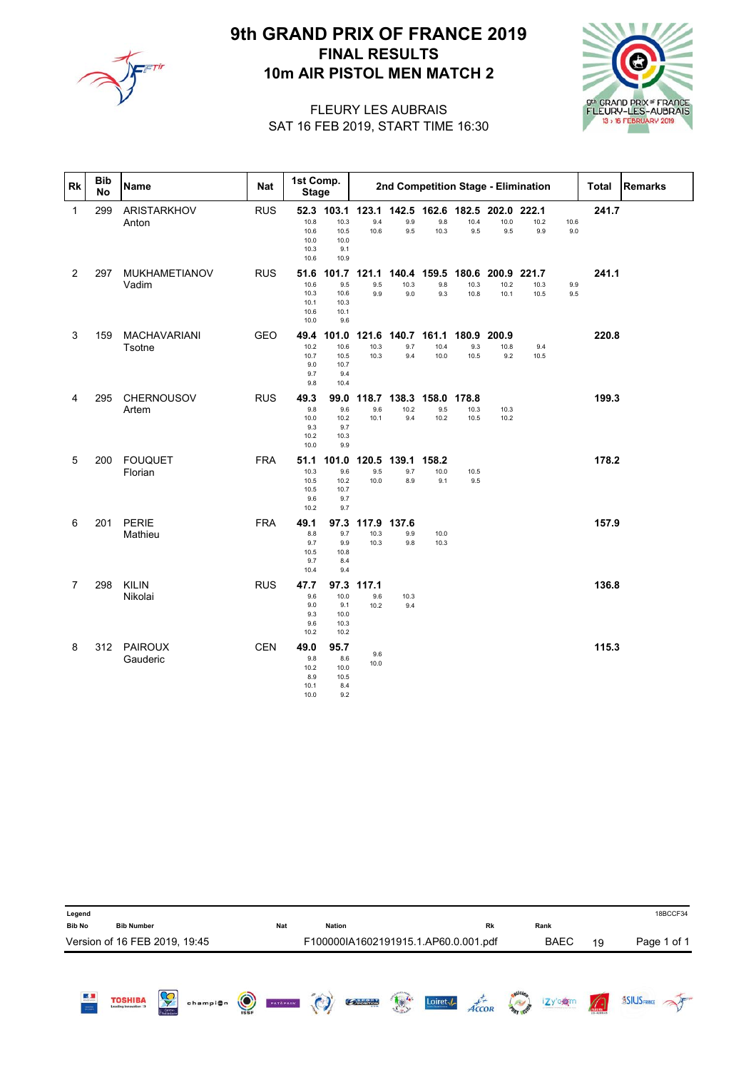# 9th GRAND PRIX OF FRANCE 2019

## FINAL RESULTS

## 10m AIR PISTOL MEN MATCH 2

FLEURY LES AUBRAIS
SAT 16 FEB 2019, START TIME 16:30

| Rk | Bib No | Name | Nat | 1st Comp. Stage | | 2nd Competition Stage - Elimination | | | | | | | | Total | Remarks |
|---|---|---|---|---|---|---|---|---|---|---|---|---|---|---|---|
| 1 | 299 | ARISTARKHOV Anton | RUS | 52.3<br>10.8 10.6 10.0 10.3 10.6 | 103.1<br>10.3 10.5 10.0 9.1 10.9 | 123.1<br>9.4 10.6 | 142.5<br>9.9 9.5 | 162.6<br>9.8 10.3 | 182.5<br>10.4 9.5 | 202.0<br>10.0 9.5 | 222.1<br>10.2 9.9 | 10.6 9.0 | | 241.7 | |
| 2 | 297 | MUKHAMETIANOV Vadim | RUS | 51.6<br>10.6 10.3 10.1 10.6 10.0 | 101.7<br>9.5 10.6 10.3 10.1 9.6 | 121.1<br>9.5 9.9 | 140.4<br>10.3 9.0 | 159.5<br>9.8 9.3 | 180.6<br>10.3 10.8 | 200.9<br>10.2 10.1 | 221.7<br>10.3 10.5 | 9.9 9.5 | | 241.1 | |
| 3 | 159 | MACHAVARIANI Tsotne | GEO | 49.4<br>10.2 10.7 9.0 9.7 9.8 | 101.0<br>10.6 10.5 10.7 9.4 10.4 | 121.6<br>10.3 10.3 | 140.7<br>9.7 9.4 | 161.1<br>10.4 10.0 | 180.9<br>9.3 10.5 | 200.9<br>10.8 9.2 | 9.4 10.5 | | | 220.8 | |
| 4 | 295 | CHERNOUSOV Artem | RUS | 49.3<br>9.8 10.0 9.3 10.2 10.0 | 99.0<br>9.6 10.2 9.7 10.3 9.9 | 118.7<br>9.6 10.1 | 138.3<br>10.2 9.4 | 158.0<br>9.5 10.2 | 178.8<br>10.3 10.5 | 10.3 10.2 | | | | 199.3 | |
| 5 | 200 | FOUQUET Florian | FRA | 51.1<br>10.3 10.5 10.5 9.6 10.2 | 101.0<br>9.6 10.2 10.7 9.7 9.7 | 120.5<br>9.5 10.0 | 139.1<br>9.7 8.9 | 158.2<br>10.0 9.1 | 10.5 9.5 | | | | | 178.2 | |
| 6 | 201 | PERIE Mathieu | FRA | 49.1<br>8.8 9.7 10.5 9.7 10.4 | 97.3<br>9.7 9.9 10.8 8.4 9.4 | 117.9<br>10.3 10.3 | 137.6<br>9.9 9.8 | 10.0 10.3 | | | | | | 157.9 | |
| 7 | 298 | KILIN Nikolai | RUS | 47.7<br>9.6 9.0 9.3 9.6 10.2 | 97.3<br>10.0 9.1 10.0 10.3 10.2 | 117.1<br>9.6 10.2 | 10.3 9.4 | | | | | | | 136.8 | |
| 8 | 312 | PAIROUX Gauderic | CEN | 49.0<br>9.8 10.2 8.9 10.1 10.0 | 95.7<br>8.6 10.0 10.5 8.4 9.2 | 9.6 10.0 | | | | | | | | 115.3 | |

Legend

| Bib No | Bib Number | Nat | Nation | Rk | Rank |
|---|---|---|---|---|---|

18BCCF34

Version of 16 FEB 2019, 19:45 F100000IA1602191915.1.AP60.0.001.pdf BAEC 19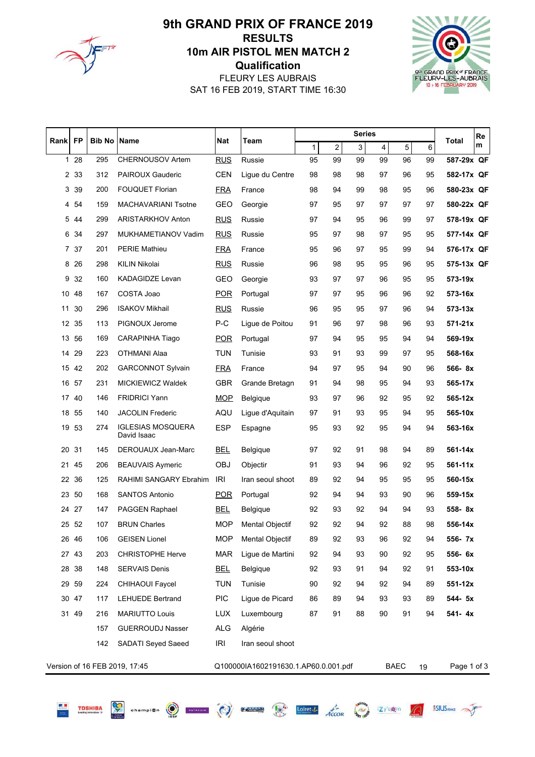# 9th GRAND PRIX OF FRANCE 2019

## RESULTS

## 10m AIR PISTOL MEN MATCH 2

## Qualification

FLEURY LES AUBRAIS

SAT 16 FEB 2019, START TIME 16:30

| Rank | FP | Bib No | Name | Nat | Team | Series | | | | | | Total | Rem |
|---|---|---|---|---|---|---|---|---|---|---|---|---|---|
| | | | | | | 1 | 2 | 3 | 4 | 5 | 6 | | |
| 1 | 28 | 295 | CHERNOUSOV Artem | RUS | Russie | 95 | 99 | 99 | 99 | 96 | 99 | **587-29x** | **QF** |
| 2 | 33 | 312 | PAIROUX Gauderic | CEN | Ligue du Centre | 98 | 98 | 98 | 97 | 96 | 95 | **582-17x** | **QF** |
| 3 | 39 | 200 | FOUQUET Florian | FRA | France | 98 | 94 | 99 | 98 | 95 | 96 | **580-23x** | **QF** |
| 4 | 54 | 159 | MACHAVARIANI Tsotne | GEO | Georgie | 97 | 95 | 97 | 97 | 97 | 97 | **580-22x** | **QF** |
| 5 | 44 | 299 | ARISTARKHOV Anton | RUS | Russie | 97 | 94 | 95 | 96 | 99 | 97 | **578-19x** | **QF** |
| 6 | 34 | 297 | MUKHAMETIANOV Vadim | RUS | Russie | 95 | 97 | 98 | 97 | 95 | 95 | **577-14x** | **QF** |
| 7 | 37 | 201 | PERIE Mathieu | FRA | France | 95 | 96 | 97 | 95 | 99 | 94 | **576-17x** | **QF** |
| 8 | 26 | 298 | KILIN Nikolai | RUS | Russie | 96 | 98 | 95 | 95 | 96 | 95 | **575-13x** | **QF** |
| 9 | 32 | 160 | KADAGIDZE Levan | GEO | Georgie | 93 | 97 | 97 | 96 | 95 | 95 | **573-19x** | |
| 10 | 48 | 167 | COSTA Joao | POR | Portugal | 97 | 97 | 95 | 96 | 96 | 92 | **573-16x** | |
| 11 | 30 | 296 | ISAKOV Mikhail | RUS | Russie | 96 | 95 | 95 | 97 | 96 | 94 | **573-13x** | |
| 12 | 35 | 113 | PIGNOUX Jerome | P-C | Ligue de Poitou | 91 | 96 | 97 | 98 | 96 | 93 | **571-21x** | |
| 13 | 56 | 169 | CARAPINHA Tiago | POR | Portugal | 97 | 94 | 95 | 95 | 94 | 94 | **569-19x** | |
| 14 | 29 | 223 | OTHMANI Alaa | TUN | Tunisie | 93 | 91 | 93 | 99 | 97 | 95 | **568-16x** | |
| 15 | 42 | 202 | GARCONNOT Sylvain | FRA | France | 94 | 97 | 95 | 94 | 90 | 96 | **566- 8x** | |
| 16 | 57 | 231 | MICKIEWICZ Waldek | GBR | Grande Bretagn | 91 | 94 | 98 | 95 | 94 | 93 | **565-17x** | |
| 17 | 40 | 146 | FRIDRICI Yann | MOP | Belgique | 93 | 97 | 96 | 92 | 95 | 92 | **565-12x** | |
| 18 | 55 | 140 | JACOLIN Frederic | AQU | Ligue d'Aquitain | 97 | 91 | 93 | 95 | 94 | 95 | **565-10x** | |
| 19 | 53 | 274 | IGLESIAS MOSQUERA David Isaac | ESP | Espagne | 95 | 93 | 92 | 95 | 94 | 94 | **563-16x** | |
| 20 | 31 | 145 | DEROUAUX Jean-Marc | BEL | Belgique | 97 | 92 | 91 | 98 | 94 | 89 | **561-14x** | |
| 21 | 45 | 206 | BEAUVAIS Aymeric | OBJ | Objectir | 91 | 93 | 94 | 96 | 92 | 95 | **561-11x** | |
| 22 | 36 | 125 | RAHIMI SANGARY Ebrahim | IRI | Iran seoul shoot | 89 | 92 | 94 | 95 | 95 | 95 | **560-15x** | |
| 23 | 50 | 168 | SANTOS Antonio | POR | Portugal | 92 | 94 | 94 | 93 | 90 | 96 | **559-15x** | |
| 24 | 27 | 147 | PAGGEN Raphael | BEL | Belgique | 92 | 93 | 92 | 94 | 94 | 93 | **558- 8x** | |
| 25 | 52 | 107 | BRUN Charles | MOP | Mental Objectif | 92 | 92 | 94 | 92 | 88 | 98 | **556-14x** | |
| 26 | 46 | 106 | GEISEN Lionel | MOP | Mental Objectif | 89 | 92 | 93 | 96 | 92 | 94 | **556- 7x** | |
| 27 | 43 | 203 | CHRISTOPHE Herve | MAR | Ligue de Martini | 92 | 94 | 93 | 90 | 92 | 95 | **556- 6x** | |
| 28 | 38 | 148 | SERVAIS Denis | BEL | Belgique | 92 | 93 | 91 | 94 | 92 | 91 | **553-10x** | |
| 29 | 59 | 224 | CHIHAOUI Faycel | TUN | Tunisie | 90 | 92 | 94 | 92 | 94 | 89 | **551-12x** | |
| 30 | 47 | 117 | LEHUEDE Bertrand | PIC | Ligue de Picard | 86 | 89 | 94 | 93 | 93 | 89 | **544- 5x** | |
| 31 | 49 | 216 | MARIUTTO Louis | LUX | Luxembourg | 87 | 91 | 88 | 90 | 91 | 94 | **541- 4x** | |
| | | 157 | GUERROUDJ Nasser | ALG | Algérie | | | | | | | | |
| | | 142 | SADATI Seyed Saeed | IRI | Iran seoul shoot | | | | | | | | |

Version of 16 FEB 2019, 17:45 Q100000IA1602191630.1.AP60.0.001.pdf BAEC 19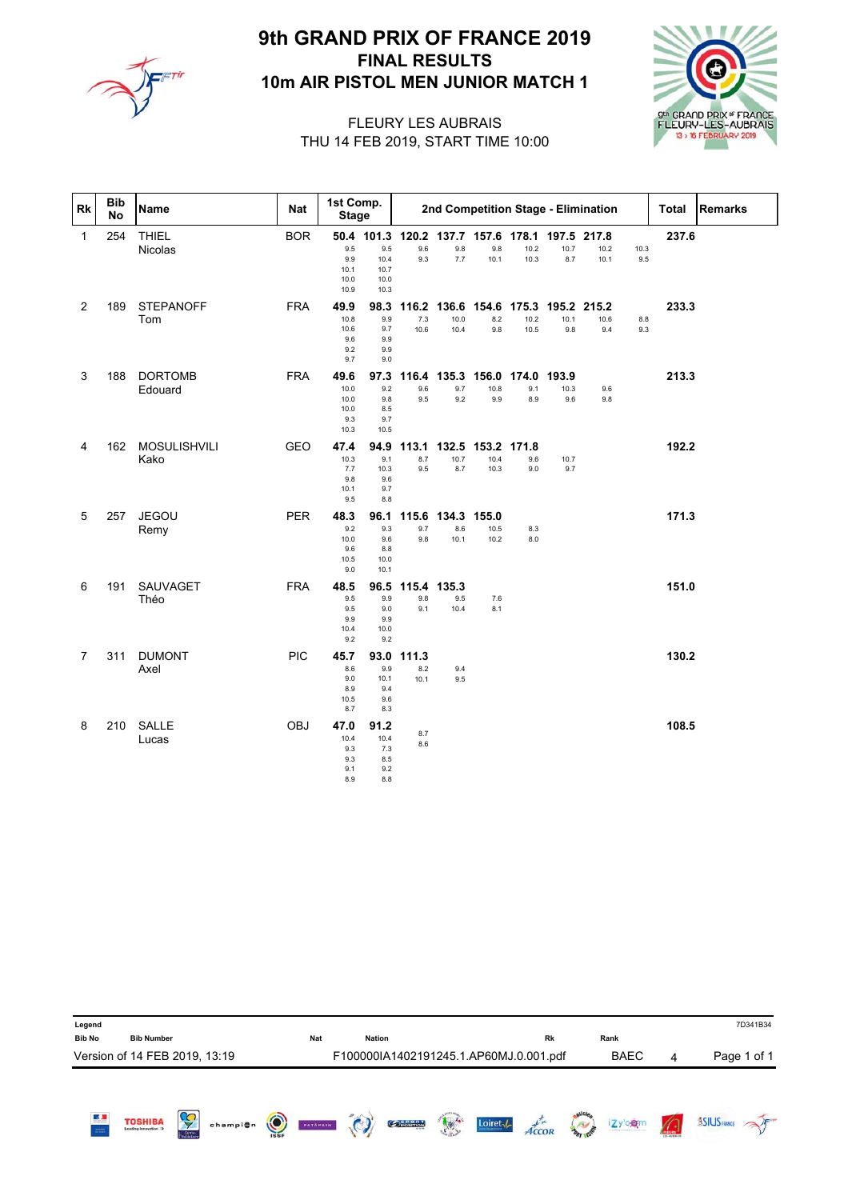# 9th GRAND PRIX OF FRANCE 2019

## FINAL RESULTS

## 10m AIR PISTOL MEN JUNIOR MATCH 1

FLEURY LES AUBRAIS
THU 14 FEB 2019, START TIME 10:00

| Rk | Bib No | Name | Nat | 1st Comp. Stage | | 2nd Competition Stage - Elimination | | | | | | | | | Total | Remarks |
|---|---|---|---|---|---|---|---|---|---|---|---|---|---|---|---|---|
| 1 | 254 | THIEL Nicolas | BOR | 50.4<br>9.5<br>9.9<br>10.1<br>10.0<br>10.9 | 101.3<br>9.5<br>10.4<br>10.7<br>10.0<br>10.3 | 120.2<br>9.6<br>9.3 | 137.7<br>9.8<br>7.7 | 157.6<br>9.8<br>10.1 | 178.1<br>10.2<br>10.3 | 197.5<br>10.7<br>8.7 | 217.8<br>10.2<br>10.1 | 10.3<br>9.5 | 237.6 | |
| 2 | 189 | STEPANOFF Tom | FRA | 49.9<br>10.8<br>10.6<br>9.6<br>9.2<br>9.7 | 98.3<br>9.9<br>9.7<br>9.9<br>9.9<br>9.0 | 116.2<br>7.3<br>10.6 | 136.6<br>10.0<br>10.4 | 154.6<br>8.2<br>9.8 | 175.3<br>10.2<br>10.5 | 195.2<br>10.1<br>9.8 | 215.2<br>10.6<br>9.4 | 8.8<br>9.3 | 233.3 | |
| 3 | 188 | DORTOMB Edouard | FRA | 49.6<br>10.0<br>10.0<br>10.0<br>9.3<br>10.3 | 97.3<br>9.2<br>9.8<br>8.5<br>9.7<br>10.5 | 116.4<br>9.6<br>9.5 | 135.3<br>9.7<br>9.2 | 156.0<br>10.8<br>9.9 | 174.0<br>9.1<br>8.9 | 193.9<br>10.3<br>9.6 | 9.6<br>9.8 | | 213.3 | |
| 4 | 162 | MOSULISHVILI Kako | GEO | 47.4<br>10.3<br>7.7<br>9.8<br>10.1<br>9.5 | 94.9<br>9.1<br>10.3<br>9.6<br>9.7<br>8.8 | 113.1<br>8.7<br>9.5 | 132.5<br>10.7<br>8.7 | 153.2<br>10.4<br>10.3 | 171.8<br>9.6<br>9.0 | 10.7<br>9.7 | | | 192.2 | |
| 5 | 257 | JEGOU Remy | PER | 48.3<br>9.2<br>10.0<br>9.6<br>10.5<br>9.0 | 96.1<br>9.3<br>9.6<br>8.8<br>10.0<br>10.1 | 115.6<br>9.7<br>9.8 | 134.3<br>8.6<br>10.1 | 155.0<br>10.5<br>10.2 | 8.3<br>8.0 | | | | 171.3 | |
| 6 | 191 | SAUVAGET Théo | FRA | 48.5<br>9.5<br>9.5<br>9.9<br>10.4<br>9.2 | 96.5<br>9.9<br>9.0<br>9.9<br>10.0<br>9.2 | 115.4<br>9.8<br>9.1 | 135.3<br>9.5<br>10.4 | 7.6<br>8.1 | | | | | 151.0 | |
| 7 | 311 | DUMONT Axel | PIC | 45.7<br>8.6<br>9.0<br>8.9<br>10.5<br>8.7 | 93.0<br>9.9<br>10.1<br>9.4<br>9.6<br>8.3 | 111.3<br>8.2<br>10.1 | 9.4<br>9.5 | | | | | | 130.2 | |
| 8 | 210 | SALLE Lucas | OBJ | 47.0<br>10.4<br>9.3<br>9.3<br>9.1<br>8.9 | 91.2<br>10.4<br>7.3<br>8.5<br>9.2<br>8.8 | 8.7<br>8.6 | | | | | | | 108.5 | |

| Legend | | | | | |
|---|---|---|---|---|---|
| Bib No | Bib Number | Nat | Nation | Rk | Rank |

7D341B34

Version of 14 FEB 2019, 13:19 F100000IA1402191245.1.AP60MJ.0.001.pdf BAEC 4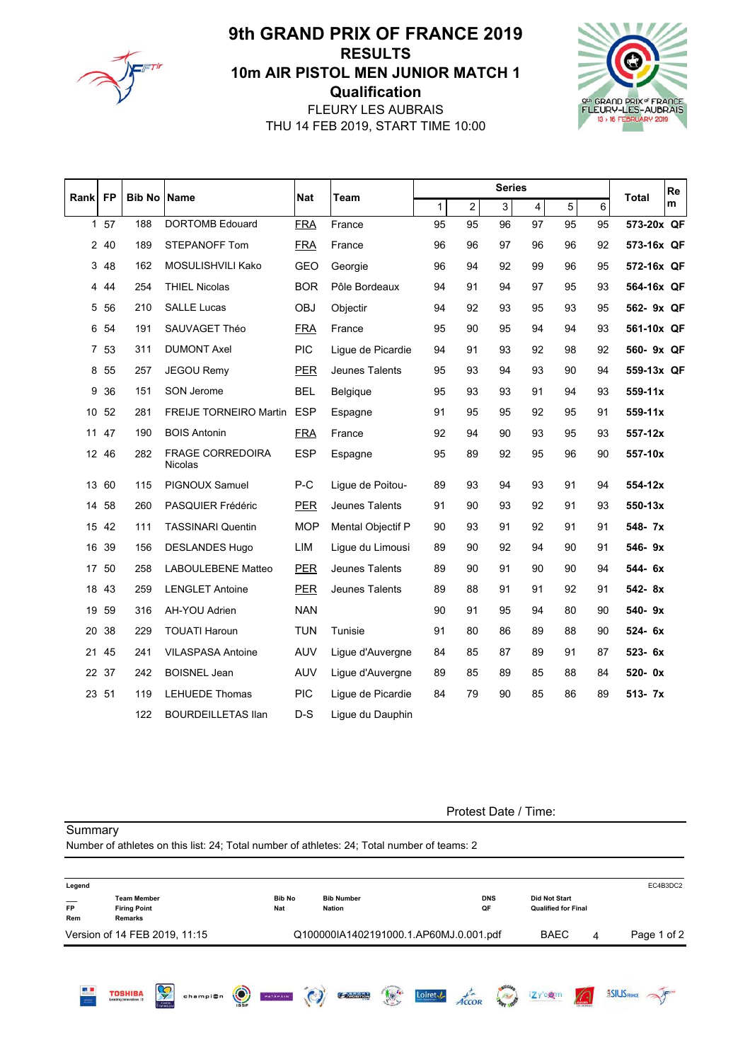# 9th GRAND PRIX OF FRANCE 2019

## RESULTS

## 10m AIR PISTOL MEN JUNIOR MATCH 1

## Qualification

FLEURY LES AUBRAIS

THU 14 FEB 2019, START TIME 10:00

| Rank | FP | Bib No | Name | Nat | Team | Series 1 | 2 | 3 | 4 | 5 | 6 | Total | Rem |
|---|---|---|---|---|---|---|---|---|---|---|---|---|---|
| 1 | 57 | 188 | DORTOMB Edouard | FRA | France | 95 | 95 | 96 | 97 | 95 | 95 | 573-20x | QF |
| 2 | 40 | 189 | STEPANOFF Tom | FRA | France | 96 | 96 | 97 | 96 | 96 | 92 | 573-16x | QF |
| 3 | 48 | 162 | MOSULISHVILI Kako | GEO | Georgie | 96 | 94 | 92 | 99 | 96 | 95 | 572-16x | QF |
| 4 | 44 | 254 | THIEL Nicolas | BOR | Pôle Bordeaux | 94 | 91 | 94 | 97 | 95 | 93 | 564-16x | QF |
| 5 | 56 | 210 | SALLE Lucas | OBJ | Objectir | 94 | 92 | 93 | 95 | 93 | 95 | 562- 9x | QF |
| 6 | 54 | 191 | SAUVAGET Théo | FRA | France | 95 | 90 | 95 | 94 | 94 | 93 | 561-10x | QF |
| 7 | 53 | 311 | DUMONT Axel | PIC | Ligue de Picardie | 94 | 91 | 93 | 92 | 98 | 92 | 560- 9x | QF |
| 8 | 55 | 257 | JEGOU Remy | PER | Jeunes Talents | 95 | 93 | 94 | 93 | 90 | 94 | 559-13x | QF |
| 9 | 36 | 151 | SON Jerome | BEL | Belgique | 95 | 93 | 93 | 91 | 94 | 93 | 559-11x | |
| 10 | 52 | 281 | FREIJE TORNEIRO Martin | ESP | Espagne | 91 | 95 | 95 | 92 | 95 | 91 | 559-11x | |
| 11 | 47 | 190 | BOIS Antonin | FRA | France | 92 | 94 | 90 | 93 | 95 | 93 | 557-12x | |
| 12 | 46 | 282 | FRAGE CORREDOIRA Nicolas | ESP | Espagne | 95 | 89 | 92 | 95 | 96 | 90 | 557-10x | |
| 13 | 60 | 115 | PIGNOUX Samuel | P-C | Ligue de Poitou- | 89 | 93 | 94 | 93 | 91 | 94 | 554-12x | |
| 14 | 58 | 260 | PASQUIER Frédéric | PER | Jeunes Talents | 91 | 90 | 93 | 92 | 91 | 93 | 550-13x | |
| 15 | 42 | 111 | TASSINARI Quentin | MOP | Mental Objectif P | 90 | 93 | 91 | 92 | 91 | 91 | 548- 7x | |
| 16 | 39 | 156 | DESLANDES Hugo | LIM | Ligue du Limousi | 89 | 90 | 92 | 94 | 90 | 91 | 546- 9x | |
| 17 | 50 | 258 | LABOULEBENE Matteo | PER | Jeunes Talents | 89 | 90 | 91 | 90 | 90 | 94 | 544- 6x | |
| 18 | 43 | 259 | LENGLET Antoine | PER | Jeunes Talents | 89 | 88 | 91 | 91 | 92 | 91 | 542- 8x | |
| 19 | 59 | 316 | AH-YOU Adrien | NAN | | 90 | 91 | 95 | 94 | 80 | 90 | 540- 9x | |
| 20 | 38 | 229 | TOUATI Haroun | TUN | Tunisie | 91 | 80 | 86 | 89 | 88 | 90 | 524- 6x | |
| 21 | 45 | 241 | VILASPASA Antoine | AUV | Ligue d'Auvergne | 84 | 85 | 87 | 89 | 91 | 87 | 523- 6x | |
| 22 | 37 | 242 | BOISNEL Jean | AUV | Ligue d'Auvergne | 89 | 85 | 89 | 85 | 88 | 84 | 520- 0x | |
| 23 | 51 | 119 | LEHUEDE Thomas | PIC | Ligue de Picardie | 84 | 79 | 90 | 85 | 86 | 89 | 513- 7x | |
| | | 122 | BOURDEILLETAS Ilan | D-S | Ligue du Dauphin | | | | | | | | |

Protest Date / Time:

Summary

Number of athletes on this list: 24; Total number of athletes: 24; Total number of teams: 2

Legend

| | | | | | |
|---|---|---|---|---|---|
| ___ | Team Member | Bib No | Bib Number | DNS | Did Not Start |
| FP | Firing Point | Nat | Nation | QF | Qualified for Final |
| Rem | Remarks | | | | |

EC4B3DC2

Version of 14 FEB 2019, 11:15 Q100000IA1402191000.1.AP60MJ.0.001.pdf BAEC 4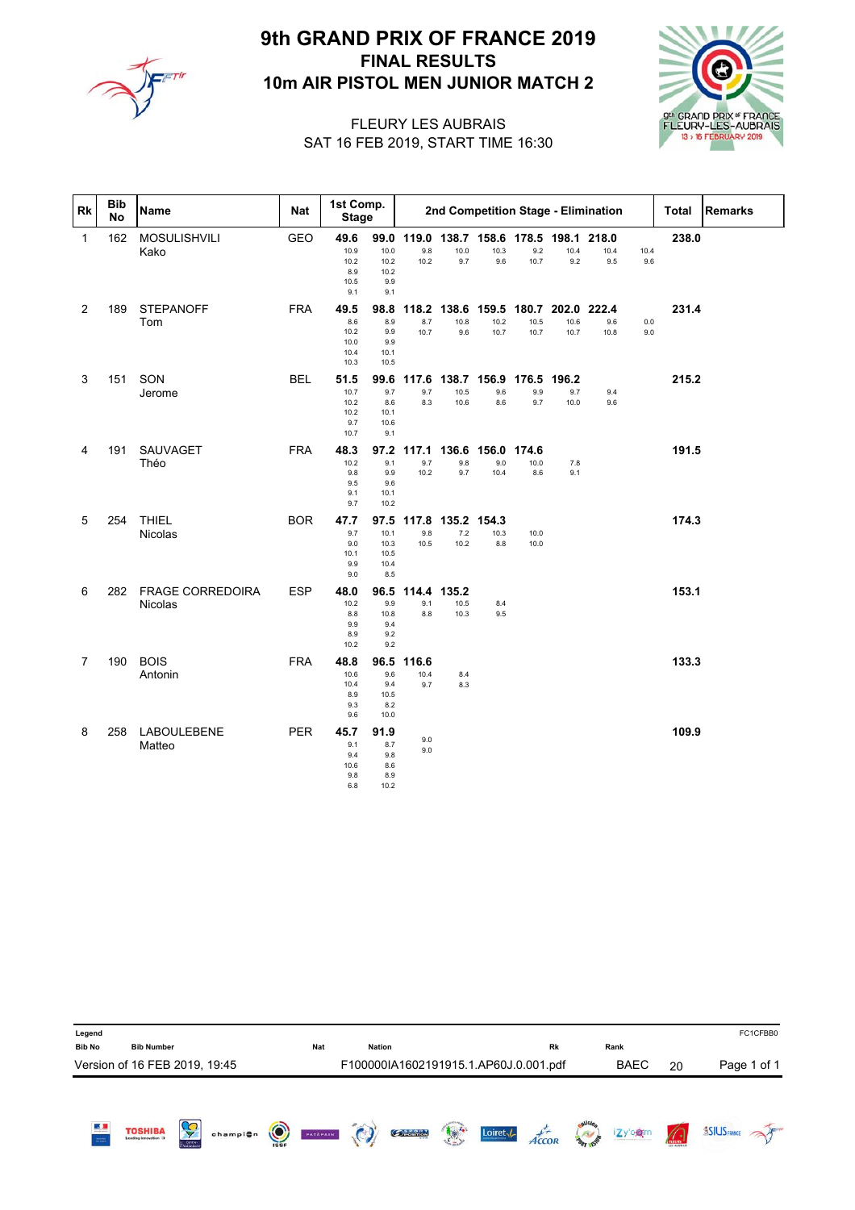# 9th GRAND PRIX OF FRANCE 2019

## FINAL RESULTS

## 10m AIR PISTOL MEN JUNIOR MATCH 2

FLEURY LES AUBRAIS
SAT 16 FEB 2019, START TIME 16:30

| Rk | Bib No | Name | Nat | 1st Comp. Stage | | 2nd Competition Stage - Elimination | | | | | | | | Total | Remarks |
|---|---|---|---|---|---|---|---|---|---|---|---|---|---|---|---|
| 1 | 162 | MOSULISHVILI Kako | GEO | **49.6** 10.9 10.2 8.9 10.5 9.1 | **99.0** 10.0 10.2 10.2 9.9 9.1 | **119.0** 9.8 10.2 | **138.7** 10.0 9.7 | **158.6** 10.3 9.6 | **178.5** 9.2 10.7 | **198.1** 10.4 9.2 | **218.0** 10.4 9.5 | 10.4 9.6 | | **238.0** | |
| 2 | 189 | STEPANOFF Tom | FRA | **49.5** 8.6 10.2 10.0 10.4 10.3 | **98.8** 8.9 9.9 9.9 10.1 10.5 | **118.2** 8.7 10.7 | **138.6** 10.8 9.6 | **159.5** 10.2 10.7 | **180.7** 10.5 10.7 | **202.0** 10.6 10.7 | **222.4** 9.6 10.8 | 0.0 9.0 | | **231.4** | |
| 3 | 151 | SON Jerome | BEL | **51.5** 10.7 10.2 10.2 9.7 10.7 | **99.6** 9.7 8.6 10.1 10.6 9.1 | **117.6** 9.7 8.3 | **138.7** 10.5 10.6 | **156.9** 9.6 8.6 | **176.5** 9.9 9.7 | **196.2** 9.7 10.0 | 9.4 9.6 | | | **215.2** | |
| 4 | 191 | SAUVAGET Théo | FRA | **48.3** 10.2 9.8 9.5 9.1 9.7 | **97.2** 9.1 9.9 9.6 10.1 10.2 | **117.1** 9.7 10.2 | **136.6** 9.8 9.7 | **156.0** 9.0 10.4 | **174.6** 10.0 8.6 | 7.8 9.1 | | | | **191.5** | |
| 5 | 254 | THIEL Nicolas | BOR | **47.7** 9.7 9.0 10.1 9.9 9.0 | **97.5** 10.1 10.3 10.5 10.4 8.5 | **117.8** 9.8 10.5 | **135.2** 7.2 10.2 | **154.3** 10.3 8.8 | 10.0 10.0 | | | | | **174.3** | |
| 6 | 282 | FRAGE CORREDOIRA Nicolas | ESP | **48.0** 10.2 8.8 9.9 8.9 10.2 | **96.5** 9.9 10.8 9.4 9.2 9.2 | **114.4** 9.1 8.8 | **135.2** 10.5 10.3 | 8.4 9.5 | | | | | | **153.1** | |
| 7 | 190 | BOIS Antonin | FRA | **48.8** 10.6 10.4 8.9 9.3 9.6 | **96.5** 9.6 9.4 10.5 8.2 10.0 | **116.6** 10.4 9.7 | 8.4 8.3 | | | | | | | **133.3** | |
| 8 | 258 | LABOULEBENE Matteo | PER | **45.7** 9.1 9.4 10.6 9.8 6.8 | **91.9** 8.7 9.8 8.6 8.9 10.2 | 9.0 9.0 | | | | | | | | **109.9** | |

**Legend**

| Bib No | Bib Number | Nat | Nation | Rk | Rank |
|---|---|---|---|---|---|

FC1CFBB0

Version of 16 FEB 2019, 19:45 F100000IA1602191915.1.AP60J.0.001.pdf BAEC 20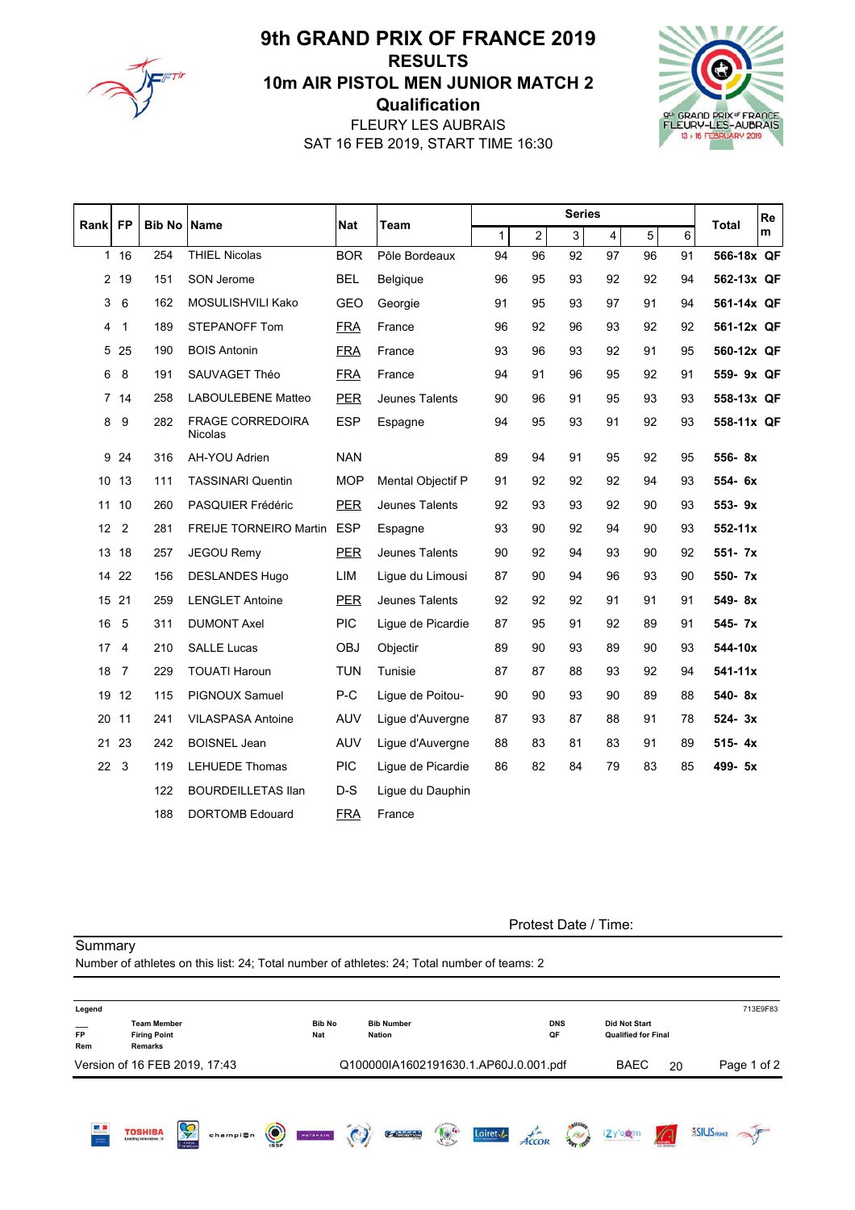# 9th GRAND PRIX OF FRANCE 2019

## RESULTS

## 10m AIR PISTOL MEN JUNIOR MATCH 2

## Qualification

FLEURY LES AUBRAIS

SAT 16 FEB 2019, START TIME 16:30

| Rank | FP | Bib No | Name | Nat | Team | Series 1 | 2 | 3 | 4 | 5 | 6 | Total | Rem |
|---|---|---|---|---|---|---|---|---|---|---|---|---|---|
| 1 | 16 | 254 | THIEL Nicolas | BOR | Pôle Bordeaux | 94 | 96 | 92 | 97 | 96 | 91 | **566-18x** | **QF** |
| 2 | 19 | 151 | SON Jerome | BEL | Belgique | 96 | 95 | 93 | 92 | 92 | 94 | **562-13x** | **QF** |
| 3 | 6 | 162 | MOSULISHVILI Kako | GEO | Georgie | 91 | 95 | 93 | 97 | 91 | 94 | **561-14x** | **QF** |
| 4 | 1 | 189 | STEPANOFF Tom | FRA | France | 96 | 92 | 96 | 93 | 92 | 92 | **561-12x** | **QF** |
| 5 | 25 | 190 | BOIS Antonin | FRA | France | 93 | 96 | 93 | 92 | 91 | 95 | **560-12x** | **QF** |
| 6 | 8 | 191 | SAUVAGET Théo | FRA | France | 94 | 91 | 96 | 95 | 92 | 91 | **559- 9x** | **QF** |
| 7 | 14 | 258 | LABOULEBENE Matteo | PER | Jeunes Talents | 90 | 96 | 91 | 95 | 93 | 93 | **558-13x** | **QF** |
| 8 | 9 | 282 | FRAGE CORREDOIRA Nicolas | ESP | Espagne | 94 | 95 | 93 | 91 | 92 | 93 | **558-11x** | **QF** |
| 9 | 24 | 316 | AH-YOU Adrien | NAN | | 89 | 94 | 91 | 95 | 92 | 95 | **556- 8x** | |
| 10 | 13 | 111 | TASSINARI Quentin | MOP | Mental Objectif P | 91 | 92 | 92 | 92 | 94 | 93 | **554- 6x** | |
| 11 | 10 | 260 | PASQUIER Frédéric | PER | Jeunes Talents | 92 | 93 | 93 | 92 | 90 | 93 | **553- 9x** | |
| 12 | 2 | 281 | FREIJE TORNEIRO Martin | ESP | Espagne | 93 | 90 | 92 | 94 | 90 | 93 | **552-11x** | |
| 13 | 18 | 257 | JEGOU Remy | PER | Jeunes Talents | 90 | 92 | 94 | 93 | 90 | 92 | **551- 7x** | |
| 14 | 22 | 156 | DESLANDES Hugo | LIM | Ligue du Limousi | 87 | 90 | 94 | 96 | 93 | 90 | **550- 7x** | |
| 15 | 21 | 259 | LENGLET Antoine | PER | Jeunes Talents | 92 | 92 | 92 | 91 | 91 | 91 | **549- 8x** | |
| 16 | 5 | 311 | DUMONT Axel | PIC | Ligue de Picardie | 87 | 95 | 91 | 92 | 89 | 91 | **545- 7x** | |
| 17 | 4 | 210 | SALLE Lucas | OBJ | Objectir | 89 | 90 | 93 | 89 | 90 | 93 | **544-10x** | |
| 18 | 7 | 229 | TOUATI Haroun | TUN | Tunisie | 87 | 87 | 88 | 93 | 92 | 94 | **541-11x** | |
| 19 | 12 | 115 | PIGNOUX Samuel | P-C | Ligue de Poitou- | 90 | 90 | 93 | 90 | 89 | 88 | **540- 8x** | |
| 20 | 11 | 241 | VILASPASA Antoine | AUV | Ligue d'Auvergne | 87 | 93 | 87 | 88 | 91 | 78 | **524- 3x** | |
| 21 | 23 | 242 | BOISNEL Jean | AUV | Ligue d'Auvergne | 88 | 83 | 81 | 83 | 91 | 89 | **515- 4x** | |
| 22 | 3 | 119 | LEHUEDE Thomas | PIC | Ligue de Picardie | 86 | 82 | 84 | 79 | 83 | 85 | **499- 5x** | |
| | | 122 | BOURDEILLETAS Ilan | D-S | Ligue du Dauphin | | | | | | | | |
| | | 188 | DORTOMB Edouard | FRA | France | | | | | | | | |

Protest Date / Time:

Summary

Number of athletes on this list: 24; Total number of athletes: 24; Total number of teams: 2

Legend

| | | | | | |
|---|---|---|---|---|---|
| ___ | Team Member | Bib No | Bib Number | DNS | Did Not Start |
| FP | Firing Point | Nat | Nation | QF | Qualified for Final |
| Rem | Remarks | | | | |

713E9F83

Version of 16 FEB 2019, 17:43 Q100000IA1602191630.1.AP60J.0.001.pdf BAEC 20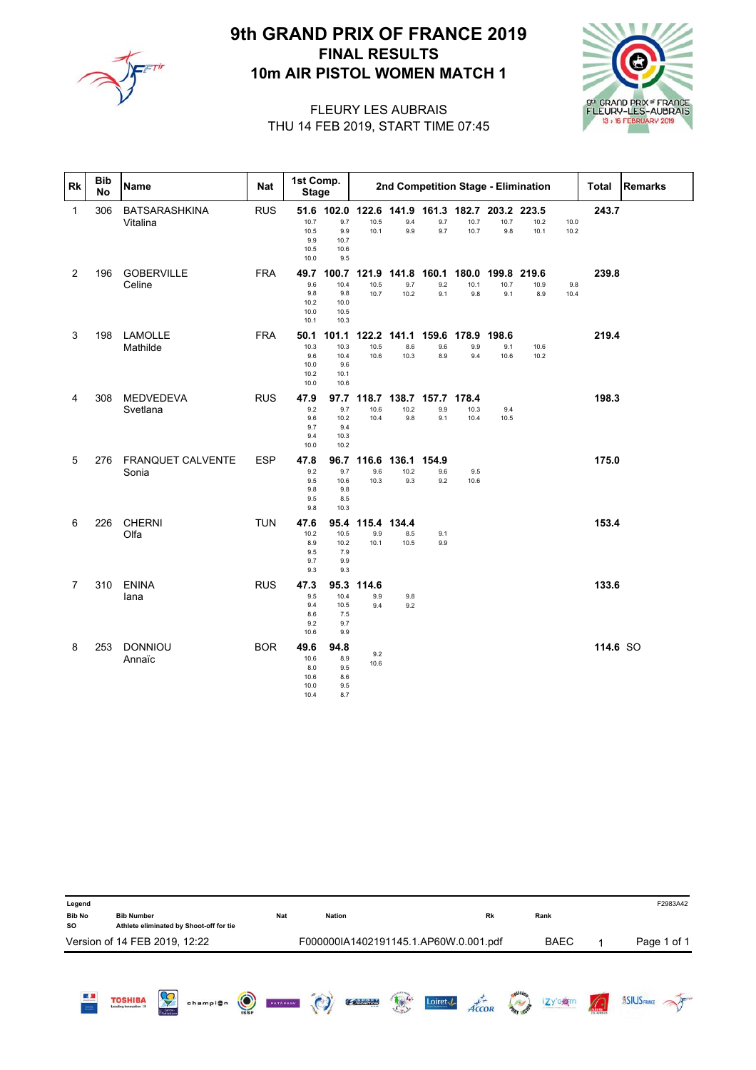# 9th GRAND PRIX OF FRANCE 2019

## FINAL RESULTS

## 10m AIR PISTOL WOMEN MATCH 1

FLEURY LES AUBRAIS
THU 14 FEB 2019, START TIME 07:45

| Rk | Bib No | Name | Nat | 1st Comp. Stage | | 2nd Competition Stage - Elimination | | | | | | | | | Total | Remarks |
|---|---|---|---|---|---|---|---|---|---|---|---|---|---|---|---|---|
| 1 | 306 | BATSARASHKINA Vitalina | RUS | 51.6 | 102.0 | 122.6 | 141.9 | 161.3 | 182.7 | 203.2 | 223.5 | | | | 243.7 | |
| | | | | 10.7 10.5 9.9 10.5 10.0 | 9.7 9.9 10.7 10.6 9.5 | 10.5 10.1 | 9.4 9.9 | 9.7 9.7 | 10.7 10.7 | 10.7 9.8 | 10.2 10.1 | 10.0 10.2 | | | | |
| 2 | 196 | GOBERVILLE Celine | FRA | 49.7 | 100.7 | 121.9 | 141.8 | 160.1 | 180.0 | 199.8 | 219.6 | | | | 239.8 | |
| | | | | 9.6 9.8 10.2 10.0 10.1 | 10.4 9.8 10.0 10.5 10.3 | 10.5 10.7 | 9.7 10.2 | 9.2 9.1 | 10.1 9.8 | 10.7 9.1 | 10.9 8.9 | 9.8 10.4 | | | | |
| 3 | 198 | LAMOLLE Mathilde | FRA | 50.1 | 101.1 | 122.2 | 141.1 | 159.6 | 178.9 | 198.6 | | | | | 219.4 | |
| | | | | 10.3 9.6 10.0 10.2 10.0 | 10.3 10.4 9.6 10.1 10.6 | 10.5 10.6 | 8.6 10.3 | 9.6 8.9 | 9.9 9.4 | 9.1 10.6 | 10.6 10.2 | | | | | |
| 4 | 308 | MEDVEDEVA Svetlana | RUS | 47.9 | 97.7 | 118.7 | 138.7 | 157.7 | 178.4 | | | | | | 198.3 | |
| | | | | 9.2 9.6 9.7 9.4 10.0 | 9.7 10.2 9.4 10.3 10.2 | 10.6 10.4 | 10.2 9.8 | 9.9 9.1 | 10.3 10.4 | 9.4 10.5 | | | | | | |
| 5 | 276 | FRANQUET CALVENTE Sonia | ESP | 47.8 | 96.7 | 116.6 | 136.1 | 154.9 | | | | | | | 175.0 | |
| | | | | 9.2 9.5 9.8 9.5 9.8 | 9.7 10.6 9.8 8.5 10.3 | 9.6 10.3 | 10.2 9.3 | 9.6 9.2 | 9.5 10.6 | | | | | | | |
| 6 | 226 | CHERNI Olfa | TUN | 47.6 | 95.4 | 115.4 | 134.4 | | | | | | | | 153.4 | |
| | | | | 10.2 8.9 9.5 9.7 9.3 | 10.5 10.2 7.9 9.9 9.3 | 9.9 10.1 | 8.5 10.5 | 9.1 9.9 | | | | | | | | |
| 7 | 310 | ENINA Iana | RUS | 47.3 | 95.3 | 114.6 | | | | | | | | | 133.6 | |
| | | | | 9.5 9.4 8.6 9.2 10.6 | 10.4 10.5 7.5 9.7 9.9 | 9.9 9.4 | 9.8 9.2 | | | | | | | | | |
| 8 | 253 | DONNIOU Annaïc | BOR | 49.6 | 94.8 | | | | | | | | | | 114.6 | SO |
| | | | | 10.6 8.0 10.6 10.0 10.4 | 8.9 9.5 8.6 9.5 8.7 | 9.2 10.6 | | | | | | | | | | |

**Legend**

| | | | | | |
|---|---|---|---|---|---|
| **Bib No** | **Bib Number** | **Nat** | **Nation** | **Rk** | **Rank** |
| **SO** | **Athlete eliminated by Shoot-off for tie** | | | | |

F2983A42

Version of 14 FEB 2019, 12:22 F000000IA1402191145.1.AP60W.0.001.pdf BAEC 1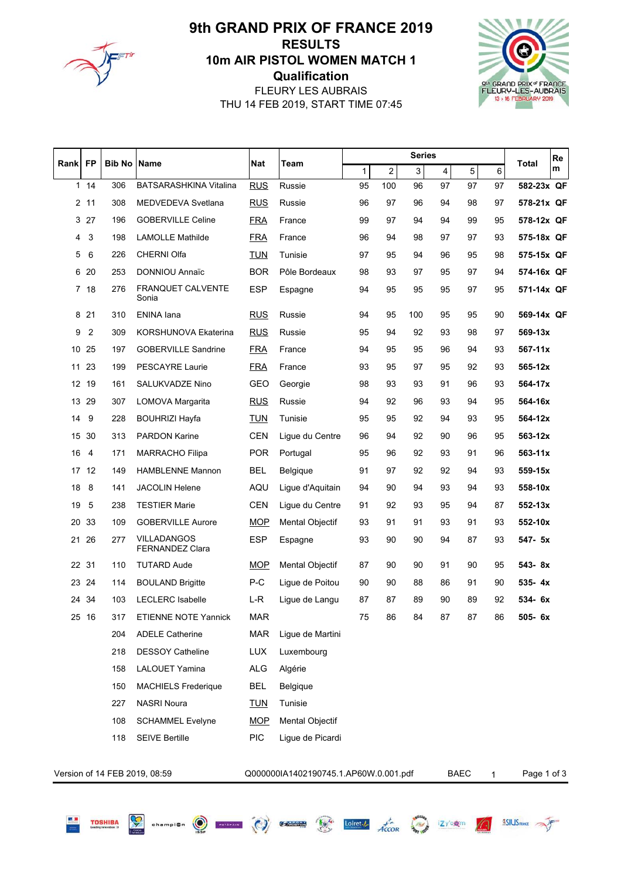# 9th GRAND PRIX OF FRANCE 2019

## RESULTS

## 10m AIR PISTOL WOMEN MATCH 1

## Qualification

FLEURY LES AUBRAIS

THU 14 FEB 2019, START TIME 07:45

| Rank | FP | Bib No | Name | Nat | Team | Series 1 | 2 | 3 | 4 | 5 | 6 | Total | Rem |
|---|---|---|---|---|---|---|---|---|---|---|---|---|---|
| 1 | 14 | 306 | BATSARASHKINA Vitalina | RUS | Russie | 95 | 100 | 96 | 97 | 97 | 97 | **582-23x** | **QF** |
| 2 | 11 | 308 | MEDVEDEVA Svetlana | RUS | Russie | 96 | 97 | 96 | 94 | 98 | 97 | **578-21x** | **QF** |
| 3 | 27 | 196 | GOBERVILLE Celine | FRA | France | 99 | 97 | 94 | 94 | 99 | 95 | **578-12x** | **QF** |
| 4 | 3 | 198 | LAMOLLE Mathilde | FRA | France | 96 | 94 | 98 | 97 | 97 | 93 | **575-18x** | **QF** |
| 5 | 6 | 226 | CHERNI Olfa | TUN | Tunisie | 97 | 95 | 94 | 96 | 95 | 98 | **575-15x** | **QF** |
| 6 | 20 | 253 | DONNIOU Annaïc | BOR | Pôle Bordeaux | 98 | 93 | 97 | 95 | 97 | 94 | **574-16x** | **QF** |
| 7 | 18 | 276 | FRANQUET CALVENTE Sonia | ESP | Espagne | 94 | 95 | 95 | 95 | 97 | 95 | **571-14x** | **QF** |
| 8 | 21 | 310 | ENINA Iana | RUS | Russie | 94 | 95 | 100 | 95 | 95 | 90 | **569-14x** | **QF** |
| 9 | 2 | 309 | KORSHUNOVA Ekaterina | RUS | Russie | 95 | 94 | 92 | 93 | 98 | 97 | **569-13x** | |
| 10 | 25 | 197 | GOBERVILLE Sandrine | FRA | France | 94 | 95 | 95 | 96 | 94 | 93 | **567-11x** | |
| 11 | 23 | 199 | PESCAYRE Laurie | FRA | France | 93 | 95 | 97 | 95 | 92 | 93 | **565-12x** | |
| 12 | 19 | 161 | SALUKVADZE Nino | GEO | Georgie | 98 | 93 | 93 | 91 | 96 | 93 | **564-17x** | |
| 13 | 29 | 307 | LOMOVA Margarita | RUS | Russie | 94 | 92 | 96 | 93 | 94 | 95 | **564-16x** | |
| 14 | 9 | 228 | BOUHRIZI Hayfa | TUN | Tunisie | 95 | 95 | 92 | 94 | 93 | 95 | **564-12x** | |
| 15 | 30 | 313 | PARDON Karine | CEN | Ligue du Centre | 96 | 94 | 92 | 90 | 96 | 95 | **563-12x** | |
| 16 | 4 | 171 | MARRACHO Filipa | POR | Portugal | 95 | 96 | 92 | 93 | 91 | 96 | **563-11x** | |
| 17 | 12 | 149 | HAMBLENNE Mannon | BEL | Belgique | 91 | 97 | 92 | 92 | 94 | 93 | **559-15x** | |
| 18 | 8 | 141 | JACOLIN Helene | AQU | Ligue d'Aquitain | 94 | 90 | 94 | 93 | 94 | 93 | **558-10x** | |
| 19 | 5 | 238 | TESTIER Marie | CEN | Ligue du Centre | 91 | 92 | 93 | 95 | 94 | 87 | **552-13x** | |
| 20 | 33 | 109 | GOBERVILLE Aurore | MOP | Mental Objectif | 93 | 91 | 91 | 93 | 91 | 93 | **552-10x** | |
| 21 | 26 | 277 | VILLADANGOS FERNANDEZ Clara | ESP | Espagne | 93 | 90 | 90 | 94 | 87 | 93 | **547- 5x** | |
| 22 | 31 | 110 | TUTARD Aude | MOP | Mental Objectif | 87 | 90 | 90 | 91 | 90 | 95 | **543- 8x** | |
| 23 | 24 | 114 | BOULAND Brigitte | P-C | Ligue de Poitou | 90 | 90 | 88 | 86 | 91 | 90 | **535- 4x** | |
| 24 | 34 | 103 | LECLERC Isabelle | L-R | Ligue de Langu | 87 | 87 | 89 | 90 | 89 | 92 | **534- 6x** | |
| 25 | 16 | 317 | ETIENNE NOTE Yannick | MAR | | 75 | 86 | 84 | 87 | 87 | 86 | **505- 6x** | |
| | | 204 | ADELE Catherine | MAR | Ligue de Martini | | | | | | | | |
| | | 218 | DESSOY Catheline | LUX | Luxembourg | | | | | | | | |
| | | 158 | LALOUET Yamina | ALG | Algérie | | | | | | | | |
| | | 150 | MACHIELS Frederique | BEL | Belgique | | | | | | | | |
| | | 227 | NASRI Noura | TUN | Tunisie | | | | | | | | |
| | | 108 | SCHAMMEL Evelyne | MOP | Mental Objectif | | | | | | | | |
| | | 118 | SEIVE Bertille | PIC | Ligue de Picardi | | | | | | | | |

Version of 14 FEB 2019, 08:59 Q000000IA1402190745.1.AP60W.0.001.pdf BAEC 1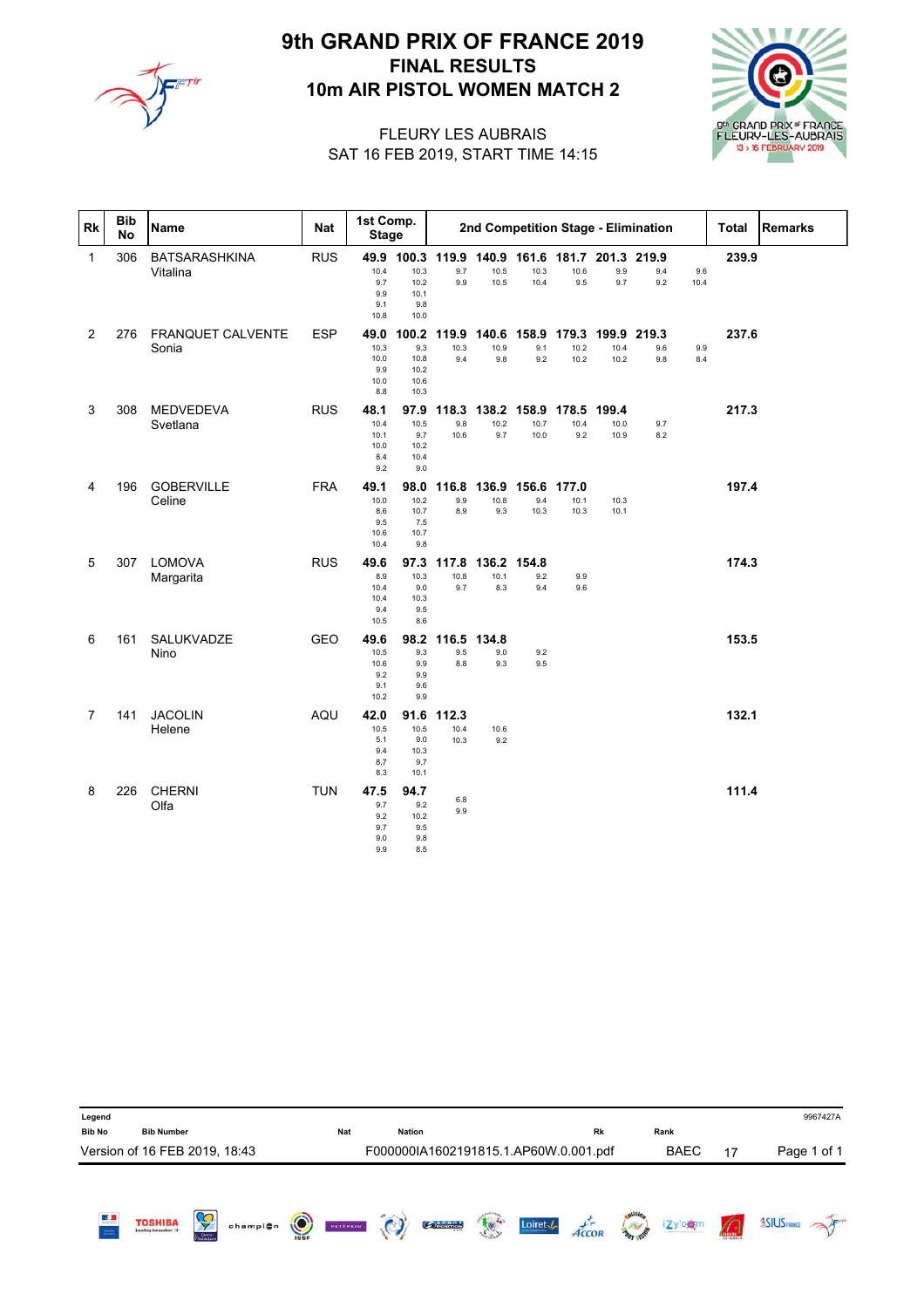# 9th GRAND PRIX OF FRANCE 2019

## FINAL RESULTS

## 10m AIR PISTOL WOMEN MATCH 2

FLEURY LES AUBRAIS
SAT 16 FEB 2019, START TIME 14:15

| Rk | Bib No | Name | Nat | 1st Comp. Stage | | 2nd Competition Stage - Elimination | | | | | | | | Total | Remarks |
|---|---|---|---|---|---|---|---|---|---|---|---|---|---|---|---|
| 1 | 306 | BATSARASHKINA Vitalina | RUS | 49.9<br>10.4<br>9.7<br>9.9<br>9.1<br>10.8 | 100.3<br>10.3<br>10.2<br>10.1<br>9.8<br>10.0 | 119.9<br>9.7<br>9.9 | 140.9<br>10.5<br>10.5 | 161.6<br>10.3<br>10.4 | 181.7<br>10.6<br>9.5 | 201.3<br>9.9<br>9.7 | 219.9<br>9.4<br>9.2 | 9.6<br>10.4 | 239.9 | |
| 2 | 276 | FRANQUET CALVENTE Sonia | ESP | 49.0<br>10.3<br>10.0<br>9.9<br>10.0<br>8.8 | 100.2<br>9.3<br>10.8<br>10.2<br>10.6<br>10.3 | 119.9<br>10.3<br>9.4 | 140.6<br>10.9<br>9.8 | 158.9<br>9.1<br>9.2 | 179.3<br>10.2<br>10.2 | 199.9<br>10.4<br>10.2 | 219.3<br>9.6<br>9.8 | 9.9<br>8.4 | 237.6 | |
| 3 | 308 | MEDVEDEVA Svetlana | RUS | 48.1<br>10.4<br>10.1<br>10.0<br>8.4<br>9.2 | 97.9<br>10.5<br>9.7<br>10.2<br>10.4<br>9.0 | 118.3<br>9.8<br>10.6 | 138.2<br>10.2<br>9.7 | 158.9<br>10.7<br>10.0 | 178.5<br>10.4<br>9.2 | 199.4<br>10.0<br>10.9 | 9.7<br>8.2 | | 217.3 | |
| 4 | 196 | GOBERVILLE Celine | FRA | 49.1<br>10.0<br>8.6<br>9.5<br>10.6<br>10.4 | 98.0<br>10.2<br>10.7<br>7.5<br>10.7<br>9.8 | 116.8<br>9.9<br>8.9 | 136.9<br>10.8<br>9.3 | 156.6<br>9.4<br>10.3 | 177.0<br>10.1<br>10.3 | 10.3<br>10.1 | | | 197.4 | |
| 5 | 307 | LOMOVA Margarita | RUS | 49.6<br>8.9<br>10.4<br>10.4<br>9.4<br>10.5 | 97.3<br>10.3<br>9.0<br>10.3<br>9.5<br>8.6 | 117.8<br>10.8<br>9.7 | 136.2<br>10.1<br>8.3 | 154.8<br>9.2<br>9.4 | 9.9<br>9.6 | | | | 174.3 | |
| 6 | 161 | SALUKVADZE Nino | GEO | 49.6<br>10.5<br>10.6<br>9.2<br>9.1<br>10.2 | 98.2<br>9.3<br>9.9<br>9.9<br>9.6<br>9.9 | 116.5<br>9.5<br>8.8 | 134.8<br>9.0<br>9.3 | 9.2<br>9.5 | | | | | 153.5 | |
| 7 | 141 | JACOLIN Helene | AQU | 42.0<br>10.5<br>5.1<br>9.4<br>8.7<br>8.3 | 91.6<br>10.5<br>9.0<br>10.3<br>9.7<br>10.1 | 112.3<br>10.4<br>10.3 | 10.6<br>9.2 | | | | | | 132.1 | |
| 8 | 226 | CHERNI Olfa | TUN | 47.5<br>9.7<br>9.2<br>9.7<br>9.0<br>9.9 | 94.7<br>9.2<br>10.2<br>9.5<br>9.8<br>8.5 | 6.8<br>9.9 | | | | | | | 111.4 | |

| Legend | | | | | |
|---|---|---|---|---|---|
| Bib No | Bib Number | Nat | Nation | Rk | Rank |

Version of 16 FEB 2019, 18:43 F000000IA1602191815.1.AP60W.0.001.pdf BAEC 17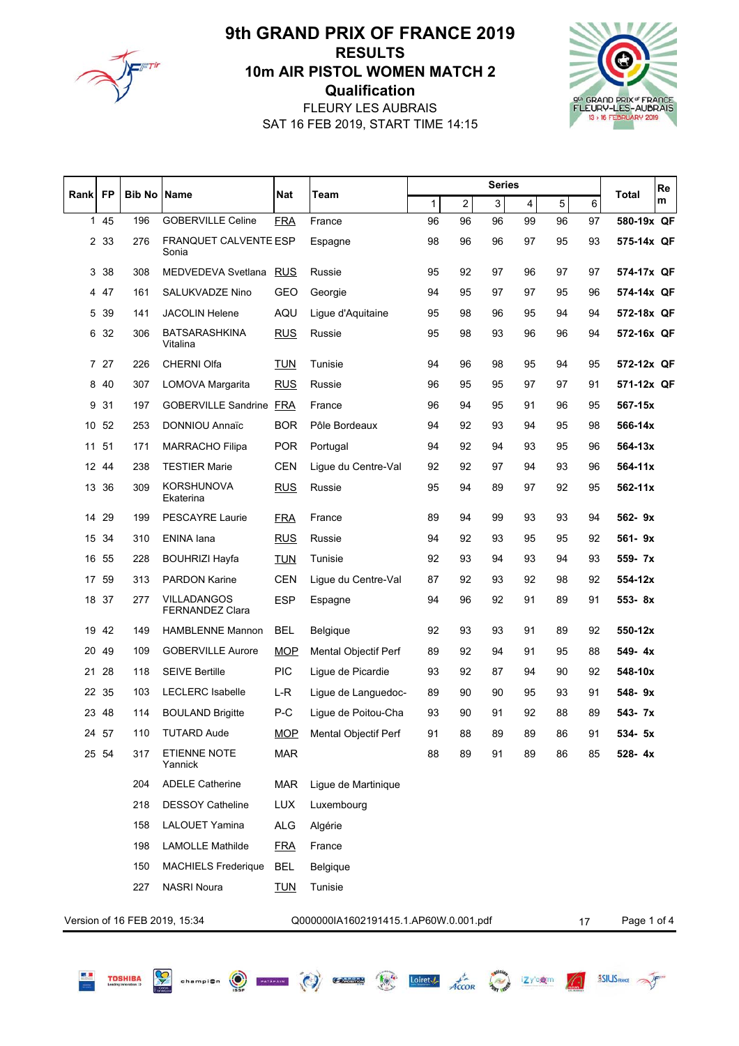# 9th GRAND PRIX OF FRANCE 2019

## RESULTS

## 10m AIR PISTOL WOMEN MATCH 2

## Qualification

FLEURY LES AUBRAIS

SAT 16 FEB 2019, START TIME 14:15

| Rank | FP | Bib No | Name | Nat | Team | Series | | | | | | Total | Rem |
|---|---|---|---|---|---|---|---|---|---|---|---|---|---|
| | | | | | | 1 | 2 | 3 | 4 | 5 | 6 | | |
| 1 | 45 | 196 | GOBERVILLE Celine | FRA | France | 96 | 96 | 96 | 99 | 96 | 97 | **580-19x** | **QF** |
| 2 | 33 | 276 | FRANQUET CALVENTE Sonia | ESP | Espagne | 98 | 96 | 96 | 97 | 95 | 93 | **575-14x** | **QF** |
| 3 | 38 | 308 | MEDVEDEVA Svetlana | RUS | Russie | 95 | 92 | 97 | 96 | 97 | 97 | **574-17x** | **QF** |
| 4 | 47 | 161 | SALUKVADZE Nino | GEO | Georgie | 94 | 95 | 97 | 97 | 95 | 96 | **574-14x** | **QF** |
| 5 | 39 | 141 | JACOLIN Helene | AQU | Ligue d'Aquitaine | 95 | 98 | 96 | 95 | 94 | 94 | **572-18x** | **QF** |
| 6 | 32 | 306 | BATSARASHKINA Vitalina | RUS | Russie | 95 | 98 | 93 | 96 | 96 | 94 | **572-16x** | **QF** |
| 7 | 27 | 226 | CHERNI Olfa | TUN | Tunisie | 94 | 96 | 98 | 95 | 94 | 95 | **572-12x** | **QF** |
| 8 | 40 | 307 | LOMOVA Margarita | RUS | Russie | 96 | 95 | 95 | 97 | 97 | 91 | **571-12x** | **QF** |
| 9 | 31 | 197 | GOBERVILLE Sandrine | FRA | France | 96 | 94 | 95 | 91 | 96 | 95 | **567-15x** | |
| 10 | 52 | 253 | DONNIOU Annaïc | BOR | Pôle Bordeaux | 94 | 92 | 93 | 94 | 95 | 98 | **566-14x** | |
| 11 | 51 | 171 | MARRACHO Filipa | POR | Portugal | 94 | 92 | 94 | 93 | 95 | 96 | **564-13x** | |
| 12 | 44 | 238 | TESTIER Marie | CEN | Ligue du Centre-Val | 92 | 92 | 97 | 94 | 93 | 96 | **564-11x** | |
| 13 | 36 | 309 | KORSHUNOVA Ekaterina | RUS | Russie | 95 | 94 | 89 | 97 | 92 | 95 | **562-11x** | |
| 14 | 29 | 199 | PESCAYRE Laurie | FRA | France | 89 | 94 | 99 | 93 | 93 | 94 | **562- 9x** | |
| 15 | 34 | 310 | ENINA Iana | RUS | Russie | 94 | 92 | 93 | 95 | 95 | 92 | **561- 9x** | |
| 16 | 55 | 228 | BOUHRIZI Hayfa | TUN | Tunisie | 92 | 93 | 94 | 93 | 94 | 93 | **559- 7x** | |
| 17 | 59 | 313 | PARDON Karine | CEN | Ligue du Centre-Val | 87 | 92 | 93 | 92 | 98 | 92 | **554-12x** | |
| 18 | 37 | 277 | VILLADANGOS FERNANDEZ Clara | ESP | Espagne | 94 | 96 | 92 | 91 | 89 | 91 | **553- 8x** | |
| 19 | 42 | 149 | HAMBLENNE Mannon | BEL | Belgique | 92 | 93 | 93 | 91 | 89 | 92 | **550-12x** | |
| 20 | 49 | 109 | GOBERVILLE Aurore | MOP | Mental Objectif Perf | 89 | 92 | 94 | 91 | 95 | 88 | **549- 4x** | |
| 21 | 28 | 118 | SEIVE Bertille | PIC | Ligue de Picardie | 93 | 92 | 87 | 94 | 90 | 92 | **548-10x** | |
| 22 | 35 | 103 | LECLERC Isabelle | L-R | Ligue de Languedoc- | 89 | 90 | 90 | 95 | 93 | 91 | **548- 9x** | |
| 23 | 48 | 114 | BOULAND Brigitte | P-C | Ligue de Poitou-Cha | 93 | 90 | 91 | 92 | 88 | 89 | **543- 7x** | |
| 24 | 57 | 110 | TUTARD Aude | MOP | Mental Objectif Perf | 91 | 88 | 89 | 89 | 86 | 91 | **534- 5x** | |
| 25 | 54 | 317 | ETIENNE NOTE Yannick | MAR | | 88 | 89 | 91 | 89 | 86 | 85 | **528- 4x** | |
| | | 204 | ADELE Catherine | MAR | Ligue de Martinique | | | | | | | | |
| | | 218 | DESSOY Catheline | LUX | Luxembourg | | | | | | | | |
| | | 158 | LALOUET Yamina | ALG | Algérie | | | | | | | | |
| | | 198 | LAMOLLE Mathilde | FRA | France | | | | | | | | |
| | | 150 | MACHIELS Frederique | BEL | Belgique | | | | | | | | |
| | | 227 | NASRI Noura | TUN | Tunisie | | | | | | | | |

Version of 16 FEB 2019, 15:34 &nbsp;&nbsp; Q000000IA1602191415.1.AP60W.0.001.pdf &nbsp;&nbsp; 17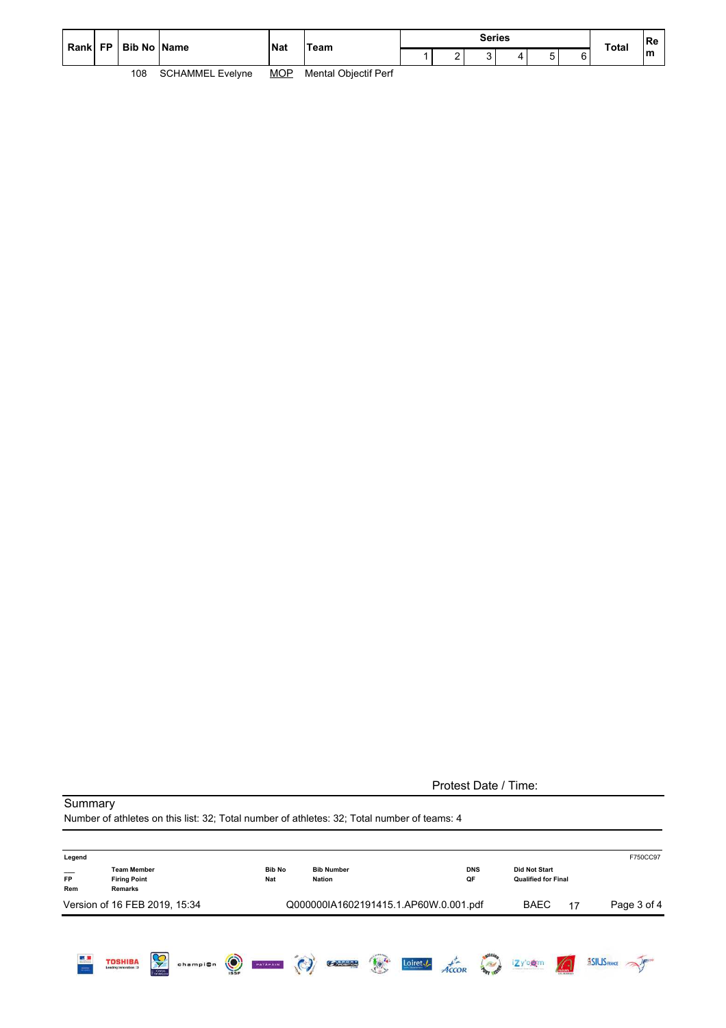| Rank | FP | Bib No | Name | Nat | Team | Series | | | | | | Total | Rem |
|---|---|---|---|---|---|---|---|---|---|---|---|---|---|
| | | | | | | 1 | 2 | 3 | 4 | 5 | 6 | | |
| | | 108 | SCHAMMEL Evelyne | MOP | Mental Objectif Perf | | | | | | | | |

Protest Date / Time:

Summary

Number of athletes on this list: 32; Total number of athletes: 32; Total number of teams: 4

**Legend**

| | | | | | |
|---|---|---|---|---|---|
| ___ | Team Member | Bib No | Bib Number | DNS | Did Not Start |
| FP | Firing Point | Nat | Nation | QF | Qualified for Final |
| Rem | Remarks | | | | |

F750CC97

Version of 16 FEB 2019, 15:34 Q000000IA1602191415.1.AP60W.0.001.pdf BAEC 17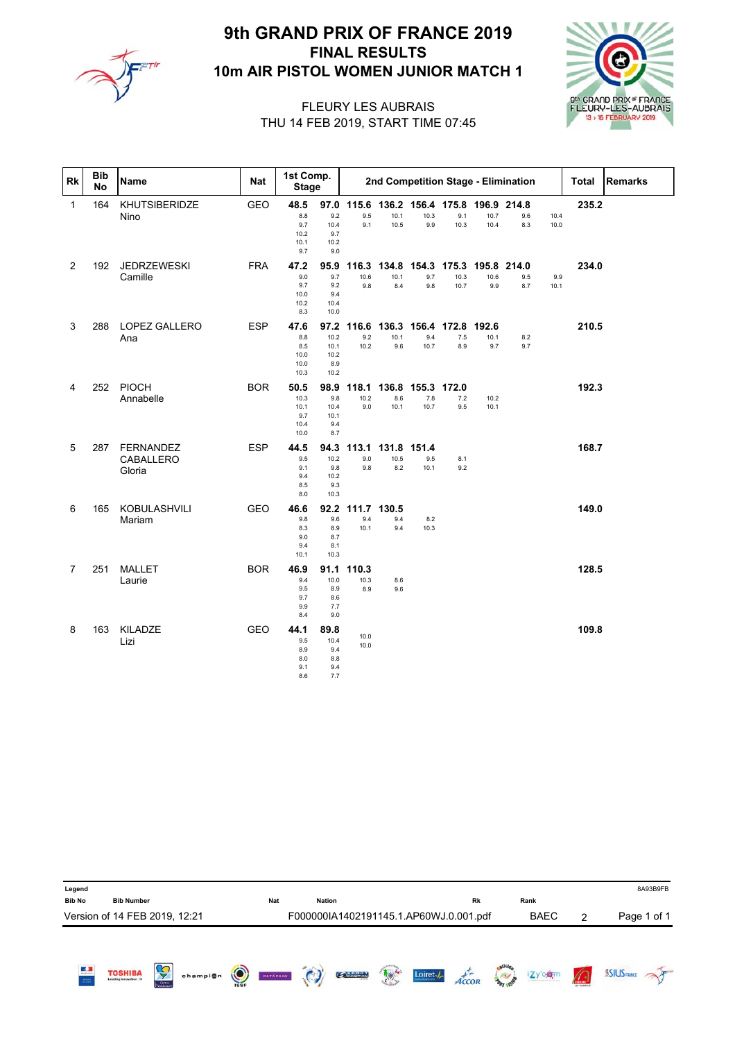# 9th GRAND PRIX OF FRANCE 2019

## FINAL RESULTS

## 10m AIR PISTOL WOMEN JUNIOR MATCH 1

FLEURY LES AUBRAIS
THU 14 FEB 2019, START TIME 07:45

| Rk | Bib No | Name | Nat | 1st Comp. Stage | | 2nd Competition Stage - Elimination | | | | | | | | Total | Remarks |
|---|---|---|---|---|---|---|---|---|---|---|---|---|---|---|---|
| 1 | 164 | KHUTSIBERIDZE Nino | GEO | 48.5<br>8.8<br>9.7<br>10.2<br>10.1<br>9.7 | 97.0<br>9.2<br>10.4<br>9.7<br>10.2<br>9.0 | 115.6<br>9.5<br>9.1 | 136.2<br>10.1<br>10.5 | 156.4<br>10.3<br>9.9 | 175.8<br>9.1<br>10.3 | 196.9<br>10.7<br>10.4 | 214.8<br>9.6<br>8.3 | <br>10.4<br>10.0 | 235.2 | |
| 2 | 192 | JEDRZEWESKI Camille | FRA | 47.2<br>9.0<br>9.7<br>10.0<br>10.2<br>8.3 | 95.9<br>9.7<br>9.2<br>9.4<br>10.4<br>10.0 | 116.3<br>10.6<br>9.8 | 134.8<br>10.1<br>8.4 | 154.3<br>9.7<br>9.8 | 175.3<br>10.3<br>10.7 | 195.8<br>10.6<br>9.9 | 214.0<br>9.5<br>8.7 | <br>9.9<br>10.1 | 234.0 | |
| 3 | 288 | LOPEZ GALLERO Ana | ESP | 47.6<br>8.8<br>8.5<br>10.0<br>10.0<br>10.3 | 97.2<br>10.2<br>10.1<br>10.2<br>8.9<br>10.2 | 116.6<br>9.2<br>10.2 | 136.3<br>10.1<br>9.6 | 156.4<br>9.4<br>10.7 | 172.8<br>7.5<br>8.9 | 192.6<br>10.1<br>9.7 | <br>8.2<br>9.7 | | 210.5 | |
| 4 | 252 | PIOCH Annabelle | BOR | 50.5<br>10.3<br>10.1<br>9.7<br>10.4<br>10.0 | 98.9<br>9.8<br>10.4<br>10.1<br>9.4<br>8.7 | 118.1<br>10.2<br>9.0 | 136.8<br>8.6<br>10.1 | 155.3<br>7.8<br>10.7 | 172.0<br>7.2<br>9.5 | <br>10.2<br>10.1 | | | 192.3 | |
| 5 | 287 | FERNANDEZ CABALLERO Gloria | ESP | 44.5<br>9.5<br>9.1<br>9.4<br>8.5<br>8.0 | 94.3<br>10.2<br>9.8<br>10.2<br>9.3<br>10.3 | 113.1<br>9.0<br>9.8 | 131.8<br>10.5<br>8.2 | 151.4<br>9.5<br>10.1 | <br>8.1<br>9.2 | | | | 168.7 | |
| 6 | 165 | KOBULASHVILI Mariam | GEO | 46.6<br>9.8<br>8.3<br>9.0<br>9.4<br>10.1 | 92.2<br>9.6<br>8.9<br>8.7<br>8.1<br>10.3 | 111.7<br>9.4<br>10.1 | 130.5<br>9.4<br>9.4 | <br>8.2<br>10.3 | | | | | 149.0 | |
| 7 | 251 | MALLET Laurie | BOR | 46.9<br>9.4<br>9.5<br>9.7<br>9.9<br>8.4 | 91.1<br>10.0<br>8.9<br>8.6<br>7.7<br>9.0 | 110.3<br>10.3<br>8.9 | <br>8.6<br>9.6 | | | | | | 128.5 | |
| 8 | 163 | KILADZE Lizi | GEO | 44.1<br>9.5<br>8.9<br>8.0<br>9.1<br>8.6 | 89.8<br>10.4<br>9.4<br>8.8<br>9.4<br>7.7 | 10.0<br>10.0 | | | | | | | 109.8 | |

Legend

| Bib No | Bib Number | Nat | Nation | Rk | Rank |
|---|---|---|---|---|---|

8A93B9FB

Version of 14 FEB 2019, 12:21 — F000000IA1402191145.1.AP60WJ.0.001.pdf — BAEC 2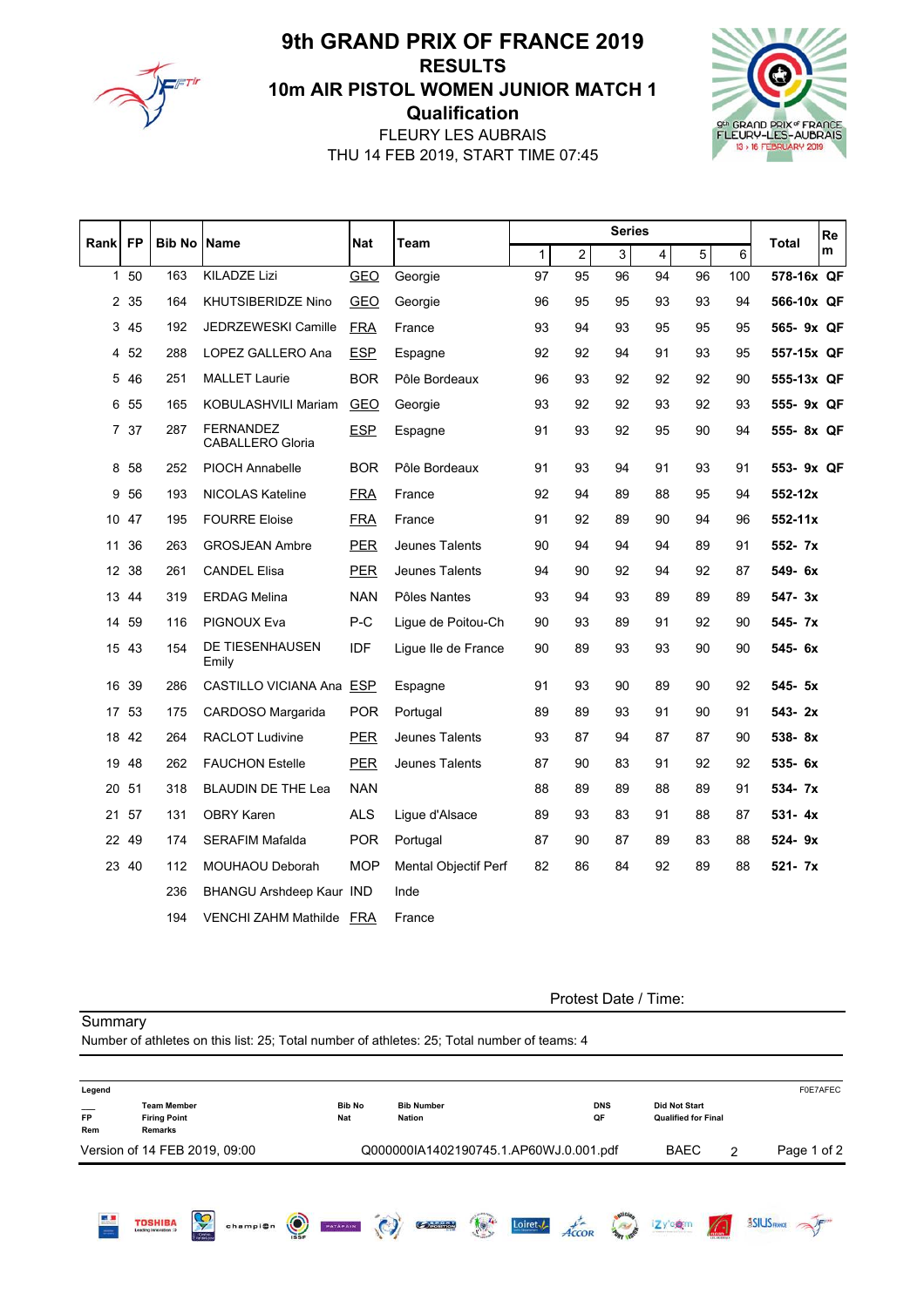# 9th GRAND PRIX OF FRANCE 2019

## RESULTS

## 10m AIR PISTOL WOMEN JUNIOR MATCH 1

## Qualification

FLEURY LES AUBRAIS

THU 14 FEB 2019, START TIME 07:45

| Rank | FP | Bib No | Name | Nat | Team | Series 1 | 2 | 3 | 4 | 5 | 6 | Total | Rem |
|---|---|---|---|---|---|---|---|---|---|---|---|---|---|
| 1 | 50 | 163 | KILADZE Lizi | GEO | Georgie | 97 | 95 | 96 | 94 | 96 | 100 | **578-16x** | **QF** |
| 2 | 35 | 164 | KHUTSIBERIDZE Nino | GEO | Georgie | 96 | 95 | 95 | 93 | 93 | 94 | **566-10x** | **QF** |
| 3 | 45 | 192 | JEDRZEWESKI Camille | FRA | France | 93 | 94 | 93 | 95 | 95 | 95 | **565- 9x** | **QF** |
| 4 | 52 | 288 | LOPEZ GALLERO Ana | ESP | Espagne | 92 | 92 | 94 | 91 | 93 | 95 | **557-15x** | **QF** |
| 5 | 46 | 251 | MALLET Laurie | BOR | Pôle Bordeaux | 96 | 93 | 92 | 92 | 92 | 90 | **555-13x** | **QF** |
| 6 | 55 | 165 | KOBULASHVILI Mariam | GEO | Georgie | 93 | 92 | 92 | 93 | 92 | 93 | **555- 9x** | **QF** |
| 7 | 37 | 287 | FERNANDEZ CABALLERO Gloria | ESP | Espagne | 91 | 93 | 92 | 95 | 90 | 94 | **555- 8x** | **QF** |
| 8 | 58 | 252 | PIOCH Annabelle | BOR | Pôle Bordeaux | 91 | 93 | 94 | 91 | 93 | 91 | **553- 9x** | **QF** |
| 9 | 56 | 193 | NICOLAS Kateline | FRA | France | 92 | 94 | 89 | 88 | 95 | 94 | **552-12x** | |
| 10 | 47 | 195 | FOURRE Eloise | FRA | France | 91 | 92 | 89 | 90 | 94 | 96 | **552-11x** | |
| 11 | 36 | 263 | GROSJEAN Ambre | PER | Jeunes Talents | 90 | 94 | 94 | 94 | 89 | 91 | **552- 7x** | |
| 12 | 38 | 261 | CANDEL Elisa | PER | Jeunes Talents | 94 | 90 | 92 | 94 | 92 | 87 | **549- 6x** | |
| 13 | 44 | 319 | ERDAG Melina | NAN | Pôles Nantes | 93 | 94 | 93 | 89 | 89 | 89 | **547- 3x** | |
| 14 | 59 | 116 | PIGNOUX Eva | P-C | Ligue de Poitou-Ch | 90 | 93 | 89 | 91 | 92 | 90 | **545- 7x** | |
| 15 | 43 | 154 | DE TIESENHAUSEN Emily | IDF | Ligue Ile de France | 90 | 89 | 93 | 93 | 90 | 90 | **545- 6x** | |
| 16 | 39 | 286 | CASTILLO VICIANA Ana | ESP | Espagne | 91 | 93 | 90 | 89 | 90 | 92 | **545- 5x** | |
| 17 | 53 | 175 | CARDOSO Margarida | POR | Portugal | 89 | 89 | 93 | 91 | 90 | 91 | **543- 2x** | |
| 18 | 42 | 264 | RACLOT Ludivine | PER | Jeunes Talents | 93 | 87 | 94 | 87 | 87 | 90 | **538- 8x** | |
| 19 | 48 | 262 | FAUCHON Estelle | PER | Jeunes Talents | 87 | 90 | 83 | 91 | 92 | 92 | **535- 6x** | |
| 20 | 51 | 318 | BLAUDIN DE THE Lea | NAN | | 88 | 89 | 89 | 88 | 89 | 91 | **534- 7x** | |
| 21 | 57 | 131 | OBRY Karen | ALS | Ligue d'Alsace | 89 | 93 | 83 | 91 | 88 | 87 | **531- 4x** | |
| 22 | 49 | 174 | SERAFIM Mafalda | POR | Portugal | 87 | 90 | 87 | 89 | 83 | 88 | **524- 9x** | |
| 23 | 40 | 112 | MOUHAOU Deborah | MOP | Mental Objectif Perf | 82 | 86 | 84 | 92 | 89 | 88 | **521- 7x** | |
| | | 236 | BHANGU Arshdeep Kaur | IND | Inde | | | | | | | | |
| | | 194 | VENCHI ZAHM Mathilde | FRA | France | | | | | | | | |

Protest Date / Time:

Summary

Number of athletes on this list: 25; Total number of athletes: 25; Total number of teams: 4

**Legend** F0E7AFEC

| | | | | | |
|---|---|---|---|---|---|
| ___ | Team Member | Bib No | Bib Number | DNS | Did Not Start |
| FP | Firing Point | Nat | Nation | QF | Qualified for Final |
| Rem | Remarks | | | | |

Version of 14 FEB 2019, 09:00 Q000000IA1402190745.1.AP60WJ.0.001.pdf BAEC 2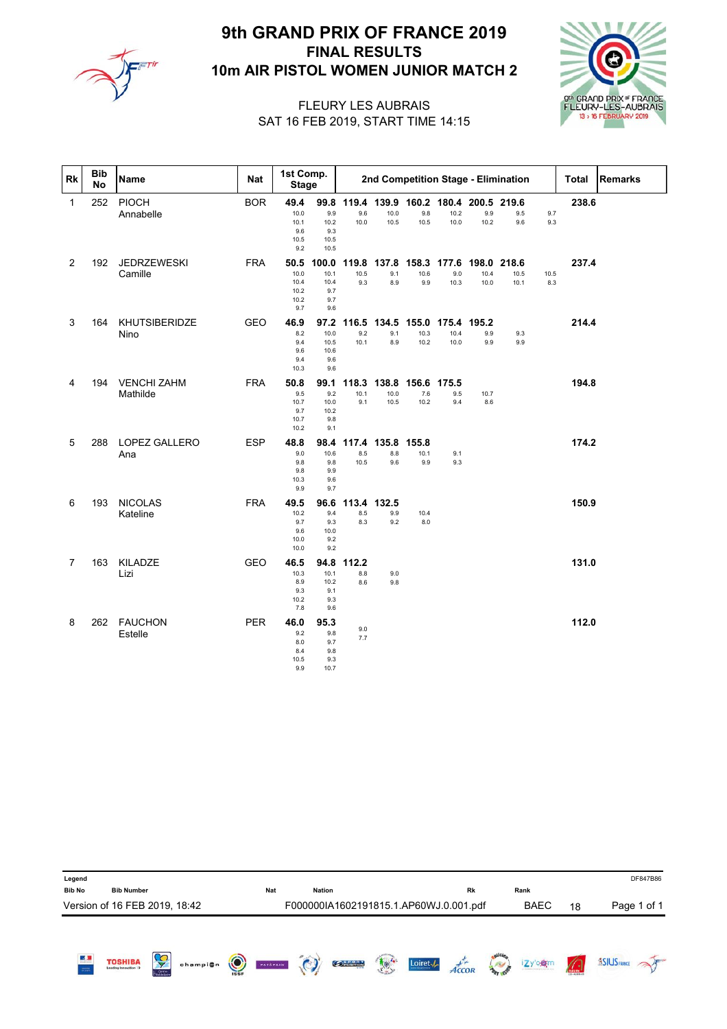# 9th GRAND PRIX OF FRANCE 2019
## FINAL RESULTS
## 10m AIR PISTOL WOMEN JUNIOR MATCH 2

FLEURY LES AUBRAIS
SAT 16 FEB 2019, START TIME 14:15

| Rk | Bib No | Name | Nat | 1st Comp. Stage | | 2nd Competition Stage - Elimination | | | | | | | | Total | Remarks |
|---|---|---|---|---|---|---|---|---|---|---|---|---|---|---|---|
| 1 | 252 | PIOCH Annabelle | BOR | **49.4** 10.0 10.1 9.6 10.5 9.2 | **99.8** 9.9 10.2 9.3 10.5 10.5 | **119.4** 9.6 10.0 | **139.9** 10.0 10.5 | **160.2** 9.8 10.5 | **180.4** 10.2 10.0 | **200.5** 9.9 10.2 | **219.6** 9.5 9.6 | 9.7 9.3 | **238.6** | |
| 2 | 192 | JEDRZEWESKI Camille | FRA | **50.5** 10.0 10.4 10.2 10.2 9.7 | **100.0** 10.1 10.4 9.7 9.7 9.6 | **119.8** 10.5 9.3 | **137.8** 9.1 8.9 | **158.3** 10.6 9.9 | **177.6** 9.0 10.3 | **198.0** 10.4 10.0 | **218.6** 10.5 10.1 | 10.5 8.3 | **237.4** | |
| 3 | 164 | KHUTSIBERIDZE Nino | GEO | **46.9** 8.2 9.4 9.6 9.4 10.3 | **97.2** 10.0 10.5 10.6 9.6 9.6 | **116.5** 9.2 10.1 | **134.5** 9.1 8.9 | **155.0** 10.3 10.2 | **175.4** 10.4 10.0 | **195.2** 9.9 9.9 | 9.3 9.9 | | **214.4** | |
| 4 | 194 | VENCHI ZAHM Mathilde | FRA | **50.8** 9.5 10.7 9.7 10.7 10.2 | **99.1** 9.2 10.0 10.2 9.8 9.1 | **118.3** 10.1 9.1 | **138.8** 10.0 10.5 | **156.6** 7.6 10.2 | **175.5** 9.5 9.4 | 10.7 8.6 | | | **194.8** | |
| 5 | 288 | LOPEZ GALLERO Ana | ESP | **48.8** 9.0 9.8 9.8 10.3 9.9 | **98.4** 10.6 9.8 9.9 9.6 9.7 | **117.4** 8.5 10.5 | **135.8** 8.8 9.6 | **155.8** 10.1 9.9 | 9.1 9.3 | | | | **174.2** | |
| 6 | 193 | NICOLAS Kateline | FRA | **49.5** 10.2 9.7 9.6 10.0 10.0 | **96.6** 9.4 9.3 10.0 9.2 9.2 | **113.4** 8.5 8.3 | **132.5** 9.9 9.2 | 10.4 8.0 | | | | | **150.9** | |
| 7 | 163 | KILADZE Lizi | GEO | **46.5** 10.3 8.9 9.3 10.2 7.8 | **94.8** 10.1 10.2 9.1 9.3 9.6 | **112.2** 8.8 8.6 | 9.0 9.8 | | | | | | **131.0** | |
| 8 | 262 | FAUCHON Estelle | PER | **46.0** 9.2 8.0 8.4 10.5 9.9 | **95.3** 9.8 9.7 9.8 9.3 10.7 | 9.0 7.7 | | | | | | | **112.0** | |

| Legend | | | | | |
|---|---|---|---|---|---|
| Bib No | Bib Number | Nat | Nation | Rk | Rank |

Version of 16 FEB 2019, 18:42 F000000IA1602191815.1.AP60WJ.0.001.pdf BAEC 18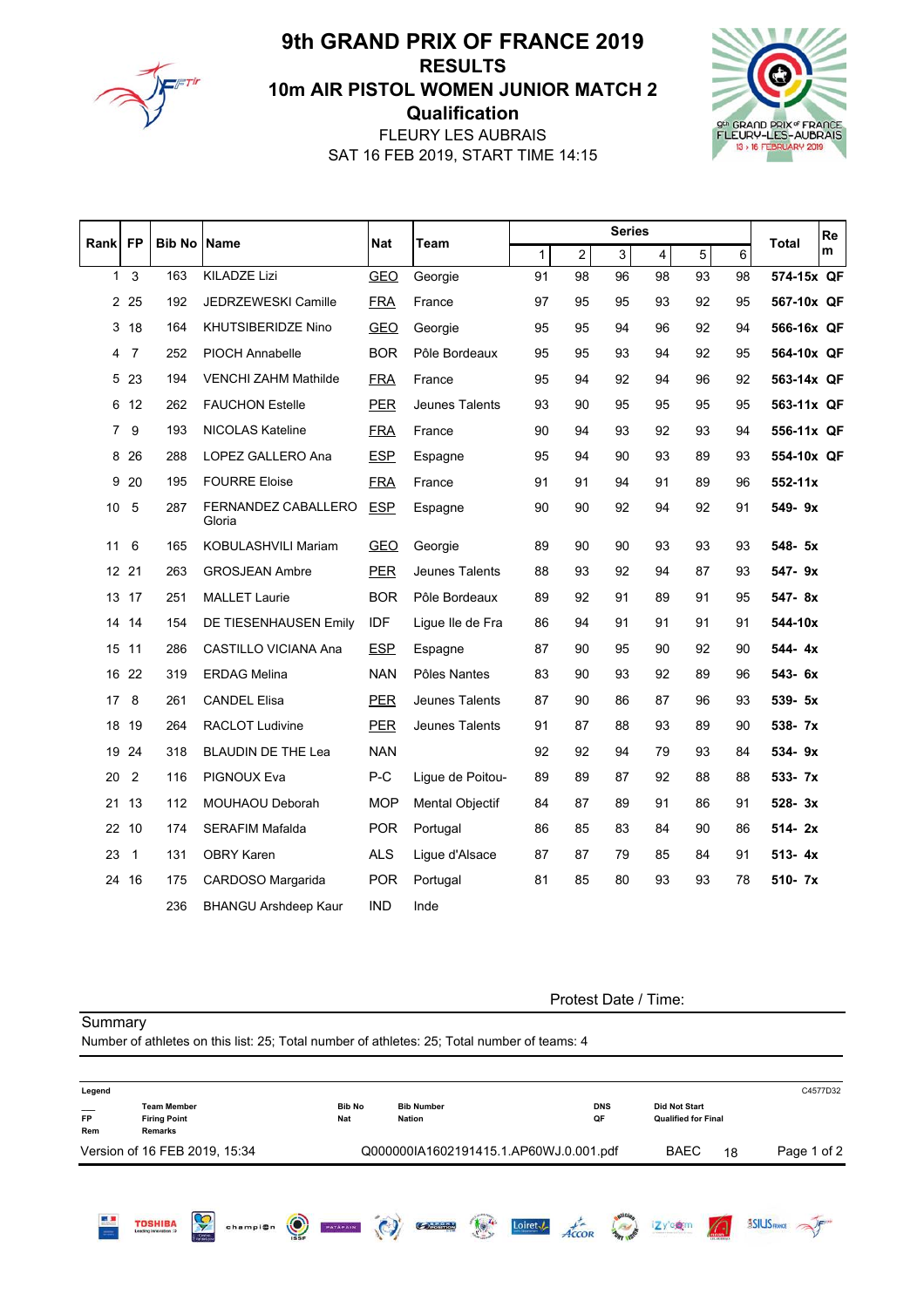# 9th GRAND PRIX OF FRANCE 2019

## RESULTS

## 10m AIR PISTOL WOMEN JUNIOR MATCH 2

## Qualification

FLEURY LES AUBRAIS

SAT 16 FEB 2019, START TIME 14:15

| Rank | FP | Bib No | Name | Nat | Team | Series 1 | 2 | 3 | 4 | 5 | 6 | Total | Rem |
|---|---|---|---|---|---|---|---|---|---|---|---|---|---|
| 1 | 3 | 163 | KILADZE Lizi | GEO | Georgie | 91 | 98 | 96 | 98 | 93 | 98 | 574-15x | QF |
| 2 | 25 | 192 | JEDRZEWESKI Camille | FRA | France | 97 | 95 | 95 | 93 | 92 | 95 | 567-10x | QF |
| 3 | 18 | 164 | KHUTSIBERIDZE Nino | GEO | Georgie | 95 | 95 | 94 | 96 | 92 | 94 | 566-16x | QF |
| 4 | 7 | 252 | PIOCH Annabelle | BOR | Pôle Bordeaux | 95 | 95 | 93 | 94 | 92 | 95 | 564-10x | QF |
| 5 | 23 | 194 | VENCHI ZAHM Mathilde | FRA | France | 95 | 94 | 92 | 94 | 96 | 92 | 563-14x | QF |
| 6 | 12 | 262 | FAUCHON Estelle | PER | Jeunes Talents | 93 | 90 | 95 | 95 | 95 | 95 | 563-11x | QF |
| 7 | 9 | 193 | NICOLAS Kateline | FRA | France | 90 | 94 | 93 | 92 | 93 | 94 | 556-11x | QF |
| 8 | 26 | 288 | LOPEZ GALLERO Ana | ESP | Espagne | 95 | 94 | 90 | 93 | 89 | 93 | 554-10x | QF |
| 9 | 20 | 195 | FOURRE Eloise | FRA | France | 91 | 91 | 94 | 91 | 89 | 96 | 552-11x | |
| 10 | 5 | 287 | FERNANDEZ CABALLERO Gloria | ESP | Espagne | 90 | 90 | 92 | 94 | 92 | 91 | 549- 9x | |
| 11 | 6 | 165 | KOBULASHVILI Mariam | GEO | Georgie | 89 | 90 | 90 | 93 | 93 | 93 | 548- 5x | |
| 12 | 21 | 263 | GROSJEAN Ambre | PER | Jeunes Talents | 88 | 93 | 92 | 94 | 87 | 93 | 547- 9x | |
| 13 | 17 | 251 | MALLET Laurie | BOR | Pôle Bordeaux | 89 | 92 | 91 | 89 | 91 | 95 | 547- 8x | |
| 14 | 14 | 154 | DE TIESENHAUSEN Emily | IDF | Ligue Ile de Fra | 86 | 94 | 91 | 91 | 91 | 91 | 544-10x | |
| 15 | 11 | 286 | CASTILLO VICIANA Ana | ESP | Espagne | 87 | 90 | 95 | 90 | 92 | 90 | 544- 4x | |
| 16 | 22 | 319 | ERDAG Melina | NAN | Pôles Nantes | 83 | 90 | 93 | 92 | 89 | 96 | 543- 6x | |
| 17 | 8 | 261 | CANDEL Elisa | PER | Jeunes Talents | 87 | 90 | 86 | 87 | 96 | 93 | 539- 5x | |
| 18 | 19 | 264 | RACLOT Ludivine | PER | Jeunes Talents | 91 | 87 | 88 | 93 | 89 | 90 | 538- 7x | |
| 19 | 24 | 318 | BLAUDIN DE THE Lea | NAN | | 92 | 92 | 94 | 79 | 93 | 84 | 534- 9x | |
| 20 | 2 | 116 | PIGNOUX Eva | P-C | Ligue de Poitou- | 89 | 89 | 87 | 92 | 88 | 88 | 533- 7x | |
| 21 | 13 | 112 | MOUHAOU Deborah | MOP | Mental Objectif | 84 | 87 | 89 | 91 | 86 | 91 | 528- 3x | |
| 22 | 10 | 174 | SERAFIM Mafalda | POR | Portugal | 86 | 85 | 83 | 84 | 90 | 86 | 514- 2x | |
| 23 | 1 | 131 | OBRY Karen | ALS | Ligue d'Alsace | 87 | 87 | 79 | 85 | 84 | 91 | 513- 4x | |
| 24 | 16 | 175 | CARDOSO Margarida | POR | Portugal | 81 | 85 | 80 | 93 | 93 | 78 | 510- 7x | |
| | | 236 | BHANGU Arshdeep Kaur | IND | Inde | | | | | | | | |

Protest Date / Time:

Summary

Number of athletes on this list: 25; Total number of athletes: 25; Total number of teams: 4

Legend

| | | | | | |
|---|---|---|---|---|---|
| ___ | Team Member | Bib No | Bib Number | DNS | Did Not Start |
| FP | Firing Point | Nat | Nation | QF | Qualified for Final |
| Rem | Remarks | | | | |

C4577D32

Version of 16 FEB 2019, 15:34 Q000000IA1602191415.1.AP60WJ.0.001.pdf BAEC 18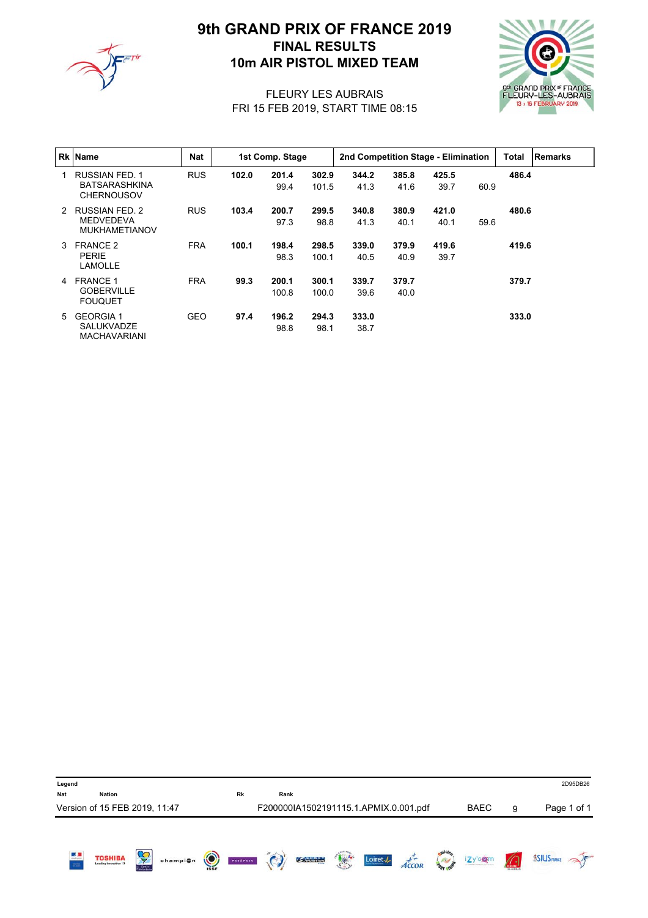# 9th GRAND PRIX OF FRANCE 2019

## FINAL RESULTS

## 10m AIR PISTOL MIXED TEAM

FLEURY LES AUBRAIS

FRI 15 FEB 2019, START TIME 08:15

| Rk | Name | Nat | 1st Comp. Stage | | | 2nd Competition Stage - Elimination | | | | Total | Remarks |
|---|---|---|---|---|---|---|---|---|---|---|---|
| 1 | RUSSIAN FED. 1 | RUS | **102.0** | **201.4** | **302.9** | **344.2** | **385.8** | **425.5** | | **486.4** | |
| | BATSARASHKINA | | | 99.4 | 101.5 | 41.3 | 41.6 | 39.7 | 60.9 | | |
| | CHERNOUSOV | | | | | | | | | | |
| 2 | RUSSIAN FED. 2 | RUS | **103.4** | **200.7** | **299.5** | **340.8** | **380.9** | **421.0** | | **480.6** | |
| | MEDVEDEVA | | | 97.3 | 98.8 | 41.3 | 40.1 | 40.1 | 59.6 | | |
| | MUKHAMETIANOV | | | | | | | | | | |
| 3 | FRANCE 2 | FRA | **100.1** | **198.4** | **298.5** | **339.0** | **379.9** | **419.6** | | **419.6** | |
| | PERIE | | | 98.3 | 100.1 | 40.5 | 40.9 | 39.7 | | | |
| | LAMOLLE | | | | | | | | | | |
| 4 | FRANCE 1 | FRA | **99.3** | **200.1** | **300.1** | **339.7** | **379.7** | | | **379.7** | |
| | GOBERVILLE | | | 100.8 | 100.0 | 39.6 | 40.0 | | | | |
| | FOUQUET | | | | | | | | | | |
| 5 | GEORGIA 1 | GEO | **97.4** | **196.2** | **294.3** | **333.0** | | | | **333.0** | |
| | SALUKVADZE | | | 98.8 | 98.1 | 38.7 | | | | | |
| | MACHAVARIANI | | | | | | | | | | |

Legend

Nat — Nation; Rk — Rank

Version of 15 FEB 2019, 11:47 — F200000IA1502191115.1.APMIX.0.001.pdf — BAEC 9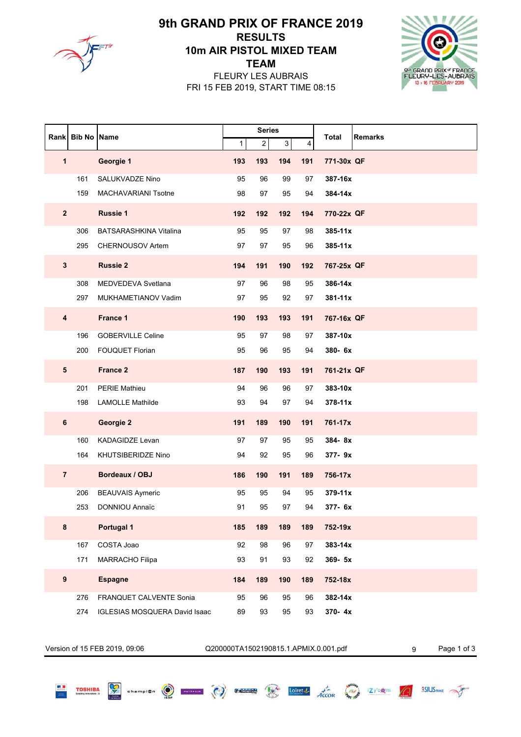# 9th GRAND PRIX OF FRANCE 2019

## RESULTS

## 10m AIR PISTOL MIXED TEAM

## TEAM

FLEURY LES AUBRAIS

FRI 15 FEB 2019, START TIME 08:15

| Rank | Bib No | Name | Series 1 | 2 | 3 | 4 | Total | Remarks |
|---|---|---|---|---|---|---|---|---|
| **1** | | **Georgie 1** | **193** | **193** | **194** | **191** | **771-30x** | **QF** |
| | 161 | SALUKVADZE Nino | 95 | 96 | 99 | 97 | **387-16x** | |
| | 159 | MACHAVARIANI Tsotne | 98 | 97 | 95 | 94 | **384-14x** | |
| **2** | | **Russie 1** | **192** | **192** | **192** | **194** | **770-22x** | **QF** |
| | 306 | BATSARASHKINA Vitalina | 95 | 95 | 97 | 98 | **385-11x** | |
| | 295 | CHERNOUSOV Artem | 97 | 97 | 95 | 96 | **385-11x** | |
| **3** | | **Russie 2** | **194** | **191** | **190** | **192** | **767-25x** | **QF** |
| | 308 | MEDVEDEVA Svetlana | 97 | 96 | 98 | 95 | **386-14x** | |
| | 297 | MUKHAMETIANOV Vadim | 97 | 95 | 92 | 97 | **381-11x** | |
| **4** | | **France 1** | **190** | **193** | **193** | **191** | **767-16x** | **QF** |
| | 196 | GOBERVILLE Celine | 95 | 97 | 98 | 97 | **387-10x** | |
| | 200 | FOUQUET Florian | 95 | 96 | 95 | 94 | **380- 6x** | |
| **5** | | **France 2** | **187** | **190** | **193** | **191** | **761-21x** | **QF** |
| | 201 | PERIE Mathieu | 94 | 96 | 96 | 97 | **383-10x** | |
| | 198 | LAMOLLE Mathilde | 93 | 94 | 97 | 94 | **378-11x** | |
| **6** | | **Georgie 2** | **191** | **189** | **190** | **191** | **761-17x** | |
| | 160 | KADAGIDZE Levan | 97 | 97 | 95 | 95 | **384- 8x** | |
| | 164 | KHUTSIBERIDZE Nino | 94 | 92 | 95 | 96 | **377- 9x** | |
| **7** | | **Bordeaux / OBJ** | **186** | **190** | **191** | **189** | **756-17x** | |
| | 206 | BEAUVAIS Aymeric | 95 | 95 | 94 | 95 | **379-11x** | |
| | 253 | DONNIOU Annaïc | 91 | 95 | 97 | 94 | **377- 6x** | |
| **8** | | **Portugal 1** | **185** | **189** | **189** | **189** | **752-19x** | |
| | 167 | COSTA Joao | 92 | 98 | 96 | 97 | **383-14x** | |
| | 171 | MARRACHO Filipa | 93 | 91 | 93 | 92 | **369- 5x** | |
| **9** | | **Espagne** | **184** | **189** | **190** | **189** | **752-18x** | |
| | 276 | FRANQUET CALVENTE Sonia | 95 | 96 | 95 | 96 | **382-14x** | |
| | 274 | IGLESIAS MOSQUERA David Isaac | 89 | 93 | 95 | 93 | **370- 4x** | |

Version of 15 FEB 2019, 09:06 Q200000TA1502190815.1.APMIX.0.001.pdf 9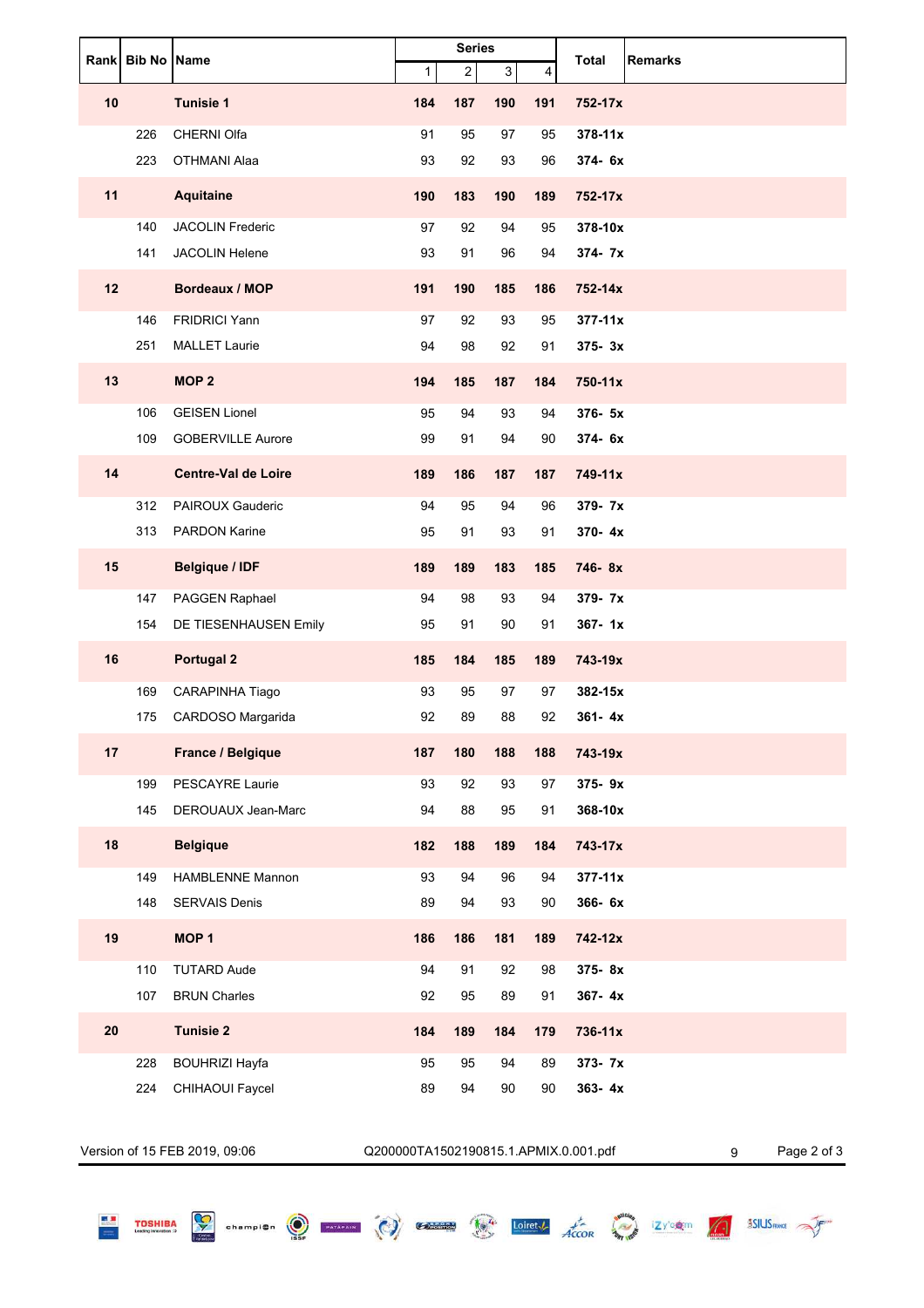| Rank | Bib No | Name | Series 1 | Series 2 | Series 3 | Series 4 | Total | Remarks |
|---|---|---|---|---|---|---|---|---|
| **10** | | **Tunisie 1** | **184** | **187** | **190** | **191** | **752-17x** | |
| | 226 | CHERNI Olfa | 91 | 95 | 97 | 95 | **378-11x** | |
| | 223 | OTHMANI Alaa | 93 | 92 | 93 | 96 | **374- 6x** | |
| **11** | | **Aquitaine** | **190** | **183** | **190** | **189** | **752-17x** | |
| | 140 | JACOLIN Frederic | 97 | 92 | 94 | 95 | **378-10x** | |
| | 141 | JACOLIN Helene | 93 | 91 | 96 | 94 | **374- 7x** | |
| **12** | | **Bordeaux / MOP** | **191** | **190** | **185** | **186** | **752-14x** | |
| | 146 | FRIDRICI Yann | 97 | 92 | 93 | 95 | **377-11x** | |
| | 251 | MALLET Laurie | 94 | 98 | 92 | 91 | **375- 3x** | |
| **13** | | **MOP 2** | **194** | **185** | **187** | **184** | **750-11x** | |
| | 106 | GEISEN Lionel | 95 | 94 | 93 | 94 | **376- 5x** | |
| | 109 | GOBERVILLE Aurore | 99 | 91 | 94 | 90 | **374- 6x** | |
| **14** | | **Centre-Val de Loire** | **189** | **186** | **187** | **187** | **749-11x** | |
| | 312 | PAIROUX Gauderic | 94 | 95 | 94 | 96 | **379- 7x** | |
| | 313 | PARDON Karine | 95 | 91 | 93 | 91 | **370- 4x** | |
| **15** | | **Belgique / IDF** | **189** | **189** | **183** | **185** | **746- 8x** | |
| | 147 | PAGGEN Raphael | 94 | 98 | 93 | 94 | **379- 7x** | |
| | 154 | DE TIESENHAUSEN Emily | 95 | 91 | 90 | 91 | **367- 1x** | |
| **16** | | **Portugal 2** | **185** | **184** | **185** | **189** | **743-19x** | |
| | 169 | CARAPINHA Tiago | 93 | 95 | 97 | 97 | **382-15x** | |
| | 175 | CARDOSO Margarida | 92 | 89 | 88 | 92 | **361- 4x** | |
| **17** | | **France / Belgique** | **187** | **180** | **188** | **188** | **743-19x** | |
| | 199 | PESCAYRE Laurie | 93 | 92 | 93 | 97 | **375- 9x** | |
| | 145 | DEROUAUX Jean-Marc | 94 | 88 | 95 | 91 | **368-10x** | |
| **18** | | **Belgique** | **182** | **188** | **189** | **184** | **743-17x** | |
| | 149 | HAMBLENNE Mannon | 93 | 94 | 96 | 94 | **377-11x** | |
| | 148 | SERVAIS Denis | 89 | 94 | 93 | 90 | **366- 6x** | |
| **19** | | **MOP 1** | **186** | **186** | **181** | **189** | **742-12x** | |
| | 110 | TUTARD Aude | 94 | 91 | 92 | 98 | **375- 8x** | |
| | 107 | BRUN Charles | 92 | 95 | 89 | 91 | **367- 4x** | |
| **20** | | **Tunisie 2** | **184** | **189** | **184** | **179** | **736-11x** | |
| | 228 | BOUHRIZI Hayfa | 95 | 95 | 94 | 89 | **373- 7x** | |
| | 224 | CHIHAOUI Faycel | 89 | 94 | 90 | 90 | **363- 4x** | |

Version of 15 FEB 2019, 09:06 Q200000TA1502190815.1.APMIX.0.001.pdf 9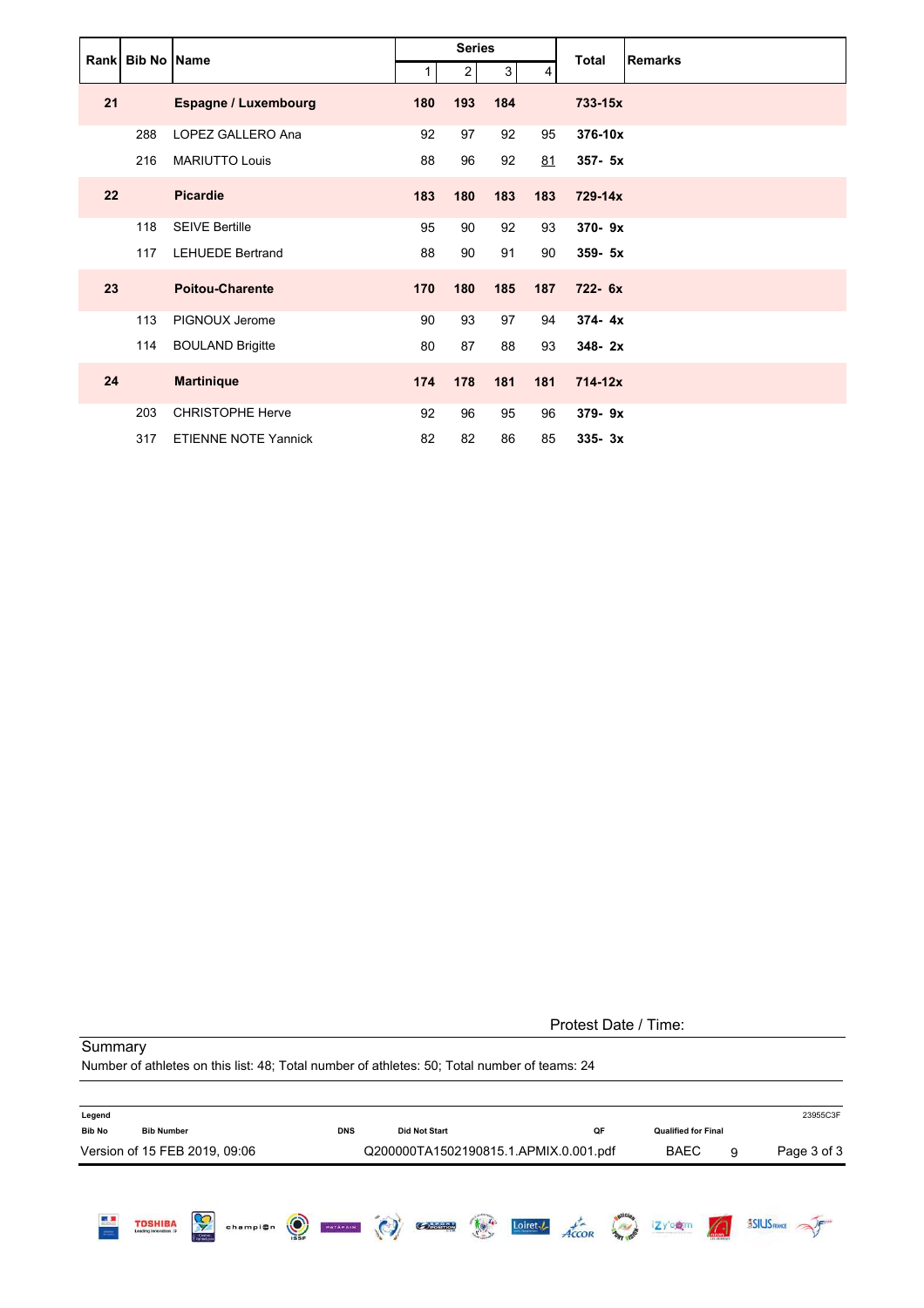| Rank | Bib No | Name | Series | | | | Total | Remarks |
|---|---|---|---|---|---|---|---|---|
| | | | 1 | 2 | 3 | 4 | | |
| **21** | | **Espagne / Luxembourg** | **180** | **193** | **184** | | **733-15x** | |
| | 288 | LOPEZ GALLERO Ana | 92 | 97 | 92 | 95 | **376-10x** | |
| | 216 | MARIUTTO Louis | 88 | 96 | 92 | 81 | **357- 5x** | |
| **22** | | **Picardie** | **183** | **180** | **183** | **183** | **729-14x** | |
| | 118 | SEIVE Bertille | 95 | 90 | 92 | 93 | **370- 9x** | |
| | 117 | LEHUEDE Bertrand | 88 | 90 | 91 | 90 | **359- 5x** | |
| **23** | | **Poitou-Charente** | **170** | **180** | **185** | **187** | **722- 6x** | |
| | 113 | PIGNOUX Jerome | 90 | 93 | 97 | 94 | **374- 4x** | |
| | 114 | BOULAND Brigitte | 80 | 87 | 88 | 93 | **348- 2x** | |
| **24** | | **Martinique** | **174** | **178** | **181** | **181** | **714-12x** | |
| | 203 | CHRISTOPHE Herve | 92 | 96 | 95 | 96 | **379- 9x** | |
| | 317 | ETIENNE NOTE Yannick | 82 | 82 | 86 | 85 | **335- 3x** | |

Protest Date / Time:

Summary

Number of athletes on this list: 48; Total number of athletes: 50; Total number of teams: 24

**Legend**

| | | | | | | |
|---|---|---|---|---|---|---|
| **Bib No** | **Bib Number** | **DNS** | **Did Not Start** | **QF** | **Qualified for Final** | 23955C3F |

Version of 15 FEB 2019, 09:06 Q200000TA1502190815.1.APMIX.0.001.pdf BAEC 9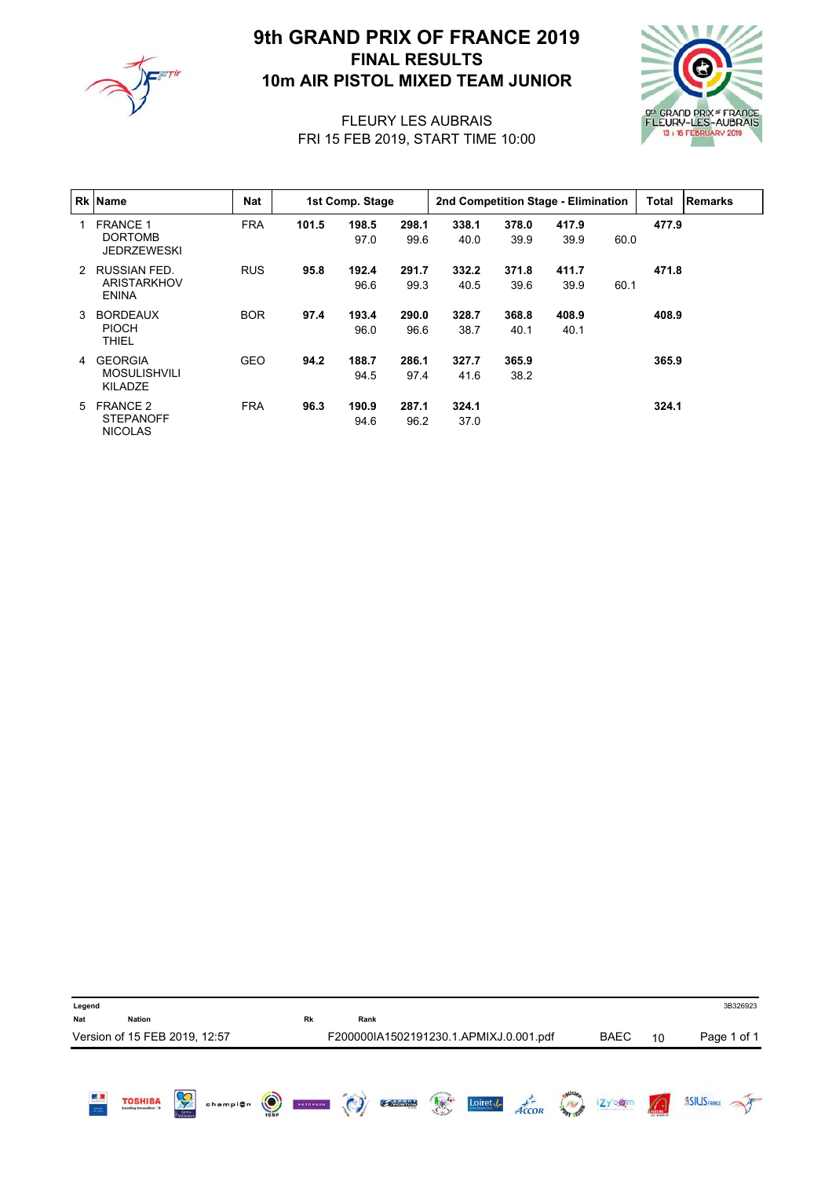# 9th GRAND PRIX OF FRANCE 2019

## FINAL RESULTS

## 10m AIR PISTOL MIXED TEAM JUNIOR

FLEURY LES AUBRAIS
FRI 15 FEB 2019, START TIME 10:00

| Rk | Name | Nat | 1st Comp. Stage | | | 2nd Competition Stage - Elimination | | | | Total | Remarks |
|---|---|---|---|---|---|---|---|---|---|---|---|
| 1 | FRANCE 1<br>DORTOMB<br>JEDRZEWESKI | FRA | **101.5** | **198.5**<br>97.0 | **298.1**<br>99.6 | **338.1**<br>40.0 | **378.0**<br>39.9 | **417.9**<br>39.9 | 60.0 | **477.9** | |
| 2 | RUSSIAN FED.<br>ARISTARKHOV<br>ENINA | RUS | **95.8** | **192.4**<br>96.6 | **291.7**<br>99.3 | **332.2**<br>40.5 | **371.8**<br>39.6 | **411.7**<br>39.9 | 60.1 | **471.8** | |
| 3 | BORDEAUX<br>PIOCH<br>THIEL | BOR | **97.4** | **193.4**<br>96.0 | **290.0**<br>96.6 | **328.7**<br>38.7 | **368.8**<br>40.1 | **408.9**<br>40.1 | | **408.9** | |
| 4 | GEORGIA<br>MOSULISHVILI<br>KILADZE | GEO | **94.2** | **188.7**<br>94.5 | **286.1**<br>97.4 | **327.7**<br>41.6 | **365.9**<br>38.2 | | | **365.9** | |
| 5 | FRANCE 2<br>STEPANOFF<br>NICOLAS | FRA | **96.3** | **190.9**<br>94.6 | **287.1**<br>96.2 | **324.1**<br>37.0 | | | | **324.1** | |

Legend

| Nat | Nation | Rk | Rank |
|---|---|---|---|

Version of 15 FEB 2019, 12:57 F200000IA1502191230.1.APMIXJ.0.001.pdf BAEC 10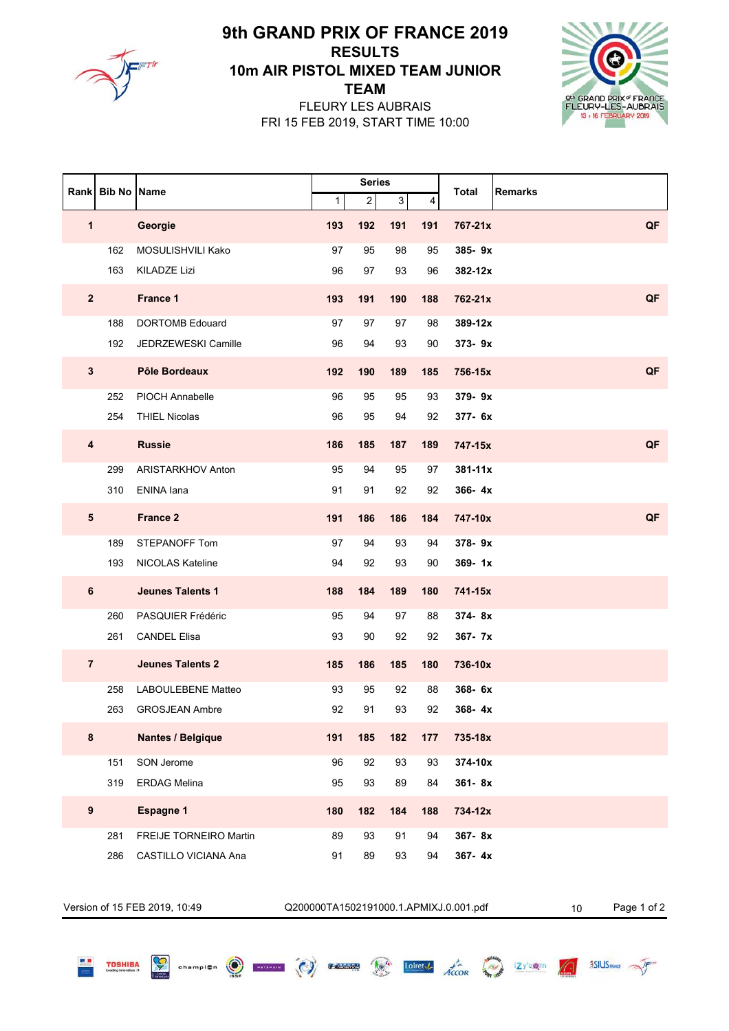# 9th GRAND PRIX OF FRANCE 2019

## RESULTS

## 10m AIR PISTOL MIXED TEAM JUNIOR TEAM

FLEURY LES AUBRAIS

FRI 15 FEB 2019, START TIME 10:00

| Rank | Bib No | Name | Series 1 | 2 | 3 | 4 | Total | Remarks |
|---|---|---|---|---|---|---|---|---|
| **1** | | **Georgie** | **193** | **192** | **191** | **191** | **767-21x** | **QF** |
| | 162 | MOSULISHVILI Kako | 97 | 95 | 98 | 95 | **385- 9x** | |
| | 163 | KILADZE Lizi | 96 | 97 | 93 | 96 | **382-12x** | |
| **2** | | **France 1** | **193** | **191** | **190** | **188** | **762-21x** | **QF** |
| | 188 | DORTOMB Edouard | 97 | 97 | 97 | 98 | **389-12x** | |
| | 192 | JEDRZEWESKI Camille | 96 | 94 | 93 | 90 | **373- 9x** | |
| **3** | | **Pôle Bordeaux** | **192** | **190** | **189** | **185** | **756-15x** | **QF** |
| | 252 | PIOCH Annabelle | 96 | 95 | 95 | 93 | **379- 9x** | |
| | 254 | THIEL Nicolas | 96 | 95 | 94 | 92 | **377- 6x** | |
| **4** | | **Russie** | **186** | **185** | **187** | **189** | **747-15x** | **QF** |
| | 299 | ARISTARKHOV Anton | 95 | 94 | 95 | 97 | **381-11x** | |
| | 310 | ENINA Iana | 91 | 91 | 92 | 92 | **366- 4x** | |
| **5** | | **France 2** | **191** | **186** | **186** | **184** | **747-10x** | **QF** |
| | 189 | STEPANOFF Tom | 97 | 94 | 93 | 94 | **378- 9x** | |
| | 193 | NICOLAS Kateline | 94 | 92 | 93 | 90 | **369- 1x** | |
| **6** | | **Jeunes Talents 1** | **188** | **184** | **189** | **180** | **741-15x** | |
| | 260 | PASQUIER Frédéric | 95 | 94 | 97 | 88 | **374- 8x** | |
| | 261 | CANDEL Elisa | 93 | 90 | 92 | 92 | **367- 7x** | |
| **7** | | **Jeunes Talents 2** | **185** | **186** | **185** | **180** | **736-10x** | |
| | 258 | LABOULEBENE Matteo | 93 | 95 | 92 | 88 | **368- 6x** | |
| | 263 | GROSJEAN Ambre | 92 | 91 | 93 | 92 | **368- 4x** | |
| **8** | | **Nantes / Belgique** | **191** | **185** | **182** | **177** | **735-18x** | |
| | 151 | SON Jerome | 96 | 92 | 93 | 93 | **374-10x** | |
| | 319 | ERDAG Melina | 95 | 93 | 89 | 84 | **361- 8x** | |
| **9** | | **Espagne 1** | **180** | **182** | **184** | **188** | **734-12x** | |
| | 281 | FREIJE TORNEIRO Martin | 89 | 93 | 91 | 94 | **367- 8x** | |
| | 286 | CASTILLO VICIANA Ana | 91 | 89 | 93 | 94 | **367- 4x** | |

Version of 15 FEB 2019, 10:49 Q200000TA1502191000.1.APMIXJ.0.001.pdf 10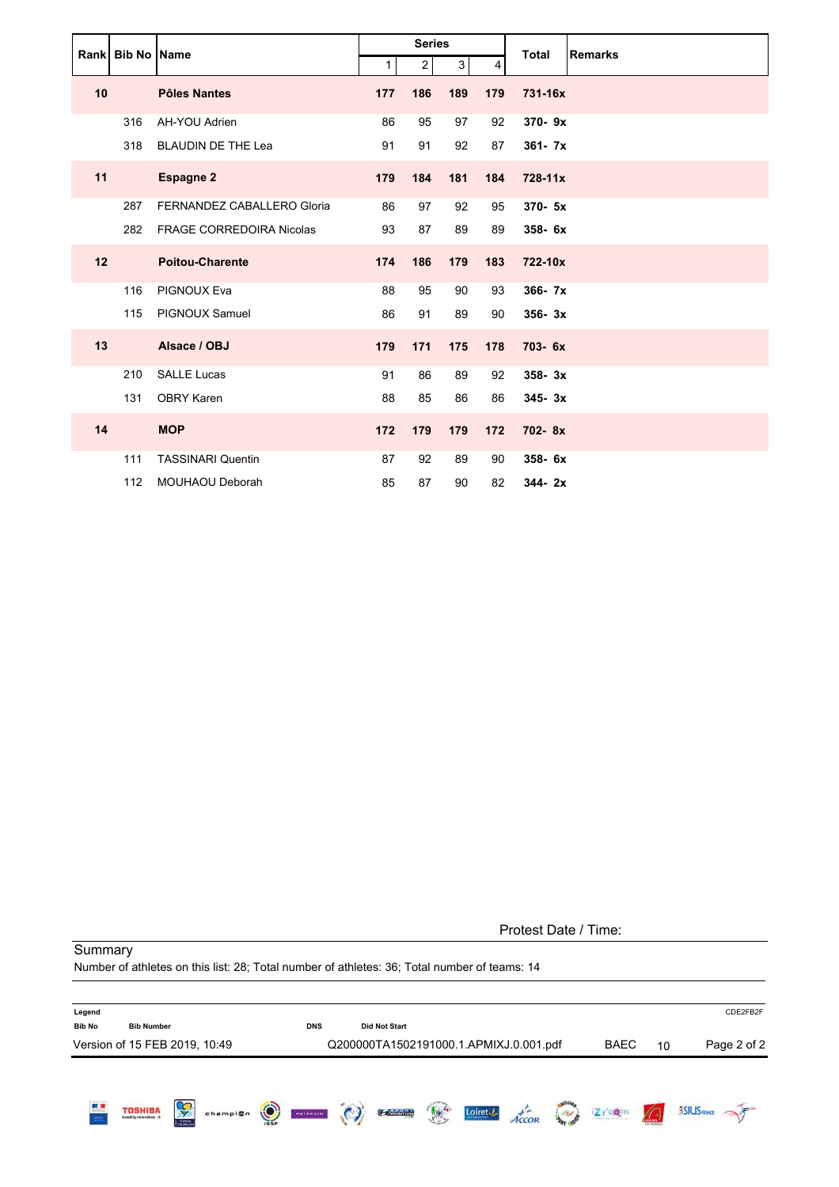| Rank | Bib No | Name | Series | | | | Total | Remarks |
|---|---|---|---|---|---|---|---|---|
| | | | 1 | 2 | 3 | 4 | | |
| **10** | | **Pôles Nantes** | **177** | **186** | **189** | **179** | **731-16x** | |
| | 316 | AH-YOU Adrien | 86 | 95 | 97 | 92 | **370- 9x** | |
| | 318 | BLAUDIN DE THE Lea | 91 | 91 | 92 | 87 | **361- 7x** | |
| **11** | | **Espagne 2** | **179** | **184** | **181** | **184** | **728-11x** | |
| | 287 | FERNANDEZ CABALLERO Gloria | 86 | 97 | 92 | 95 | **370- 5x** | |
| | 282 | FRAGE CORREDOIRA Nicolas | 93 | 87 | 89 | 89 | **358- 6x** | |
| **12** | | **Poitou-Charente** | **174** | **186** | **179** | **183** | **722-10x** | |
| | 116 | PIGNOUX Eva | 88 | 95 | 90 | 93 | **366- 7x** | |
| | 115 | PIGNOUX Samuel | 86 | 91 | 89 | 90 | **356- 3x** | |
| **13** | | **Alsace / OBJ** | **179** | **171** | **175** | **178** | **703- 6x** | |
| | 210 | SALLE Lucas | 91 | 86 | 89 | 92 | **358- 3x** | |
| | 131 | OBRY Karen | 88 | 85 | 86 | 86 | **345- 3x** | |
| **14** | | **MOP** | **172** | **179** | **179** | **172** | **702- 8x** | |
| | 111 | TASSINARI Quentin | 87 | 92 | 89 | 90 | **358- 6x** | |
| | 112 | MOUHAOU Deborah | 85 | 87 | 90 | 82 | **344- 2x** | |

Protest Date / Time:

Summary

Number of athletes on this list: 28; Total number of athletes: 36; Total number of teams: 14

**Legend**

**Bib No** **Bib Number** **DNS** **Did Not Start**

CDE2FB2F

Version of 15 FEB 2019, 10:49 Q200000TA1502191000.1.APMIXJ.0.001.pdf BAEC 10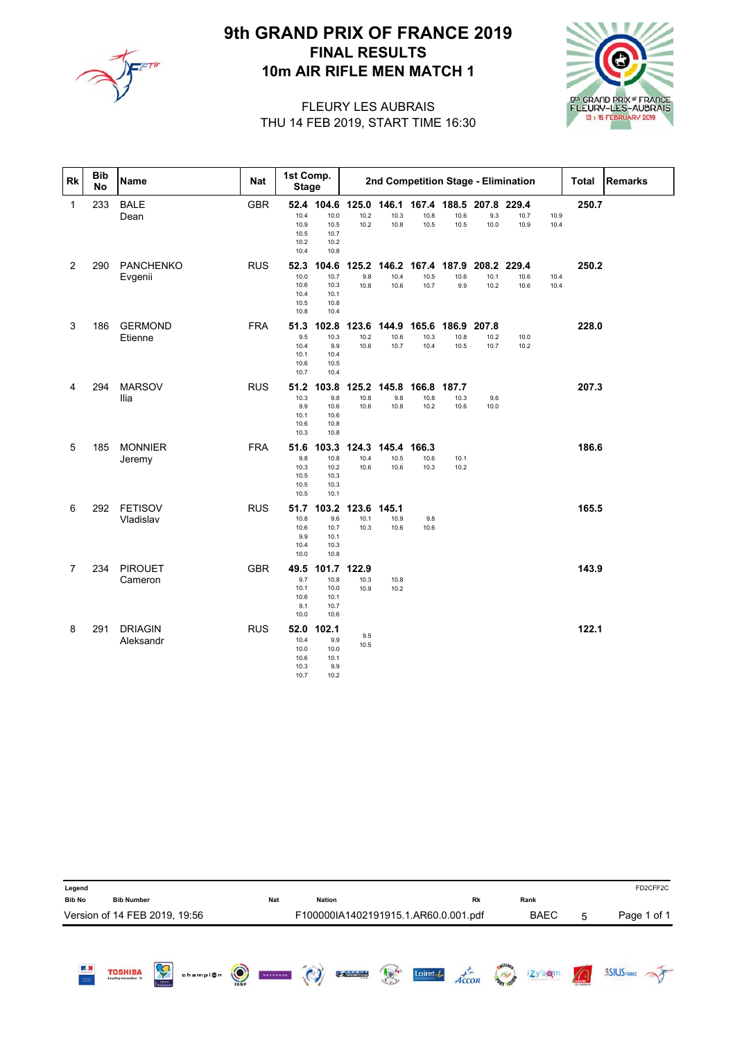# 9th GRAND PRIX OF FRANCE 2019

## FINAL RESULTS

## 10m AIR RIFLE MEN MATCH 1

FLEURY LES AUBRAIS
THU 14 FEB 2019, START TIME 16:30

| Rk | Bib No | Name | Nat | 1st Comp. Stage | | 2nd Competition Stage - Elimination | | | | | | | | Total | Remarks |
|---|---|---|---|---|---|---|---|---|---|---|---|---|---|---|---|
| 1 | 233 | BALE Dean | GBR | 52.4 | 104.6 | 125.0 | 146.1 | 167.4 | 188.5 | 207.8 | 229.4 | | | 250.7 | |
| | | | | 10.4 10.9 10.5 10.2 10.4 | 10.0 10.5 10.7 10.2 10.8 | 10.2 10.2 | 10.3 10.8 | 10.8 10.5 | 10.6 10.5 | 9.3 10.0 | 10.7 10.9 | 10.9 10.4 | | | |
| 2 | 290 | PANCHENKO Evgenii | RUS | 52.3 | 104.6 | 125.2 | 146.2 | 167.4 | 187.9 | 208.2 | 229.4 | | | 250.2 | |
| | | | | 10.0 10.6 10.4 10.5 10.8 | 10.7 10.3 10.1 10.8 10.4 | 9.8 10.8 | 10.4 10.6 | 10.5 10.7 | 10.6 9.9 | 10.1 10.2 | 10.6 10.6 | 10.4 10.4 | | | |
| 3 | 186 | GERMOND Etienne | FRA | 51.3 | 102.8 | 123.6 | 144.9 | 165.6 | 186.9 | 207.8 | | | | 228.0 | |
| | | | | 9.5 10.4 10.1 10.6 10.7 | 10.3 9.9 10.4 10.5 10.4 | 10.2 10.6 | 10.6 10.7 | 10.3 10.4 | 10.8 10.5 | 10.2 10.7 | 10.0 10.2 | | | | |
| 4 | 294 | MARSOV Ilia | RUS | 51.2 | 103.8 | 125.2 | 145.8 | 166.8 | 187.7 | | | | | 207.3 | |
| | | | | 10.3 9.9 10.1 10.6 10.3 | 9.8 10.6 10.6 10.8 10.8 | 10.8 10.6 | 9.8 10.8 | 10.8 10.2 | 10.3 10.6 | 9.6 10.0 | | | | | |
| 5 | 185 | MONNIER Jeremy | FRA | 51.6 | 103.3 | 124.3 | 145.4 | 166.3 | | | | | | 186.6 | |
| | | | | 9.8 10.3 10.5 10.5 10.5 | 10.8 10.2 10.3 10.3 10.1 | 10.4 10.6 | 10.5 10.6 | 10.6 10.3 | 10.1 10.2 | | | | | | |
| 6 | 292 | FETISOV Vladislav | RUS | 51.7 | 103.2 | 123.6 | 145.1 | | | | | | | 165.5 | |
| | | | | 10.8 10.6 9.9 10.4 10.0 | 9.6 10.7 10.1 10.3 10.8 | 10.1 10.3 | 10.9 10.6 | 9.8 10.6 | | | | | | | |
| 7 | 234 | PIROUET Cameron | GBR | 49.5 | 101.7 | 122.9 | | | | | | | | 143.9 | |
| | | | | 9.7 10.1 10.6 9.1 10.0 | 10.8 10.0 10.1 10.7 10.6 | 10.3 10.9 | 10.8 10.2 | | | | | | | | |
| 8 | 291 | DRIAGIN Aleksandr | RUS | 52.0 | 102.1 | | | | | | | | | 122.1 | |
| | | | | 10.4 10.0 10.6 10.3 10.7 | 9.9 10.0 10.1 9.9 10.2 | 9.5 10.5 | | | | | | | | | |

Legend

| Bib No | Bib Number | Nat | Nation | Rk | Rank |
|---|---|---|---|---|---|

Version of 14 FEB 2019, 19:56 — F100000IA1402191915.1.AR60.0.001.pdf — BAEC 5 — FD2CFF2C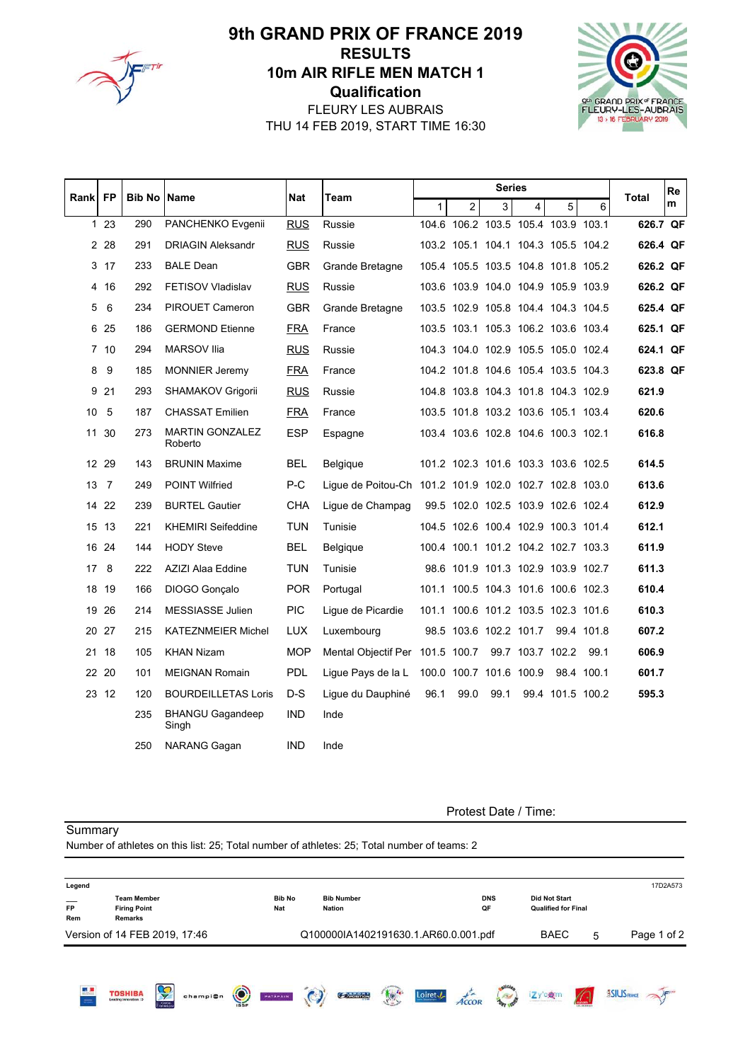# 9th GRAND PRIX OF FRANCE 2019

## RESULTS

## 10m AIR RIFLE MEN MATCH 1

## Qualification

FLEURY LES AUBRAIS

THU 14 FEB 2019, START TIME 16:30

| Rank | FP | Bib No | Name | Nat | Team | Series 1 | 2 | 3 | 4 | 5 | 6 | Total | Rem |
|---|---|---|---|---|---|---|---|---|---|---|---|---|---|
| 1 | 23 | 290 | PANCHENKO Evgenii | RUS | Russie | 104.6 | 106.2 | 103.5 | 105.4 | 103.9 | 103.1 | 626.7 | QF |
| 2 | 28 | 291 | DRIAGIN Aleksandr | RUS | Russie | 103.2 | 105.1 | 104.1 | 104.3 | 105.5 | 104.2 | 626.4 | QF |
| 3 | 17 | 233 | BALE Dean | GBR | Grande Bretagne | 105.4 | 105.5 | 103.5 | 104.8 | 101.8 | 105.2 | 626.2 | QF |
| 4 | 16 | 292 | FETISOV Vladislav | RUS | Russie | 103.6 | 103.9 | 104.0 | 104.9 | 105.9 | 103.9 | 626.2 | QF |
| 5 | 6 | 234 | PIROUET Cameron | GBR | Grande Bretagne | 103.5 | 102.9 | 105.8 | 104.4 | 104.3 | 104.5 | 625.4 | QF |
| 6 | 25 | 186 | GERMOND Etienne | FRA | France | 103.5 | 103.1 | 105.3 | 106.2 | 103.6 | 103.4 | 625.1 | QF |
| 7 | 10 | 294 | MARSOV Ilia | RUS | Russie | 104.3 | 104.0 | 102.9 | 105.5 | 105.0 | 102.4 | 624.1 | QF |
| 8 | 9 | 185 | MONNIER Jeremy | FRA | France | 104.2 | 101.8 | 104.6 | 105.4 | 103.5 | 104.3 | 623.8 | QF |
| 9 | 21 | 293 | SHAMAKOV Grigorii | RUS | Russie | 104.8 | 103.8 | 104.3 | 101.8 | 104.3 | 102.9 | 621.9 | |
| 10 | 5 | 187 | CHASSAT Emilien | FRA | France | 103.5 | 101.8 | 103.2 | 103.6 | 105.1 | 103.4 | 620.6 | |
| 11 | 30 | 273 | MARTIN GONZALEZ Roberto | ESP | Espagne | 103.4 | 103.6 | 102.8 | 104.6 | 100.3 | 102.1 | 616.8 | |
| 12 | 29 | 143 | BRUNIN Maxime | BEL | Belgique | 101.2 | 102.3 | 101.6 | 103.3 | 103.6 | 102.5 | 614.5 | |
| 13 | 7 | 249 | POINT Wilfried | P-C | Ligue de Poitou-Ch | 101.2 | 101.9 | 102.0 | 102.7 | 102.8 | 103.0 | 613.6 | |
| 14 | 22 | 239 | BURTEL Gautier | CHA | Ligue de Champag | 99.5 | 102.0 | 102.5 | 103.9 | 102.6 | 102.4 | 612.9 | |
| 15 | 13 | 221 | KHEMIRI Seifeddine | TUN | Tunisie | 104.5 | 102.6 | 100.4 | 102.9 | 100.3 | 101.4 | 612.1 | |
| 16 | 24 | 144 | HODY Steve | BEL | Belgique | 100.4 | 100.1 | 101.2 | 104.2 | 102.7 | 103.3 | 611.9 | |
| 17 | 8 | 222 | AZIZI Alaa Eddine | TUN | Tunisie | 98.6 | 101.9 | 101.3 | 102.9 | 103.9 | 102.7 | 611.3 | |
| 18 | 19 | 166 | DIOGO Gonçalo | POR | Portugal | 101.1 | 100.5 | 104.3 | 101.6 | 100.6 | 102.3 | 610.4 | |
| 19 | 26 | 214 | MESSIASSE Julien | PIC | Ligue de Picardie | 101.1 | 100.6 | 101.2 | 103.5 | 102.3 | 101.6 | 610.3 | |
| 20 | 27 | 215 | KATEZNMEIER Michel | LUX | Luxembourg | 98.5 | 103.6 | 102.2 | 101.7 | 99.4 | 101.8 | 607.2 | |
| 21 | 18 | 105 | KHAN Nizam | MOP | Mental Objectif Per | 101.5 | 100.7 | 99.7 | 103.7 | 102.2 | 99.1 | 606.9 | |
| 22 | 20 | 101 | MEIGNAN Romain | PDL | Ligue Pays de la L | 100.0 | 100.7 | 101.6 | 100.9 | 98.4 | 100.1 | 601.7 | |
| 23 | 12 | 120 | BOURDEILLETAS Loris | D-S | Ligue du Dauphiné | 96.1 | 99.0 | 99.1 | 99.4 | 101.5 | 100.2 | 595.3 | |
| | | 235 | BHANGU Gagandeep Singh | IND | Inde | | | | | | | | |
| | | 250 | NARANG Gagan | IND | Inde | | | | | | | | |

Protest Date / Time:

Summary

Number of athletes on this list: 25; Total number of athletes: 25; Total number of teams: 2

Legend

| | | | | | |
|---|---|---|---|---|---|
| ___ | Team Member | Bib No | Bib Number | DNS | Did Not Start |
| FP | Firing Point | Nat | Nation | QF | Qualified for Final |
| Rem | Remarks | | | | |

17D2A573

Version of 14 FEB 2019, 17:46 Q100000IA1402191630.1.AR60.0.001.pdf BAEC 5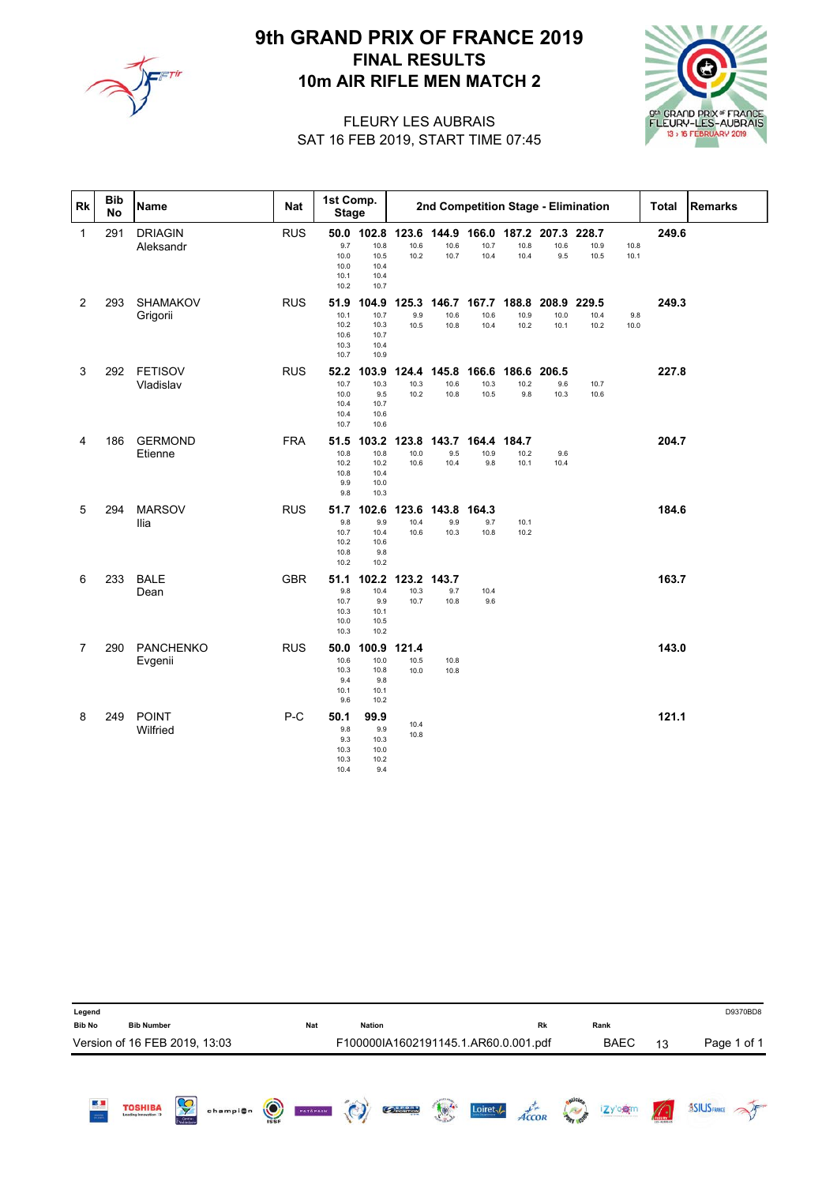# 9th GRAND PRIX OF FRANCE 2019

## FINAL RESULTS

## 10m AIR RIFLE MEN MATCH 2

FLEURY LES AUBRAIS
SAT 16 FEB 2019, START TIME 07:45

| Rk | Bib No | Name | Nat | 1st Comp. Stage | | 2nd Competition Stage - Elimination | | | | | | | | | Total | Remarks |
|---|---|---|---|---|---|---|---|---|---|---|---|---|---|---|---|---|
| 1 | 291 | DRIAGIN Aleksandr | RUS | **50.0** 9.7 10.0 10.0 10.1 10.2 | **102.8** 10.8 10.5 10.4 10.4 10.7 | **123.6** 10.6 10.2 | **144.9** 10.6 10.7 | **166.0** 10.7 10.4 | **187.2** 10.8 10.4 | **207.3** 10.6 9.5 | **228.7** 10.9 10.5 | 10.8 10.1 | **249.6** | |
| 2 | 293 | SHAMAKOV Grigorii | RUS | **51.9** 10.1 10.2 10.6 10.3 10.7 | **104.9** 10.7 10.3 10.7 10.4 10.9 | **125.3** 9.9 10.5 | **146.7** 10.6 10.8 | **167.7** 10.6 10.4 | **188.8** 10.9 10.2 | **208.9** 10.0 10.1 | **229.5** 10.4 10.2 | 9.8 10.0 | **249.3** | |
| 3 | 292 | FETISOV Vladislav | RUS | **52.2** 10.7 10.0 10.4 10.4 10.7 | **103.9** 10.3 9.5 10.7 10.6 10.6 | **124.4** 10.3 10.2 | **145.8** 10.6 10.8 | **166.6** 10.3 10.5 | **186.6** 10.2 9.8 | **206.5** 9.6 10.3 | 10.7 10.6 | | **227.8** | |
| 4 | 186 | GERMOND Etienne | FRA | **51.5** 10.8 10.2 10.8 9.9 9.8 | **103.2** 10.8 10.2 10.4 10.0 10.3 | **123.8** 10.0 10.6 | **143.7** 9.5 10.4 | **164.4** 10.9 9.8 | **184.7** 10.2 10.1 | 9.6 10.4 | | | **204.7** | |
| 5 | 294 | MARSOV Ilia | RUS | **51.7** 9.8 10.7 10.2 10.8 10.2 | **102.6** 9.9 10.4 10.6 9.8 10.2 | **123.6** 10.4 10.6 | **143.8** 9.9 10.3 | **164.3** 9.7 10.8 | 10.1 10.2 | | | | **184.6** | |
| 6 | 233 | BALE Dean | GBR | **51.1** 9.8 10.7 10.3 10.0 10.3 | **102.2** 10.4 9.9 10.1 10.5 10.2 | **123.2** 10.3 10.7 | **143.7** 9.7 10.8 | 10.4 9.6 | | | | | **163.7** | |
| 7 | 290 | PANCHENKO Evgenii | RUS | **50.0** 10.6 10.3 9.4 10.1 9.6 | **100.9** 10.0 10.8 9.8 10.1 10.2 | **121.4** 10.5 10.0 | 10.8 10.8 | | | | | | **143.0** | |
| 8 | 249 | POINT Wilfried | P-C | **50.1** 9.8 9.3 10.3 10.3 10.4 | **99.9** 9.9 10.3 10.0 10.2 9.4 | 10.4 10.8 | | | | | | | **121.1** | |

Legend

| Bib No | Bib Number | Nat | Nation | Rk | Rank |
|---|---|---|---|---|---|

D9370BD8

Version of 16 FEB 2019, 13:03 F100000IA1602191145.1.AR60.0.001.pdf BAEC 13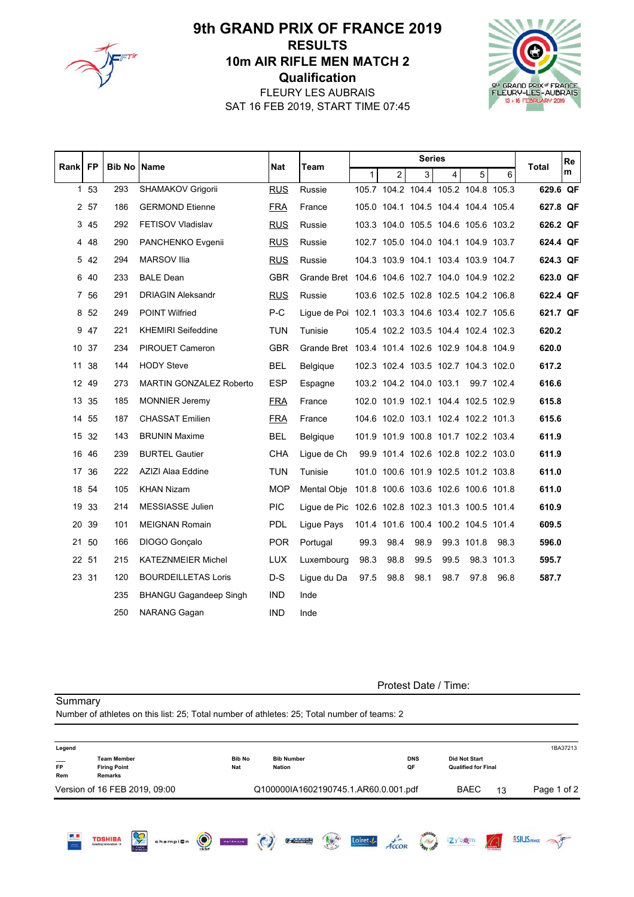# 9th GRAND PRIX OF FRANCE 2019

## RESULTS

## 10m AIR RIFLE MEN MATCH 2

## Qualification

FLEURY LES AUBRAIS

SAT 16 FEB 2019, START TIME 07:45

| Rank | FP | Bib No | Name | Nat | Team | Series 1 | 2 | 3 | 4 | 5 | 6 | Total | Rem |
|---|---|---|---|---|---|---|---|---|---|---|---|---|---|
| 1 | 53 | 293 | SHAMAKOV Grigorii | RUS | Russie | 105.7 | 104.2 | 104.4 | 105.2 | 104.8 | 105.3 | **629.6** | **QF** |
| 2 | 57 | 186 | GERMOND Etienne | FRA | France | 105.0 | 104.1 | 104.5 | 104.4 | 104.4 | 105.4 | **627.8** | **QF** |
| 3 | 45 | 292 | FETISOV Vladislav | RUS | Russie | 103.3 | 104.0 | 105.5 | 104.6 | 105.6 | 103.2 | **626.2** | **QF** |
| 4 | 48 | 290 | PANCHENKO Evgenii | RUS | Russie | 102.7 | 105.0 | 104.0 | 104.1 | 104.9 | 103.7 | **624.4** | **QF** |
| 5 | 42 | 294 | MARSOV Ilia | RUS | Russie | 104.3 | 103.9 | 104.1 | 103.4 | 103.9 | 104.7 | **624.3** | **QF** |
| 6 | 40 | 233 | BALE Dean | GBR | Grande Bret | 104.6 | 104.6 | 102.7 | 104.0 | 104.9 | 102.2 | **623.0** | **QF** |
| 7 | 56 | 291 | DRIAGIN Aleksandr | RUS | Russie | 103.6 | 102.5 | 102.8 | 102.5 | 104.2 | 106.8 | **622.4** | **QF** |
| 8 | 52 | 249 | POINT Wilfried | P-C | Ligue de Poi | 102.1 | 103.3 | 104.6 | 103.4 | 102.7 | 105.6 | **621.7** | **QF** |
| 9 | 47 | 221 | KHEMIRI Seifeddine | TUN | Tunisie | 105.4 | 102.2 | 103.5 | 104.4 | 102.4 | 102.3 | **620.2** | |
| 10 | 37 | 234 | PIROUET Cameron | GBR | Grande Bret | 103.4 | 101.4 | 102.6 | 102.9 | 104.8 | 104.9 | **620.0** | |
| 11 | 38 | 144 | HODY Steve | BEL | Belgique | 102.3 | 102.4 | 103.5 | 102.7 | 104.3 | 102.0 | **617.2** | |
| 12 | 49 | 273 | MARTIN GONZALEZ Roberto | ESP | Espagne | 103.2 | 104.2 | 104.0 | 103.1 | 99.7 | 102.4 | **616.6** | |
| 13 | 35 | 185 | MONNIER Jeremy | FRA | France | 102.0 | 101.9 | 102.1 | 104.4 | 102.5 | 102.9 | **615.8** | |
| 14 | 55 | 187 | CHASSAT Emilien | FRA | France | 104.6 | 102.0 | 103.1 | 102.4 | 102.2 | 101.3 | **615.6** | |
| 15 | 32 | 143 | BRUNIN Maxime | BEL | Belgique | 101.9 | 101.9 | 100.8 | 101.7 | 102.2 | 103.4 | **611.9** | |
| 16 | 46 | 239 | BURTEL Gautier | CHA | Ligue de Ch | 99.9 | 101.4 | 102.6 | 102.8 | 102.2 | 103.0 | **611.9** | |
| 17 | 36 | 222 | AZIZI Alaa Eddine | TUN | Tunisie | 101.0 | 100.6 | 101.9 | 102.5 | 101.2 | 103.8 | **611.0** | |
| 18 | 54 | 105 | KHAN Nizam | MOP | Mental Obje | 101.8 | 100.6 | 103.6 | 102.6 | 100.6 | 101.8 | **611.0** | |
| 19 | 33 | 214 | MESSIASSE Julien | PIC | Ligue de Pic | 102.6 | 102.8 | 102.3 | 101.3 | 100.5 | 101.4 | **610.9** | |
| 20 | 39 | 101 | MEIGNAN Romain | PDL | Ligue Pays | 101.4 | 101.6 | 100.4 | 100.2 | 104.5 | 101.4 | **609.5** | |
| 21 | 50 | 166 | DIOGO Gonçalo | POR | Portugal | 99.3 | 98.4 | 98.9 | 99.3 | 101.8 | 98.3 | **596.0** | |
| 22 | 51 | 215 | KATEZNMEIER Michel | LUX | Luxembourg | 98.3 | 98.8 | 99.5 | 99.5 | 98.3 | 101.3 | **595.7** | |
| 23 | 31 | 120 | BOURDEILLETAS Loris | D-S | Ligue du Da | 97.5 | 98.8 | 98.1 | 98.7 | 97.8 | 96.8 | **587.7** | |
| | | 235 | BHANGU Gagandeep Singh | IND | Inde | | | | | | | | |
| | | 250 | NARANG Gagan | IND | Inde | | | | | | | | |

Protest Date / Time:

Summary

Number of athletes on this list: 25; Total number of athletes: 25; Total number of teams: 2

**Legend**

| | | | | | |
|---|---|---|---|---|---|
| ___ | Team Member | Bib No | Bib Number | DNS | Did Not Start |
| FP | Firing Point | Nat | Nation | QF | Qualified for Final |
| Rem | Remarks | | | | |

1BA37213

Version of 16 FEB 2019, 09:00 Q100000IA1602190745.1.AR60.0.001.pdf BAEC 13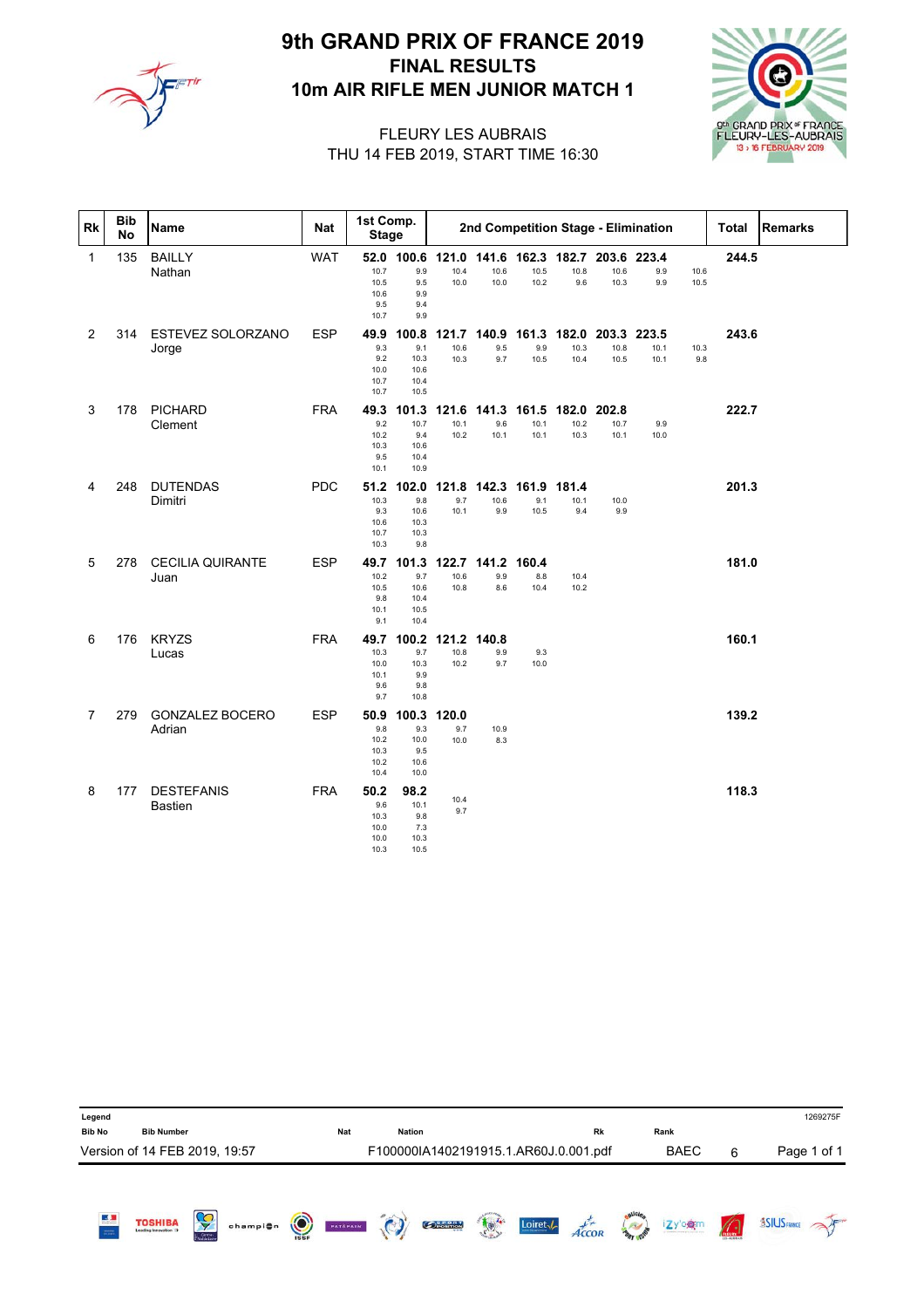# 9th GRAND PRIX OF FRANCE 2019

## FINAL RESULTS

## 10m AIR RIFLE MEN JUNIOR MATCH 1

FLEURY LES AUBRAIS
THU 14 FEB 2019, START TIME 16:30

| Rk | Bib No | Name | Nat | 1st Comp. Stage | | 2nd Competition Stage - Elimination | | | | | | | | Total | Remarks |
|---|---|---|---|---|---|---|---|---|---|---|---|---|---|---|---|
| 1 | 135 | BAILLY Nathan | WAT | 52.0 | 100.6 | 121.0 | 141.6 | 162.3 | 182.7 | 203.6 | 223.4 | | | 244.5 | |
| | | | | 10.7 10.5 10.6 9.5 10.7 | 9.9 9.5 9.9 9.4 9.9 | 10.4 10.0 | 10.6 10.0 | 10.5 10.2 | 10.8 9.6 | 10.6 10.3 | 9.9 9.9 | 10.6 10.5 | | | |
| 2 | 314 | ESTEVEZ SOLORZANO Jorge | ESP | 49.9 | 100.8 | 121.7 | 140.9 | 161.3 | 182.0 | 203.3 | 223.5 | | | 243.6 | |
| | | | | 9.3 9.2 10.0 10.7 10.7 | 9.1 10.3 10.6 10.4 10.5 | 10.6 10.3 | 9.5 9.7 | 9.9 10.5 | 10.3 10.4 | 10.8 10.5 | 10.1 10.1 | 10.3 9.8 | | | |
| 3 | 178 | PICHARD Clement | FRA | 49.3 | 101.3 | 121.6 | 141.3 | 161.5 | 182.0 | 202.8 | | | | 222.7 | |
| | | | | 9.2 10.2 10.3 9.5 10.1 | 10.7 9.4 10.6 10.4 10.9 | 10.1 10.2 | 9.6 10.1 | 10.1 10.1 | 10.2 10.3 | 10.7 10.1 | 9.9 10.0 | | | | |
| 4 | 248 | DUTENDAS Dimitri | PDC | 51.2 | 102.0 | 121.8 | 142.3 | 161.9 | 181.4 | | | | | 201.3 | |
| | | | | 10.3 9.3 10.6 10.7 10.3 | 9.8 10.6 10.3 10.3 9.8 | 9.7 10.1 | 10.6 9.9 | 9.1 10.5 | 10.1 9.4 | 10.0 9.9 | | | | | |
| 5 | 278 | CECILIA QUIRANTE Juan | ESP | 49.7 | 101.3 | 122.7 | 141.2 | 160.4 | | | | | | 181.0 | |
| | | | | 10.2 10.5 9.8 10.1 9.1 | 9.7 10.6 10.4 10.5 10.4 | 10.6 10.8 | 9.9 8.6 | 8.8 10.4 | 10.4 10.2 | | | | | | |
| 6 | 176 | KRYZS Lucas | FRA | 49.7 | 100.2 | 121.2 | 140.8 | | | | | | | 160.1 | |
| | | | | 10.3 10.0 10.1 9.6 9.7 | 9.7 10.3 9.9 9.8 10.8 | 10.8 10.2 | 9.9 9.7 | 9.3 10.0 | | | | | | | |
| 7 | 279 | GONZALEZ BOCERO Adrian | ESP | 50.9 | 100.3 | 120.0 | | | | | | | | 139.2 | |
| | | | | 9.8 10.2 10.3 10.2 10.4 | 9.3 10.0 9.5 10.6 10.0 | 9.7 10.0 | 10.9 8.3 | | | | | | | | |
| 8 | 177 | DESTEFANIS Bastien | FRA | 50.2 | 98.2 | | | | | | | | | 118.3 | |
| | | | | 9.6 10.3 10.0 10.0 10.3 | 10.1 9.8 7.3 10.3 10.5 | 10.4 9.7 | | | | | | | | | |

Legend

| Bib No | Bib Number | Nat | Nation | Rk | Rank |
|---|---|---|---|---|---|

1269275F

Version of 14 FEB 2019, 19:57 F100000IA1402191915.1.AR60J.0.001.pdf BAEC 6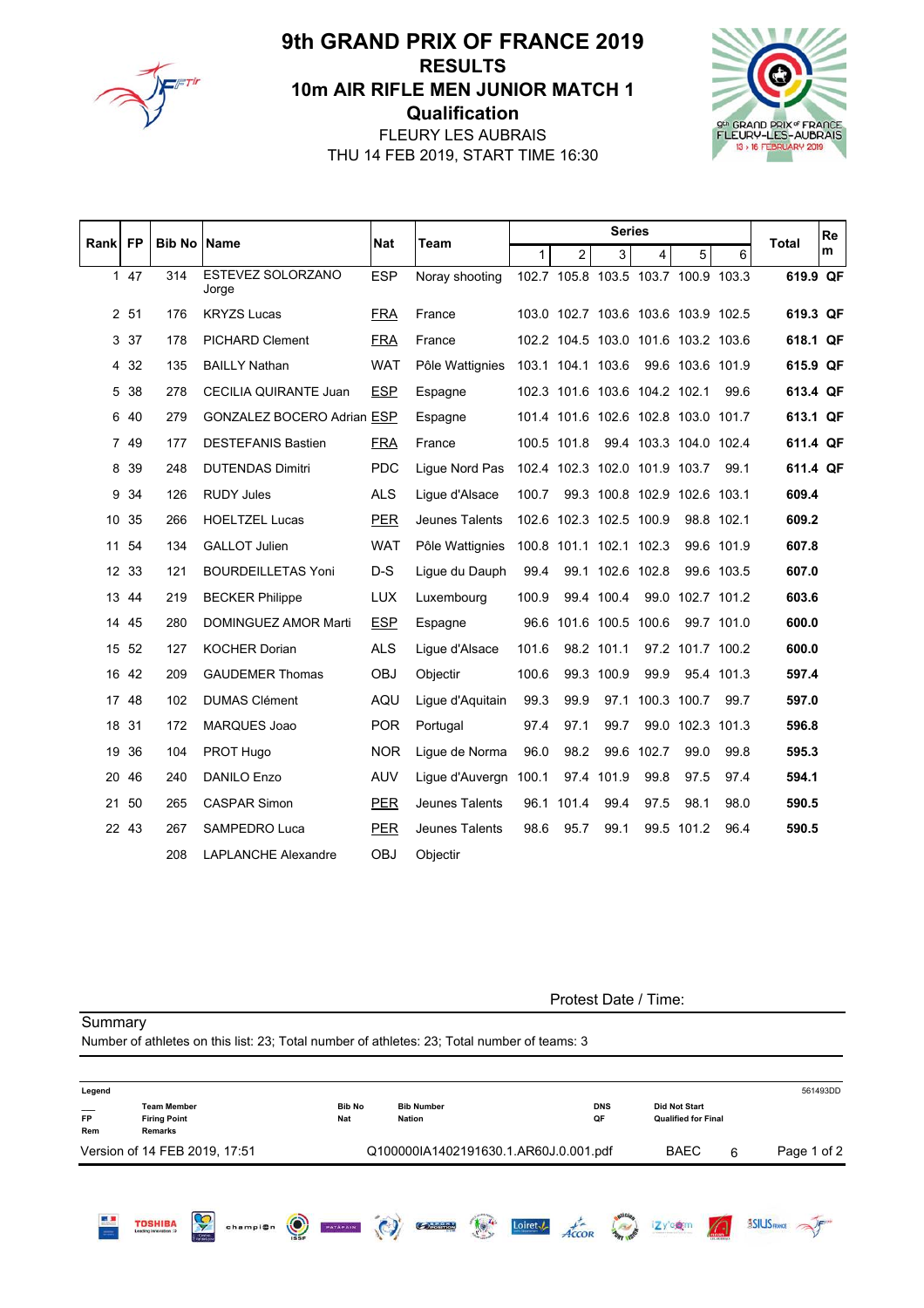# 9th GRAND PRIX OF FRANCE 2019

## RESULTS

## 10m AIR RIFLE MEN JUNIOR MATCH 1

## Qualification

FLEURY LES AUBRAIS

THU 14 FEB 2019, START TIME 16:30

| Rank | FP | Bib No | Name | Nat | Team | Series | | | | | | Total | Rem |
|---|---|---|---|---|---|---|---|---|---|---|---|---|---|
| | | | | | | 1 | 2 | 3 | 4 | 5 | 6 | | |
| 1 | 47 | 314 | ESTEVEZ SOLORZANO Jorge | ESP | Noray shooting | 102.7 | 105.8 | 103.5 | 103.7 | 100.9 | 103.3 | **619.9** | **QF** |
| 2 | 51 | 176 | KRYZS Lucas | FRA | France | 103.0 | 102.7 | 103.6 | 103.6 | 103.9 | 102.5 | **619.3** | **QF** |
| 3 | 37 | 178 | PICHARD Clement | FRA | France | 102.2 | 104.5 | 103.0 | 101.6 | 103.2 | 103.6 | **618.1** | **QF** |
| 4 | 32 | 135 | BAILLY Nathan | WAT | Pôle Wattignies | 103.1 | 104.1 | 103.6 | 99.6 | 103.6 | 101.9 | **615.9** | **QF** |
| 5 | 38 | 278 | CECILIA QUIRANTE Juan | ESP | Espagne | 102.3 | 101.6 | 103.6 | 104.2 | 102.1 | 99.6 | **613.4** | **QF** |
| 6 | 40 | 279 | GONZALEZ BOCERO Adrian | ESP | Espagne | 101.4 | 101.6 | 102.6 | 102.8 | 103.0 | 101.7 | **613.1** | **QF** |
| 7 | 49 | 177 | DESTEFANIS Bastien | FRA | France | 100.5 | 101.8 | 99.4 | 103.3 | 104.0 | 102.4 | **611.4** | **QF** |
| 8 | 39 | 248 | DUTENDAS Dimitri | PDC | Ligue Nord Pas | 102.4 | 102.3 | 102.0 | 101.9 | 103.7 | 99.1 | **611.4** | **QF** |
| 9 | 34 | 126 | RUDY Jules | ALS | Ligue d'Alsace | 100.7 | 99.3 | 100.8 | 102.9 | 102.6 | 103.1 | **609.4** | |
| 10 | 35 | 266 | HOELTZEL Lucas | PER | Jeunes Talents | 102.6 | 102.3 | 102.5 | 100.9 | 98.8 | 102.1 | **609.2** | |
| 11 | 54 | 134 | GALLOT Julien | WAT | Pôle Wattignies | 100.8 | 101.1 | 102.1 | 102.3 | 99.6 | 101.9 | **607.8** | |
| 12 | 33 | 121 | BOURDEILLETAS Yoni | D-S | Ligue du Dauph | 99.4 | 99.1 | 102.6 | 102.8 | 99.6 | 103.5 | **607.0** | |
| 13 | 44 | 219 | BECKER Philippe | LUX | Luxembourg | 100.9 | 99.4 | 100.4 | 99.0 | 102.7 | 101.2 | **603.6** | |
| 14 | 45 | 280 | DOMINGUEZ AMOR Marti | ESP | Espagne | 96.6 | 101.6 | 100.5 | 100.6 | 99.7 | 101.0 | **600.0** | |
| 15 | 52 | 127 | KOCHER Dorian | ALS | Ligue d'Alsace | 101.6 | 98.2 | 101.1 | 97.2 | 101.7 | 100.2 | **600.0** | |
| 16 | 42 | 209 | GAUDEMER Thomas | OBJ | Objectir | 100.6 | 99.3 | 100.9 | 99.9 | 95.4 | 101.3 | **597.4** | |
| 17 | 48 | 102 | DUMAS Clément | AQU | Ligue d'Aquitain | 99.3 | 99.9 | 97.1 | 100.3 | 100.7 | 99.7 | **597.0** | |
| 18 | 31 | 172 | MARQUES Joao | POR | Portugal | 97.4 | 97.1 | 99.7 | 99.0 | 102.3 | 101.3 | **596.8** | |
| 19 | 36 | 104 | PROT Hugo | NOR | Ligue de Norma | 96.0 | 98.2 | 99.6 | 102.7 | 99.0 | 99.8 | **595.3** | |
| 20 | 46 | 240 | DANILO Enzo | AUV | Ligue d'Auvergn | 100.1 | 97.4 | 101.9 | 99.8 | 97.5 | 97.4 | **594.1** | |
| 21 | 50 | 265 | CASPAR Simon | PER | Jeunes Talents | 96.1 | 101.4 | 99.4 | 97.5 | 98.1 | 98.0 | **590.5** | |
| 22 | 43 | 267 | SAMPEDRO Luca | PER | Jeunes Talents | 98.6 | 95.7 | 99.1 | 99.5 | 101.2 | 96.4 | **590.5** | |
| | | 208 | LAPLANCHE Alexandre | OBJ | Objectir | | | | | | | | |

Protest Date / Time:

Summary

Number of athletes on this list: 23; Total number of athletes: 23; Total number of teams: 3

**Legend**

| | | | | | |
|---|---|---|---|---|---|
| ___ | Team Member | Bib No | Bib Number | DNS | Did Not Start |
| FP | Firing Point | Nat | Nation | QF | Qualified for Final |
| Rem | Remarks | | | | |

561493DD

Version of 14 FEB 2019, 17:51 Q100000IA1402191630.1.AR60J.0.001.pdf BAEC 6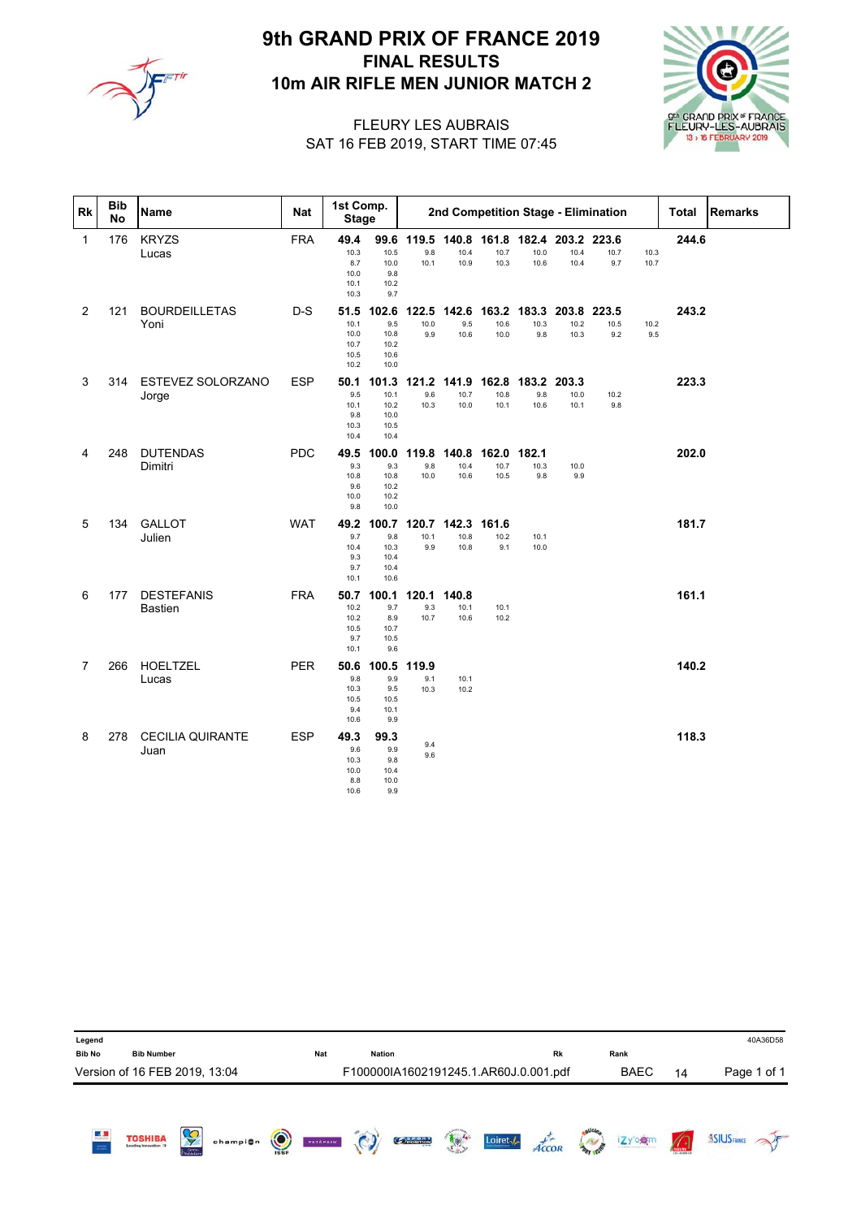# 9th GRAND PRIX OF FRANCE 2019

## FINAL RESULTS

## 10m AIR RIFLE MEN JUNIOR MATCH 2

FLEURY LES AUBRAIS
SAT 16 FEB 2019, START TIME 07:45

| Rk | Bib No | Name | Nat | 1st Comp. Stage | | 2nd Competition Stage - Elimination | | | | | | | | Total | Remarks |
|---|---|---|---|---|---|---|---|---|---|---|---|---|---|---|---|
| 1 | 176 | KRYZS Lucas | FRA | 49.4<br>10.3<br>8.7<br>10.0<br>10.1<br>10.3 | 99.6<br>10.5<br>10.0<br>9.8<br>10.2<br>9.7 | 119.5<br>9.8<br>10.1 | 140.8<br>10.4<br>10.9 | 161.8<br>10.7<br>10.3 | 182.4<br>10.0<br>10.6 | 203.2<br>10.4<br>10.4 | 223.6<br>10.7<br>9.7 | 10.3<br>10.7 | | 244.6 | |
| 2 | 121 | BOURDEILLETAS Yoni | D-S | 51.5<br>10.1<br>10.0<br>10.7<br>10.5<br>10.2 | 102.6<br>9.5<br>10.8<br>10.2<br>10.6<br>10.0 | 122.5<br>10.0<br>9.9 | 142.6<br>9.5<br>10.6 | 163.2<br>10.6<br>10.0 | 183.3<br>10.3<br>9.8 | 203.8<br>10.2<br>10.3 | 223.5<br>10.5<br>9.2 | 10.2<br>9.5 | | 243.2 | |
| 3 | 314 | ESTEVEZ SOLORZANO Jorge | ESP | 50.1<br>9.5<br>10.1<br>9.8<br>10.3<br>10.4 | 101.3<br>10.1<br>10.2<br>10.0<br>10.5<br>10.4 | 121.2<br>9.6<br>10.3 | 141.9<br>10.7<br>10.0 | 162.8<br>10.8<br>10.1 | 183.2<br>9.8<br>10.6 | 203.3<br>10.0<br>10.1 | 10.2<br>9.8 | | | 223.3 | |
| 4 | 248 | DUTENDAS Dimitri | PDC | 49.5<br>9.3<br>10.8<br>9.6<br>10.0<br>9.8 | 100.0<br>9.3<br>10.8<br>10.2<br>10.2<br>10.0 | 119.8<br>9.8<br>10.0 | 140.8<br>10.4<br>10.6 | 162.0<br>10.7<br>10.5 | 182.1<br>10.3<br>9.8 | 10.0<br>9.9 | | | | 202.0 | |
| 5 | 134 | GALLOT Julien | WAT | 49.2<br>9.7<br>10.4<br>9.3<br>9.7<br>10.1 | 100.7<br>9.8<br>10.3<br>10.4<br>10.4<br>10.6 | 120.7<br>10.1<br>9.9 | 142.3<br>10.8<br>10.8 | 161.6<br>10.2<br>9.1 | 10.1<br>10.0 | | | | | 181.7 | |
| 6 | 177 | DESTEFANIS Bastien | FRA | 50.7<br>10.2<br>10.2<br>10.5<br>9.7<br>10.1 | 100.1<br>9.7<br>8.9<br>10.7<br>10.5<br>9.6 | 120.1<br>9.3<br>10.7 | 140.8<br>10.1<br>10.6 | 10.1<br>10.2 | | | | | | 161.1 | |
| 7 | 266 | HOELTZEL Lucas | PER | 50.6<br>9.8<br>10.3<br>10.5<br>9.4<br>10.6 | 100.5<br>9.9<br>9.5<br>10.5<br>10.1<br>9.9 | 119.9<br>9.1<br>10.3 | 10.1<br>10.2 | | | | | | | 140.2 | |
| 8 | 278 | CECILIA QUIRANTE Juan | ESP | 49.3<br>9.6<br>10.3<br>10.0<br>8.8<br>10.6 | 99.3<br>9.9<br>9.8<br>10.4<br>10.0<br>9.9 | 9.4<br>9.6 | | | | | | | | 118.3 | |

**Legend**

| Bib No | Bib Number | Nat | Nation | Rk | Rank |
|---|---|---|---|---|---|

Version of 16 FEB 2019, 13:04 F100000IA1602191245.1.AR60J.0.001.pdf BAEC 14 40A36D58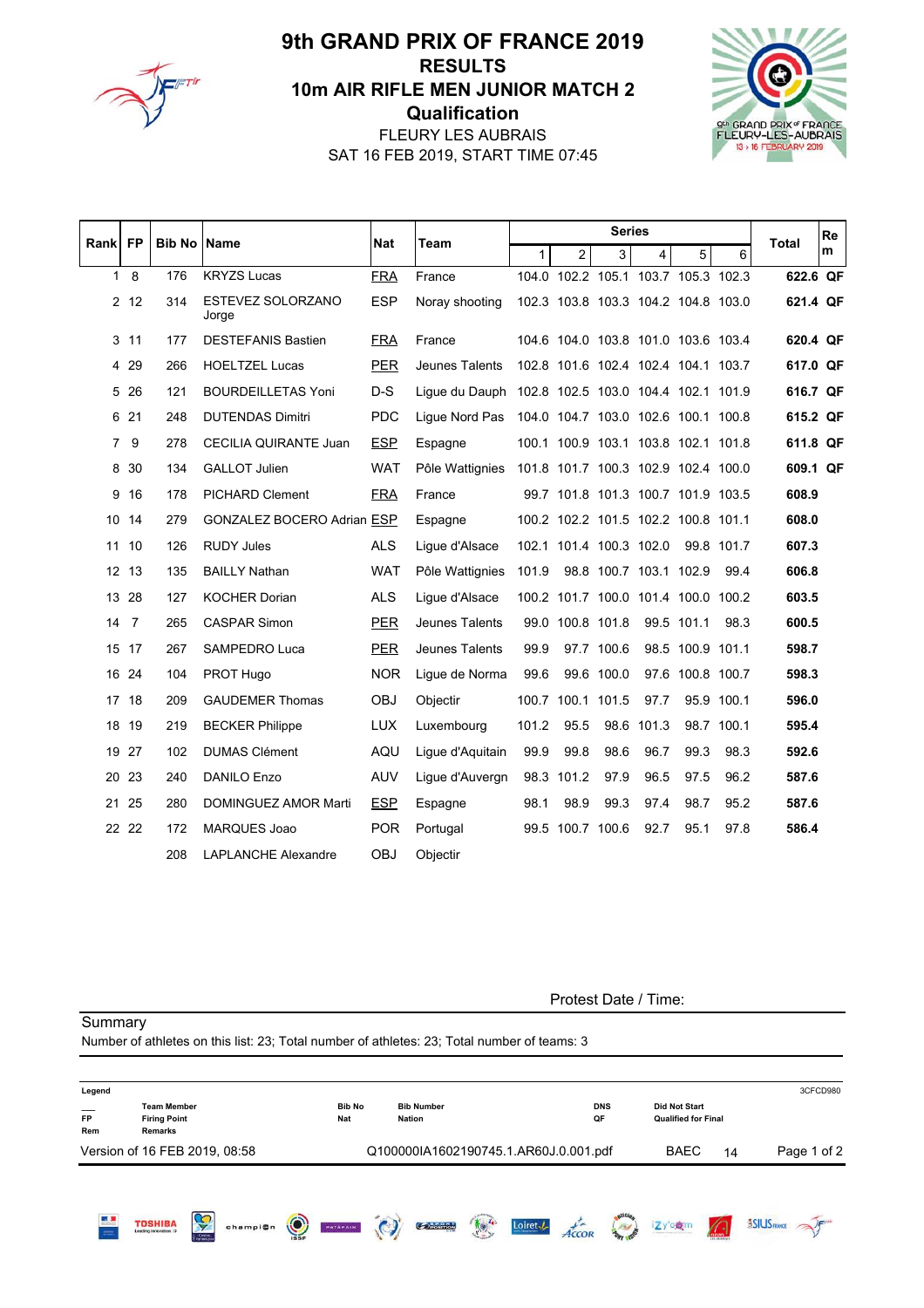# 9th GRAND PRIX OF FRANCE 2019

## RESULTS

## 10m AIR RIFLE MEN JUNIOR MATCH 2

## Qualification

FLEURY LES AUBRAIS

SAT 16 FEB 2019, START TIME 07:45

| Rank | FP | Bib No | Name | Nat | Team | Series 1 | 2 | 3 | 4 | 5 | 6 | Total | Rem |
|---|---|---|---|---|---|---|---|---|---|---|---|---|---|
| 1 | 8 | 176 | KRYZS Lucas | FRA | France | 104.0 | 102.2 | 105.1 | 103.7 | 105.3 | 102.3 | **622.6** | **QF** |
| 2 | 12 | 314 | ESTEVEZ SOLORZANO Jorge | ESP | Noray shooting | 102.3 | 103.8 | 103.3 | 104.2 | 104.8 | 103.0 | **621.4** | **QF** |
| 3 | 11 | 177 | DESTEFANIS Bastien | FRA | France | 104.6 | 104.0 | 103.8 | 101.0 | 103.6 | 103.4 | **620.4** | **QF** |
| 4 | 29 | 266 | HOELTZEL Lucas | PER | Jeunes Talents | 102.8 | 101.6 | 102.4 | 102.4 | 104.1 | 103.7 | **617.0** | **QF** |
| 5 | 26 | 121 | BOURDEILLETAS Yoni | D-S | Ligue du Dauph | 102.8 | 102.5 | 103.0 | 104.4 | 102.1 | 101.9 | **616.7** | **QF** |
| 6 | 21 | 248 | DUTENDAS Dimitri | PDC | Ligue Nord Pas | 104.0 | 104.7 | 103.0 | 102.6 | 100.1 | 100.8 | **615.2** | **QF** |
| 7 | 9 | 278 | CECILIA QUIRANTE Juan | ESP | Espagne | 100.1 | 100.9 | 103.1 | 103.8 | 102.1 | 101.8 | **611.8** | **QF** |
| 8 | 30 | 134 | GALLOT Julien | WAT | Pôle Wattignies | 101.8 | 101.7 | 100.3 | 102.9 | 102.4 | 100.0 | **609.1** | **QF** |
| 9 | 16 | 178 | PICHARD Clement | FRA | France | 99.7 | 101.8 | 101.3 | 100.7 | 101.9 | 103.5 | **608.9** | |
| 10 | 14 | 279 | GONZALEZ BOCERO Adrian | ESP | Espagne | 100.2 | 102.2 | 101.5 | 102.2 | 100.8 | 101.1 | **608.0** | |
| 11 | 10 | 126 | RUDY Jules | ALS | Ligue d'Alsace | 102.1 | 101.4 | 100.3 | 102.0 | 99.8 | 101.7 | **607.3** | |
| 12 | 13 | 135 | BAILLY Nathan | WAT | Pôle Wattignies | 101.9 | 98.8 | 100.7 | 103.1 | 102.9 | 99.4 | **606.8** | |
| 13 | 28 | 127 | KOCHER Dorian | ALS | Ligue d'Alsace | 100.2 | 101.7 | 100.0 | 101.4 | 100.0 | 100.2 | **603.5** | |
| 14 | 7 | 265 | CASPAR Simon | PER | Jeunes Talents | 99.0 | 100.8 | 101.8 | 99.5 | 101.1 | 98.3 | **600.5** | |
| 15 | 17 | 267 | SAMPEDRO Luca | PER | Jeunes Talents | 99.9 | 97.7 | 100.6 | 98.5 | 100.9 | 101.1 | **598.7** | |
| 16 | 24 | 104 | PROT Hugo | NOR | Ligue de Norma | 99.6 | 99.6 | 100.0 | 97.6 | 100.8 | 100.7 | **598.3** | |
| 17 | 18 | 209 | GAUDEMER Thomas | OBJ | Objectir | 100.7 | 100.1 | 101.5 | 97.7 | 95.9 | 100.1 | **596.0** | |
| 18 | 19 | 219 | BECKER Philippe | LUX | Luxembourg | 101.2 | 95.5 | 98.6 | 101.3 | 98.7 | 100.1 | **595.4** | |
| 19 | 27 | 102 | DUMAS Clément | AQU | Ligue d'Aquitain | 99.9 | 99.8 | 98.6 | 96.7 | 99.3 | 98.3 | **592.6** | |
| 20 | 23 | 240 | DANILO Enzo | AUV | Ligue d'Auvergn | 98.3 | 101.2 | 97.9 | 96.5 | 97.5 | 96.2 | **587.6** | |
| 21 | 25 | 280 | DOMINGUEZ AMOR Marti | ESP | Espagne | 98.1 | 98.9 | 99.3 | 97.4 | 98.7 | 95.2 | **587.6** | |
| 22 | 22 | 172 | MARQUES Joao | POR | Portugal | 99.5 | 100.7 | 100.6 | 92.7 | 95.1 | 97.8 | **586.4** | |
| | | 208 | LAPLANCHE Alexandre | OBJ | Objectir | | | | | | | | |

Protest Date / Time:

Summary

Number of athletes on this list: 23; Total number of athletes: 23; Total number of teams: 3

**Legend**

| | | | | | |
|---|---|---|---|---|---|
| ___ | Team Member | Bib No | Bib Number | DNS | Did Not Start |
| FP | Firing Point | Nat | Nation | QF | Qualified for Final |
| Rem | Remarks | | | | |

3CFCD980

Version of 16 FEB 2019, 08:58 Q100000IA1602190745.1.AR60J.0.001.pdf BAEC 14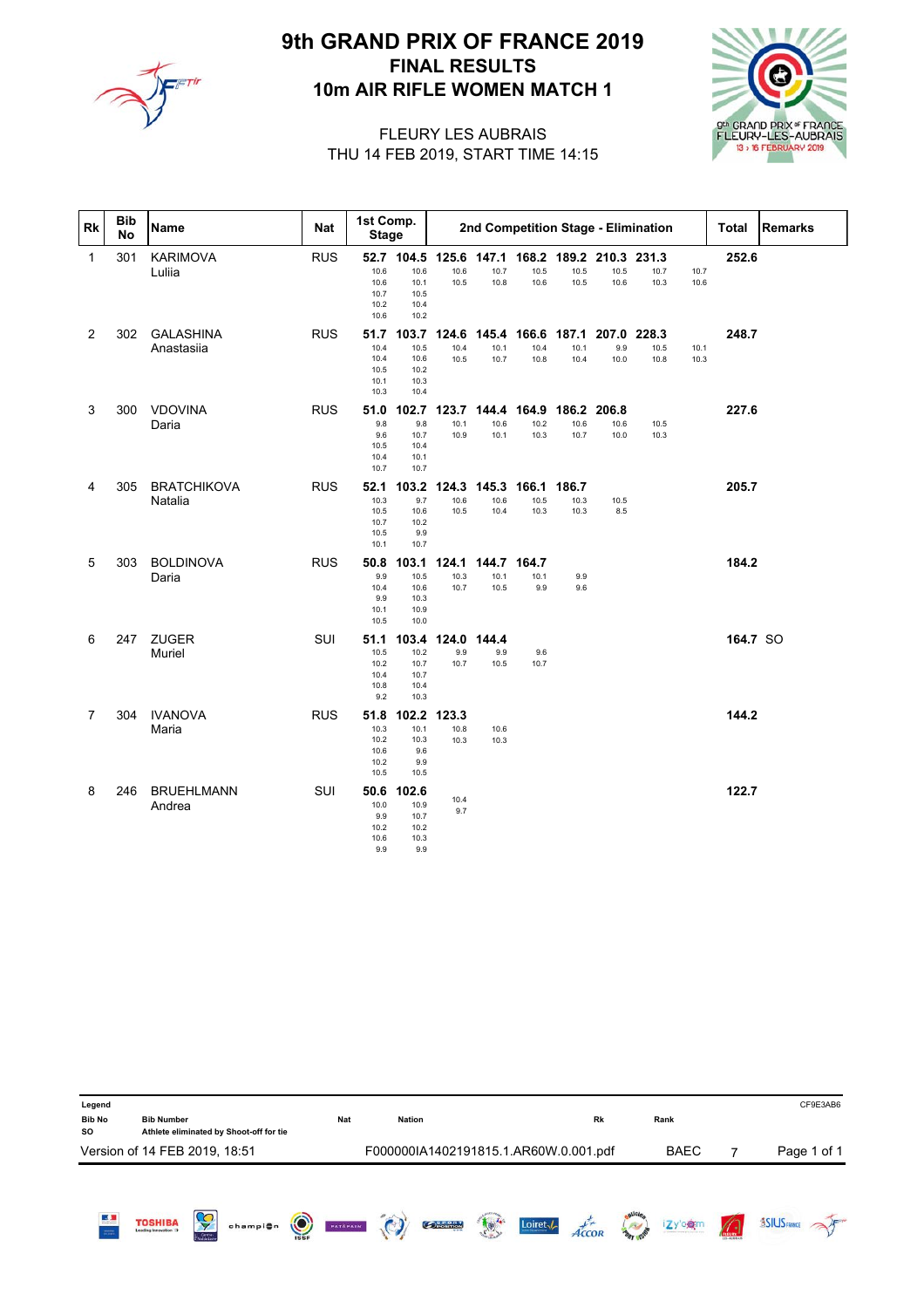# 9th GRAND PRIX OF FRANCE 2019

## FINAL RESULTS

## 10m AIR RIFLE WOMEN MATCH 1

FLEURY LES AUBRAIS
THU 14 FEB 2019, START TIME 14:15

| Rk | Bib No | Name | Nat | 1st Comp. Stage | | 2nd Competition Stage - Elimination | | | | | | | | Total | Remarks |
|---|---|---|---|---|---|---|---|---|---|---|---|---|---|---|---|
| 1 | 301 | KARIMOVA Luliia | RUS | **52.7** 10.6 10.6 10.7 10.2 10.6 | **104.5** 10.6 10.1 10.5 10.4 10.2 | **125.6** 10.6 10.5 | **147.1** 10.7 10.8 | **168.2** 10.5 10.6 | **189.2** 10.5 10.5 | **210.3** 10.5 10.6 | **231.3** 10.7 10.3 | 10.7 10.6 | **252.6** | |
| 2 | 302 | GALASHINA Anastasiia | RUS | **51.7** 10.4 10.4 10.5 10.1 10.3 | **103.7** 10.5 10.6 10.2 10.3 10.4 | **124.6** 10.4 10.5 | **145.4** 10.1 10.7 | **166.6** 10.4 10.8 | **187.1** 10.1 10.4 | **207.0** 9.9 10.0 | **228.3** 10.5 10.8 | 10.1 10.3 | **248.7** | |
| 3 | 300 | VDOVINA Daria | RUS | **51.0** 9.8 9.6 10.5 10.4 10.7 | **102.7** 9.8 10.7 10.4 10.1 10.7 | **123.7** 10.1 10.9 | **144.4** 10.6 10.1 | **164.9** 10.2 10.3 | **186.2** 10.6 10.7 | **206.8** 10.6 10.0 | 10.5 10.3 | | **227.6** | |
| 4 | 305 | BRATCHIKOVA Natalia | RUS | **52.1** 10.3 10.5 10.7 10.5 10.1 | **103.2** 9.7 10.6 10.2 9.9 10.7 | **124.3** 10.6 10.5 | **145.3** 10.6 10.4 | **166.1** 10.5 10.3 | **186.7** 10.3 10.3 | 10.5 8.5 | | | **205.7** | |
| 5 | 303 | BOLDINOVA Daria | RUS | **50.8** 9.9 10.4 9.9 10.1 10.5 | **103.1** 10.5 10.6 10.3 10.9 10.0 | **124.1** 10.3 10.7 | **144.7** 10.1 10.5 | **164.7** 10.1 9.9 | 9.9 9.6 | | | | **184.2** | |
| 6 | 247 | ZUGER Muriel | SUI | **51.1** 10.5 10.2 10.4 10.8 9.2 | **103.4** 10.2 10.7 10.7 10.4 10.3 | **124.0** 9.9 10.7 | **144.4** 9.9 10.5 | 9.6 10.7 | | | | | **164.7** | SO |
| 7 | 304 | IVANOVA Maria | RUS | **51.8** 10.3 10.2 10.6 10.2 10.5 | **102.2** 10.1 10.3 9.6 9.9 10.5 | **123.3** 10.8 10.3 | 10.6 10.3 | | | | | | **144.2** | |
| 8 | 246 | BRUEHLMANN Andrea | SUI | **50.6** 10.0 9.9 10.2 10.6 9.9 | **102.6** 10.9 10.7 10.2 10.3 9.9 | 10.4 9.7 | | | | | | | **122.7** | |

**Legend**

| | | | | | |
|---|---|---|---|---|---|
| Bib No | Bib Number | Nat | Nation | Rk | Rank |
| SO | Athlete eliminated by Shoot-off for tie | | | | |

CF9E3AB6

Version of 14 FEB 2019, 18:51 F000000IA1402191815.1.AR60W.0.001.pdf BAEC 7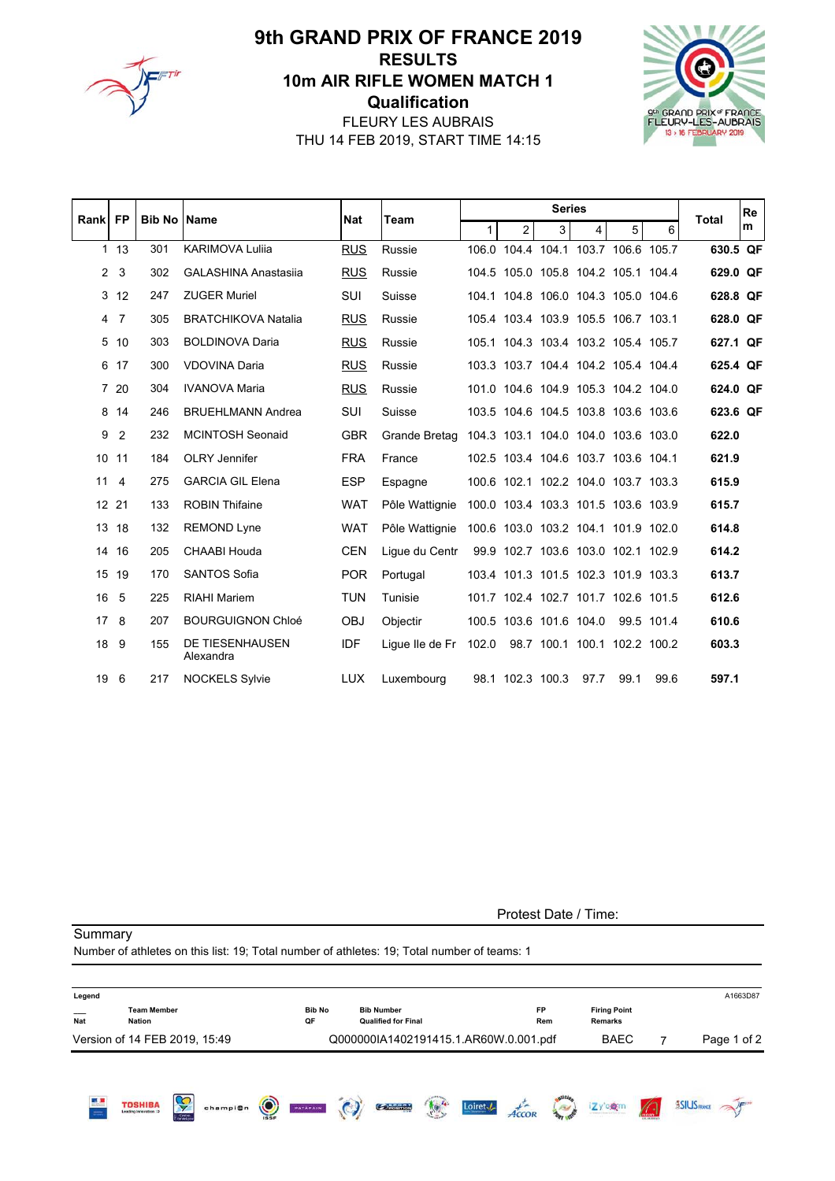# 9th GRAND PRIX OF FRANCE 2019

## RESULTS

## 10m AIR RIFLE WOMEN MATCH 1

## Qualification

FLEURY LES AUBRAIS

THU 14 FEB 2019, START TIME 14:15

| Rank | FP | Bib No | Name | Nat | Team | Series 1 | 2 | 3 | 4 | 5 | 6 | Total | Rem |
|---|---|---|---|---|---|---|---|---|---|---|---|---|---|
| 1 | 13 | 301 | KARIMOVA Luliia | RUS | Russie | 106.0 | 104.4 | 104.1 | 103.7 | 106.6 | 105.7 | **630.5** | **QF** |
| 2 | 3 | 302 | GALASHINA Anastasiia | RUS | Russie | 104.5 | 105.0 | 105.8 | 104.2 | 105.1 | 104.4 | **629.0** | **QF** |
| 3 | 12 | 247 | ZUGER Muriel | SUI | Suisse | 104.1 | 104.8 | 106.0 | 104.3 | 105.0 | 104.6 | **628.8** | **QF** |
| 4 | 7 | 305 | BRATCHIKOVA Natalia | RUS | Russie | 105.4 | 103.4 | 103.9 | 105.5 | 106.7 | 103.1 | **628.0** | **QF** |
| 5 | 10 | 303 | BOLDINOVA Daria | RUS | Russie | 105.1 | 104.3 | 103.4 | 103.2 | 105.4 | 105.7 | **627.1** | **QF** |
| 6 | 17 | 300 | VDOVINA Daria | RUS | Russie | 103.3 | 103.7 | 104.4 | 104.2 | 105.4 | 104.4 | **625.4** | **QF** |
| 7 | 20 | 304 | IVANOVA Maria | RUS | Russie | 101.0 | 104.6 | 104.9 | 105.3 | 104.2 | 104.0 | **624.0** | **QF** |
| 8 | 14 | 246 | BRUEHLMANN Andrea | SUI | Suisse | 103.5 | 104.6 | 104.5 | 103.8 | 103.6 | 103.6 | **623.6** | **QF** |
| 9 | 2 | 232 | MCINTOSH Seonaid | GBR | Grande Bretag | 104.3 | 103.1 | 104.0 | 104.0 | 103.6 | 103.0 | **622.0** | |
| 10 | 11 | 184 | OLRY Jennifer | FRA | France | 102.5 | 103.4 | 104.6 | 103.7 | 103.6 | 104.1 | **621.9** | |
| 11 | 4 | 275 | GARCIA GIL Elena | ESP | Espagne | 100.6 | 102.1 | 102.2 | 104.0 | 103.7 | 103.3 | **615.9** | |
| 12 | 21 | 133 | ROBIN Thifaine | WAT | Pôle Wattignie | 100.0 | 103.4 | 103.3 | 101.5 | 103.6 | 103.9 | **615.7** | |
| 13 | 18 | 132 | REMOND Lyne | WAT | Pôle Wattignie | 100.6 | 103.0 | 103.2 | 104.1 | 101.9 | 102.0 | **614.8** | |
| 14 | 16 | 205 | CHAABI Houda | CEN | Ligue du Centr | 99.9 | 102.7 | 103.6 | 103.0 | 102.1 | 102.9 | **614.2** | |
| 15 | 19 | 170 | SANTOS Sofia | POR | Portugal | 103.4 | 101.3 | 101.5 | 102.3 | 101.9 | 103.3 | **613.7** | |
| 16 | 5 | 225 | RIAHI Mariem | TUN | Tunisie | 101.7 | 102.4 | 102.7 | 101.7 | 102.6 | 101.5 | **612.6** | |
| 17 | 8 | 207 | BOURGUIGNON Chloé | OBJ | Objectir | 100.5 | 103.6 | 101.6 | 104.0 | 99.5 | 101.4 | **610.6** | |
| 18 | 9 | 155 | DE TIESENHAUSEN Alexandra | IDF | Ligue Ile de Fr | 102.0 | 98.7 | 100.1 | 100.1 | 102.2 | 100.2 | **603.3** | |
| 19 | 6 | 217 | NOCKELS Sylvie | LUX | Luxembourg | 98.1 | 102.3 | 100.3 | 97.7 | 99.1 | 99.6 | **597.1** | |

Protest Date / Time:

Summary

Number of athletes on this list: 19; Total number of athletes: 19; Total number of teams: 1

| Legend | | | | | | | |
|---|---|---|---|---|---|---|---|
| ___ | Team Member | Bib No | Bib Number | FP | Firing Point | | A1663D87 |
| Nat | Nation | QF | Qualified for Final | Rem | Remarks | | |

Version of 14 FEB 2019, 15:49 — Q000000IA1402191415.1.AR60W.0.001.pdf — BAEC 7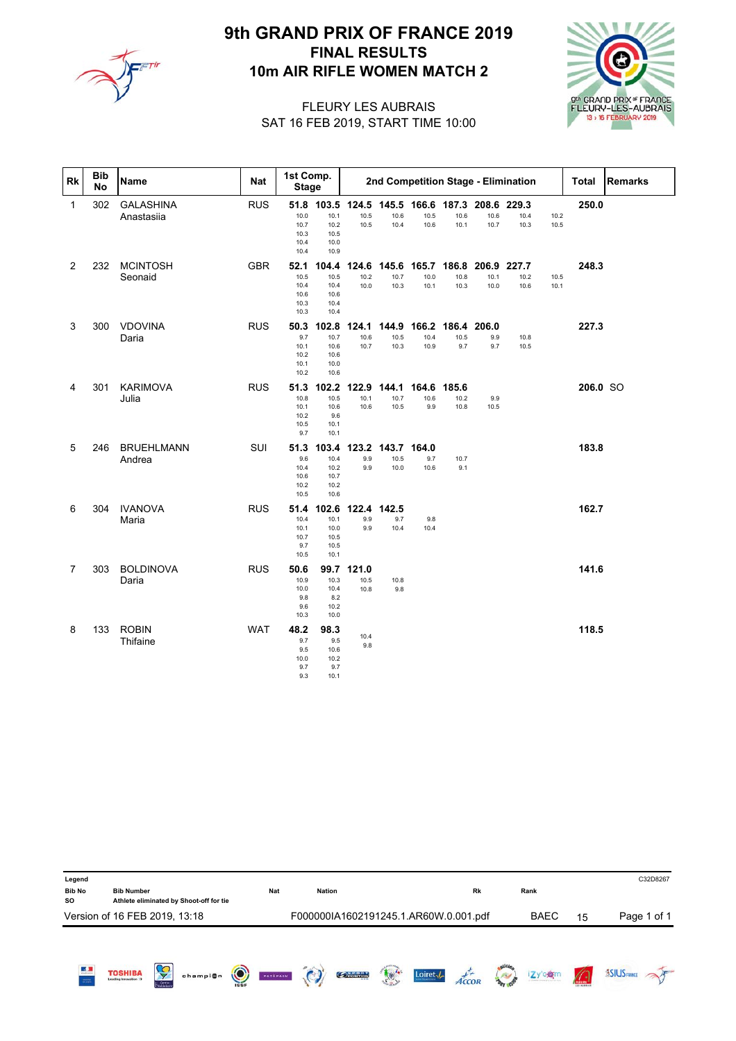# 9th GRAND PRIX OF FRANCE 2019

## FINAL RESULTS

## 10m AIR RIFLE WOMEN MATCH 2

FLEURY LES AUBRAIS

SAT 16 FEB 2019, START TIME 10:00

| Rk | Bib No | Name | Nat | 1st Comp. Stage | | 2nd Competition Stage - Elimination | | | | | | | | Total | Remarks |
|---|---|---|---|---|---|---|---|---|---|---|---|---|---|---|---|
| 1 | 302 | GALASHINA Anastasiia | RUS | 51.8 | 103.5 | 124.5 | 145.5 | 166.6 | 187.3 | 208.6 | 229.3 | | | 250.0 | |
| | | | | 10.0 10.7 10.3 10.4 10.4 | 10.1 10.2 10.5 10.0 10.9 | 10.5 10.5 | 10.6 10.4 | 10.5 10.6 | 10.6 10.1 | 10.6 10.7 | 10.4 10.3 | 10.2 10.5 | | | |
| 2 | 232 | MCINTOSH Seonaid | GBR | 52.1 | 104.4 | 124.6 | 145.6 | 165.7 | 186.8 | 206.9 | 227.7 | | | 248.3 | |
| | | | | 10.5 10.4 10.6 10.3 10.3 | 10.5 10.4 10.6 10.4 10.4 | 10.2 10.0 | 10.7 10.3 | 10.0 10.1 | 10.8 10.3 | 10.1 10.0 | 10.2 10.6 | 10.5 10.1 | | | |
| 3 | 300 | VDOVINA Daria | RUS | 50.3 | 102.8 | 124.1 | 144.9 | 166.2 | 186.4 | 206.0 | | | | 227.3 | |
| | | | | 9.7 10.1 10.2 10.1 10.2 | 10.7 10.6 10.6 10.0 10.6 | 10.6 10.7 | 10.5 10.3 | 10.4 10.9 | 10.5 9.7 | 9.9 9.7 | 10.8 10.5 | | | | |
| 4 | 301 | KARIMOVA Julia | RUS | 51.3 | 102.2 | 122.9 | 144.1 | 164.6 | 185.6 | | | | | 206.0 | SO |
| | | | | 10.8 10.1 10.2 10.5 9.7 | 10.5 10.6 9.6 10.1 10.1 | 10.1 10.6 | 10.7 10.5 | 10.6 9.9 | 10.2 10.8 | 9.9 10.5 | | | | | |
| 5 | 246 | BRUEHLMANN Andrea | SUI | 51.3 | 103.4 | 123.2 | 143.7 | 164.0 | | | | | | 183.8 | |
| | | | | 9.6 10.4 10.6 10.2 10.5 | 10.4 10.2 10.7 10.2 10.6 | 9.9 9.9 | 10.5 10.0 | 9.7 10.6 | 10.7 9.1 | | | | | | |
| 6 | 304 | IVANOVA Maria | RUS | 51.4 | 102.6 | 122.4 | 142.5 | | | | | | | 162.7 | |
| | | | | 10.4 10.1 10.7 9.7 10.5 | 10.1 10.0 10.5 10.5 10.1 | 9.9 9.9 | 9.7 10.4 | 9.8 10.4 | | | | | | | |
| 7 | 303 | BOLDINOVA Daria | RUS | 50.6 | 99.7 | 121.0 | | | | | | | | 141.6 | |
| | | | | 10.9 10.0 9.8 9.6 10.3 | 10.3 10.4 8.2 10.2 10.0 | 10.5 10.8 | 10.8 9.8 | | | | | | | | |
| 8 | 133 | ROBIN Thifaine | WAT | 48.2 | 98.3 | | | | | | | | | 118.5 | |
| | | | | 9.7 9.5 10.0 9.7 9.3 | 9.5 10.6 10.2 9.7 10.1 | 10.4 9.8 | | | | | | | | | |

**Legend**

| Bib No | Bib Number | Nat | Nation | Rk | Rank |
|---|---|---|---|---|---|
| SO | Athlete eliminated by Shoot-off for tie | | | | |

C32D8267

Version of 16 FEB 2019, 13:18 — F000000IA1602191245.1.AR60W.0.001.pdf — BAEC 15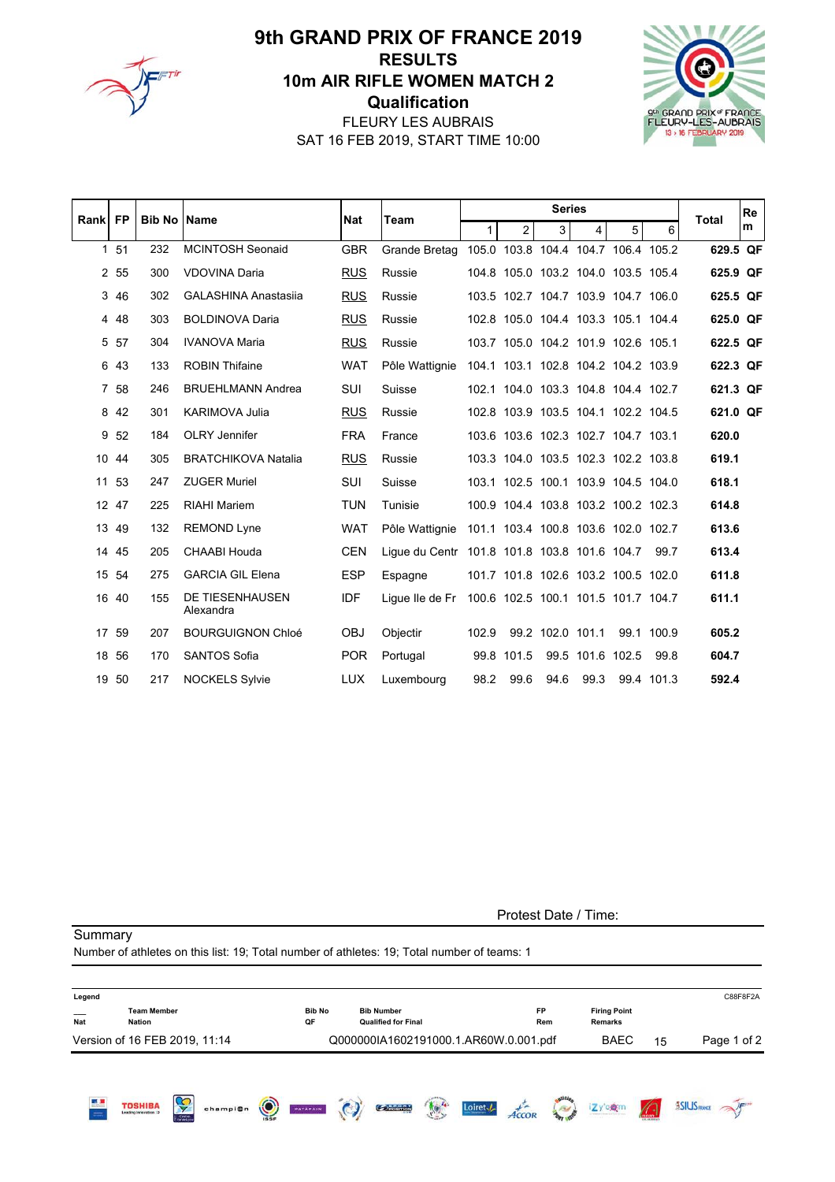# 9th GRAND PRIX OF FRANCE 2019

## RESULTS

## 10m AIR RIFLE WOMEN MATCH 2

## Qualification

FLEURY LES AUBRAIS

SAT 16 FEB 2019, START TIME 10:00

| Rank | FP | Bib No | Name | Nat | Team | Series | | | | | | Total | Rem |
|---|---|---|---|---|---|---|---|---|---|---|---|---|---|
| | | | | | | 1 | 2 | 3 | 4 | 5 | 6 | | |
| 1 | 51 | 232 | MCINTOSH Seonaid | GBR | Grande Bretag | 105.0 | 103.8 | 104.4 | 104.7 | 106.4 | 105.2 | **629.5** | **QF** |
| 2 | 55 | 300 | VDOVINA Daria | RUS | Russie | 104.8 | 105.0 | 103.2 | 104.0 | 103.5 | 105.4 | **625.9** | **QF** |
| 3 | 46 | 302 | GALASHINA Anastasiia | RUS | Russie | 103.5 | 102.7 | 104.7 | 103.9 | 104.7 | 106.0 | **625.5** | **QF** |
| 4 | 48 | 303 | BOLDINOVA Daria | RUS | Russie | 102.8 | 105.0 | 104.4 | 103.3 | 105.1 | 104.4 | **625.0** | **QF** |
| 5 | 57 | 304 | IVANOVA Maria | RUS | Russie | 103.7 | 105.0 | 104.2 | 101.9 | 102.6 | 105.1 | **622.5** | **QF** |
| 6 | 43 | 133 | ROBIN Thifaine | WAT | Pôle Wattignie | 104.1 | 103.1 | 102.8 | 104.2 | 104.2 | 103.9 | **622.3** | **QF** |
| 7 | 58 | 246 | BRUEHLMANN Andrea | SUI | Suisse | 102.1 | 104.0 | 103.3 | 104.8 | 104.4 | 102.7 | **621.3** | **QF** |
| 8 | 42 | 301 | KARIMOVA Julia | RUS | Russie | 102.8 | 103.9 | 103.5 | 104.1 | 102.2 | 104.5 | **621.0** | **QF** |
| 9 | 52 | 184 | OLRY Jennifer | FRA | France | 103.6 | 103.6 | 102.3 | 102.7 | 104.7 | 103.1 | **620.0** | |
| 10 | 44 | 305 | BRATCHIKOVA Natalia | RUS | Russie | 103.3 | 104.0 | 103.5 | 102.3 | 102.2 | 103.8 | **619.1** | |
| 11 | 53 | 247 | ZUGER Muriel | SUI | Suisse | 103.1 | 102.5 | 100.1 | 103.9 | 104.5 | 104.0 | **618.1** | |
| 12 | 47 | 225 | RIAHI Mariem | TUN | Tunisie | 100.9 | 104.4 | 103.8 | 103.2 | 100.2 | 102.3 | **614.8** | |
| 13 | 49 | 132 | REMOND Lyne | WAT | Pôle Wattignie | 101.1 | 103.4 | 100.8 | 103.6 | 102.0 | 102.7 | **613.6** | |
| 14 | 45 | 205 | CHAABI Houda | CEN | Ligue du Centr | 101.8 | 101.8 | 103.8 | 101.6 | 104.7 | 99.7 | **613.4** | |
| 15 | 54 | 275 | GARCIA GIL Elena | ESP | Espagne | 101.7 | 101.8 | 102.6 | 103.2 | 100.5 | 102.0 | **611.8** | |
| 16 | 40 | 155 | DE TIESENHAUSEN Alexandra | IDF | Ligue Ile de Fr | 100.6 | 102.5 | 100.1 | 101.5 | 101.7 | 104.7 | **611.1** | |
| 17 | 59 | 207 | BOURGUIGNON Chloé | OBJ | Objectir | 102.9 | 99.2 | 102.0 | 101.1 | 99.1 | 100.9 | **605.2** | |
| 18 | 56 | 170 | SANTOS Sofia | POR | Portugal | 99.8 | 101.5 | 99.5 | 101.6 | 102.5 | 99.8 | **604.7** | |
| 19 | 50 | 217 | NOCKELS Sylvie | LUX | Luxembourg | 98.2 | 99.6 | 94.6 | 99.3 | 99.4 | 101.3 | **592.4** | |

Protest Date / Time:

Summary

Number of athletes on this list: 19; Total number of athletes: 19; Total number of teams: 1

Legend

| | | | | | | |
|---|---|---|---|---|---|---|
| ___ Nat | Team Member Nation | Bib No QF | Bib Number Qualified for Final | FP Rem | Firing Point Remarks | C88F8F2A |

Version of 16 FEB 2019, 11:14 Q000000IA1602191000.1.AR60W.0.001.pdf BAEC 15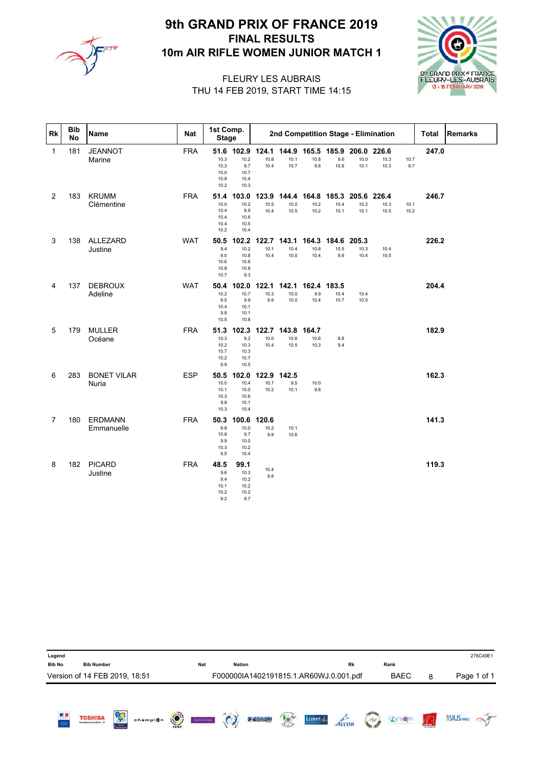# 9th GRAND PRIX OF FRANCE 2019

## FINAL RESULTS

## 10m AIR RIFLE WOMEN JUNIOR MATCH 1

FLEURY LES AUBRAIS
THU 14 FEB 2019, START TIME 14:15

| Rk | Bib No | Name | Nat | 1st Comp. Stage | | 2nd Competition Stage - Elimination | | | | | | | | Total | Remarks |
|---|---|---|---|---|---|---|---|---|---|---|---|---|---|---|---|
| 1 | 181 | JEANNOT Marine | FRA | 51.6<br>10.3 10.3 10.0 10.8 10.2 | 102.9<br>10.2 9.7 10.7 10.4 10.3 | 124.1<br>10.8 10.4 | 144.9<br>10.1 10.7 | 165.5<br>10.8 9.8 | 185.9<br>9.6 10.8 | 206.0<br>10.0 10.1 | 226.6<br>10.3 10.3 | 10.7 9.7 | | 247.0 | |
| 2 | 183 | KRUMM Clémentine | FRA | 51.4<br>10.0 10.4 10.4 10.4 10.2 | 103.0<br>10.2 9.9 10.6 10.5 10.4 | 123.9<br>10.5 10.4 | 144.4<br>10.0 10.5 | 164.8<br>10.2 10.2 | 185.3<br>10.4 10.1 | 205.6<br>10.2 10.1 | 226.4<br>10.3 10.5 | 10.1 10.2 | | 246.7 | |
| 3 | 138 | ALLEZARD Justine | WAT | 50.5<br>9.4 9.0 10.6 10.8 10.7 | 102.2<br>10.2 10.8 10.6 10.8 9.3 | 122.7<br>10.1 10.4 | 143.1<br>10.4 10.0 | 164.3<br>10.8 10.4 | 184.6<br>10.5 9.8 | 205.3<br>10.3 10.4 | 10.4 10.5 | | | 226.2 | |
| 4 | 137 | DEBROUX Adeline | WAT | 50.4<br>10.2 9.5 10.4 9.8 10.5 | 102.0<br>10.7 9.9 10.1 10.1 10.8 | 122.1<br>10.3 9.8 | 142.1<br>10.0 10.0 | 162.4<br>9.9 10.4 | 183.5<br>10.4 10.7 | 10.4 10.5 | | | | 204.4 | |
| 5 | 179 | MULLER Océane | FRA | 51.3<br>10.3 10.2 10.7 10.2 9.9 | 102.3<br>9.2 10.3 10.3 10.7 10.5 | 122.7<br>10.0 10.4 | 143.8<br>10.6 10.5 | 164.7<br>10.6 10.3 | 8.8 9.4 | | | | | 182.9 | |
| 6 | 283 | BONET VILAR Nuria | ESP | 50.5<br>10.0 10.1 10.3 9.8 10.3 | 102.0<br>10.4 10.0 10.6 10.1 10.4 | 122.9<br>10.7 10.2 | 142.5<br>9.5 10.1 | 10.0 9.8 | | | | | | 162.3 | |
| 7 | 180 | ERDMANN Emmanuelle | FRA | 50.3<br>9.8 10.8 9.9 10.3 9.5 | 100.6<br>10.0 9.7 10.0 10.2 10.4 | 120.6<br>10.2 9.8 | 10.1 10.6 | | | | | | | 141.3 | |
| 8 | 182 | PICARD Justine | FRA | 48.5<br>9.6 9.4 10.1 10.2 9.2 | 99.1<br>10.3 10.2 10.2 10.2 9.7 | 10.4 9.8 | | | | | | | | 119.3 | |

Legend

| Bib No | Bib Number | Nat | Nation | Rk | Rank |
|---|---|---|---|---|---|

276C49E1

Version of 14 FEB 2019, 18:51 F000000IA1402191815.1.AR60WJ.0.001.pdf BAEC 8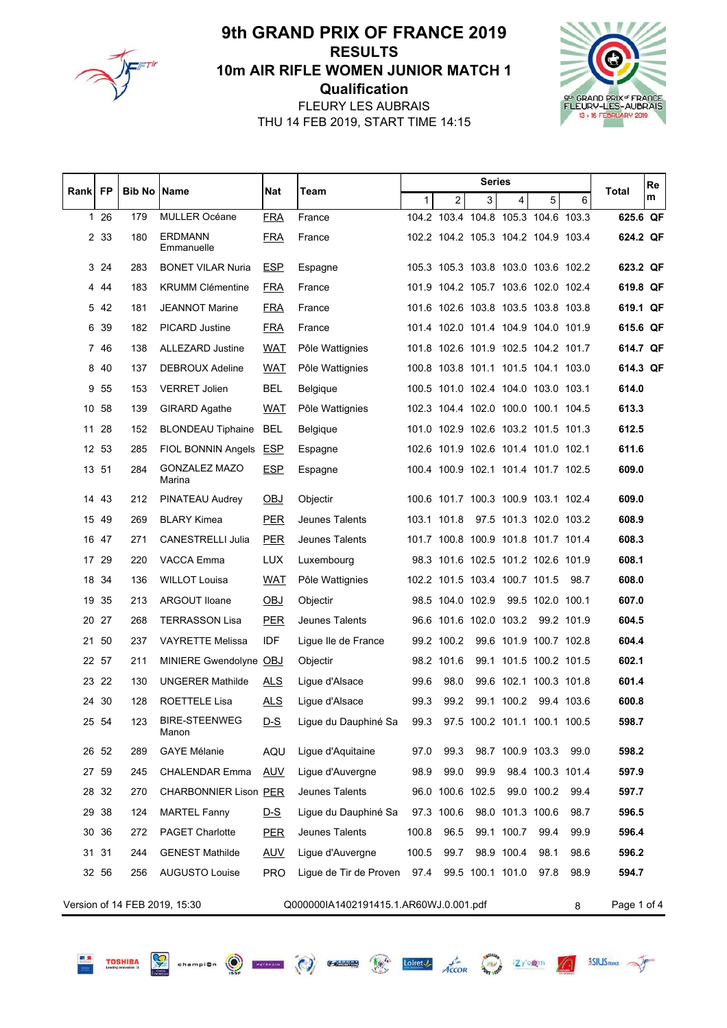# 9th GRAND PRIX OF FRANCE 2019

## RESULTS

## 10m AIR RIFLE WOMEN JUNIOR MATCH 1

## Qualification

FLEURY LES AUBRAIS

THU 14 FEB 2019, START TIME 14:15

| Rank | FP | Bib No | Name | Nat | Team | Series 1 | 2 | 3 | 4 | 5 | 6 | Total | Rem |
|---|---|---|---|---|---|---|---|---|---|---|---|---|---|
| 1 | 26 | 179 | MULLER Océane | FRA | France | 104.2 | 103.4 | 104.8 | 105.3 | 104.6 | 103.3 | 625.6 | QF |
| 2 | 33 | 180 | ERDMANN Emmanuelle | FRA | France | 102.2 | 104.2 | 105.3 | 104.2 | 104.9 | 103.4 | 624.2 | QF |
| 3 | 24 | 283 | BONET VILAR Nuria | ESP | Espagne | 105.3 | 105.3 | 103.8 | 103.0 | 103.6 | 102.2 | 623.2 | QF |
| 4 | 44 | 183 | KRUMM Clémentine | FRA | France | 101.9 | 104.2 | 105.7 | 103.6 | 102.0 | 102.4 | 619.8 | QF |
| 5 | 42 | 181 | JEANNOT Marine | FRA | France | 101.6 | 102.6 | 103.8 | 103.5 | 103.8 | 103.8 | 619.1 | QF |
| 6 | 39 | 182 | PICARD Justine | FRA | France | 101.4 | 102.0 | 101.4 | 104.9 | 104.0 | 101.9 | 615.6 | QF |
| 7 | 46 | 138 | ALLEZARD Justine | WAT | Pôle Wattignies | 101.8 | 102.6 | 101.9 | 102.5 | 104.2 | 101.7 | 614.7 | QF |
| 8 | 40 | 137 | DEBROUX Adeline | WAT | Pôle Wattignies | 100.8 | 103.8 | 101.1 | 101.5 | 104.1 | 103.0 | 614.3 | QF |
| 9 | 55 | 153 | VERRET Jolien | BEL | Belgique | 100.5 | 101.0 | 102.4 | 104.0 | 103.0 | 103.1 | 614.0 | |
| 10 | 58 | 139 | GIRARD Agathe | WAT | Pôle Wattignies | 102.3 | 104.4 | 102.0 | 100.0 | 100.1 | 104.5 | 613.3 | |
| 11 | 28 | 152 | BLONDEAU Tiphaine | BEL | Belgique | 101.0 | 102.9 | 102.6 | 103.2 | 101.5 | 101.3 | 612.5 | |
| 12 | 53 | 285 | FIOL BONNIN Angels | ESP | Espagne | 102.6 | 101.9 | 102.6 | 101.4 | 101.0 | 102.1 | 611.6 | |
| 13 | 51 | 284 | GONZALEZ MAZO Marina | ESP | Espagne | 100.4 | 100.9 | 102.1 | 101.4 | 101.7 | 102.5 | 609.0 | |
| 14 | 43 | 212 | PINATEAU Audrey | OBJ | Objectir | 100.6 | 101.7 | 100.3 | 100.9 | 103.1 | 102.4 | 609.0 | |
| 15 | 49 | 269 | BLARY Kimea | PER | Jeunes Talents | 103.1 | 101.8 | 97.5 | 101.3 | 102.0 | 103.2 | 608.9 | |
| 16 | 47 | 271 | CANESTRELLI Julia | PER | Jeunes Talents | 101.7 | 100.8 | 100.9 | 101.8 | 101.7 | 101.4 | 608.3 | |
| 17 | 29 | 220 | VACCA Emma | LUX | Luxembourg | 98.3 | 101.6 | 102.5 | 101.2 | 102.6 | 101.9 | 608.1 | |
| 18 | 34 | 136 | WILLOT Louisa | WAT | Pôle Wattignies | 102.2 | 101.5 | 103.4 | 100.7 | 101.5 | 98.7 | 608.0 | |
| 19 | 35 | 213 | ARGOUT Iloane | OBJ | Objectir | 98.5 | 104.0 | 102.9 | 99.5 | 102.0 | 100.1 | 607.0 | |
| 20 | 27 | 268 | TERRASSON Lisa | PER | Jeunes Talents | 96.6 | 101.6 | 102.0 | 103.2 | 99.2 | 101.9 | 604.5 | |
| 21 | 50 | 237 | VAYRETTE Melissa | IDF | Ligue Ile de France | 99.2 | 100.2 | 99.6 | 101.9 | 100.7 | 102.8 | 604.4 | |
| 22 | 57 | 211 | MINIERE Gwendolyne | OBJ | Objectir | 98.2 | 101.6 | 99.1 | 101.5 | 100.2 | 101.5 | 602.1 | |
| 23 | 22 | 130 | UNGERER Mathilde | ALS | Ligue d'Alsace | 99.6 | 98.0 | 99.6 | 102.1 | 100.3 | 101.8 | 601.4 | |
| 24 | 30 | 128 | ROETTELE Lisa | ALS | Ligue d'Alsace | 99.3 | 99.2 | 99.1 | 100.2 | 99.4 | 103.6 | 600.8 | |
| 25 | 54 | 123 | BIRE-STEENWEG Manon | D-S | Ligue du Dauphiné Sa | 99.3 | 97.5 | 100.2 | 101.1 | 100.1 | 100.5 | 598.7 | |
| 26 | 52 | 289 | GAYE Mélanie | AQU | Ligue d'Aquitaine | 97.0 | 99.3 | 98.7 | 100.9 | 103.3 | 99.0 | 598.2 | |
| 27 | 59 | 245 | CHALENDAR Emma | AUV | Ligue d'Auvergne | 98.9 | 99.0 | 99.9 | 98.4 | 100.3 | 101.4 | 597.9 | |
| 28 | 32 | 270 | CHARBONNIER Lison | PER | Jeunes Talents | 96.0 | 100.6 | 102.5 | 99.0 | 100.2 | 99.4 | 597.7 | |
| 29 | 38 | 124 | MARTEL Fanny | D-S | Ligue du Dauphiné Sa | 97.3 | 100.6 | 98.0 | 101.3 | 100.6 | 98.7 | 596.5 | |
| 30 | 36 | 272 | PAGET Charlotte | PER | Jeunes Talents | 100.8 | 96.5 | 99.1 | 100.7 | 99.4 | 99.9 | 596.4 | |
| 31 | 31 | 244 | GENEST Mathilde | AUV | Ligue d'Auvergne | 100.5 | 99.7 | 98.9 | 100.4 | 98.1 | 98.6 | 596.2 | |
| 32 | 56 | 256 | AUGUSTO Louise | PRO | Ligue de Tir de Proven | 97.4 | 99.5 | 100.1 | 101.0 | 97.8 | 98.9 | 594.7 | |

Version of 14 FEB 2019, 15:30 Q000000IA1402191415.1.AR60WJ.0.001.pdf 8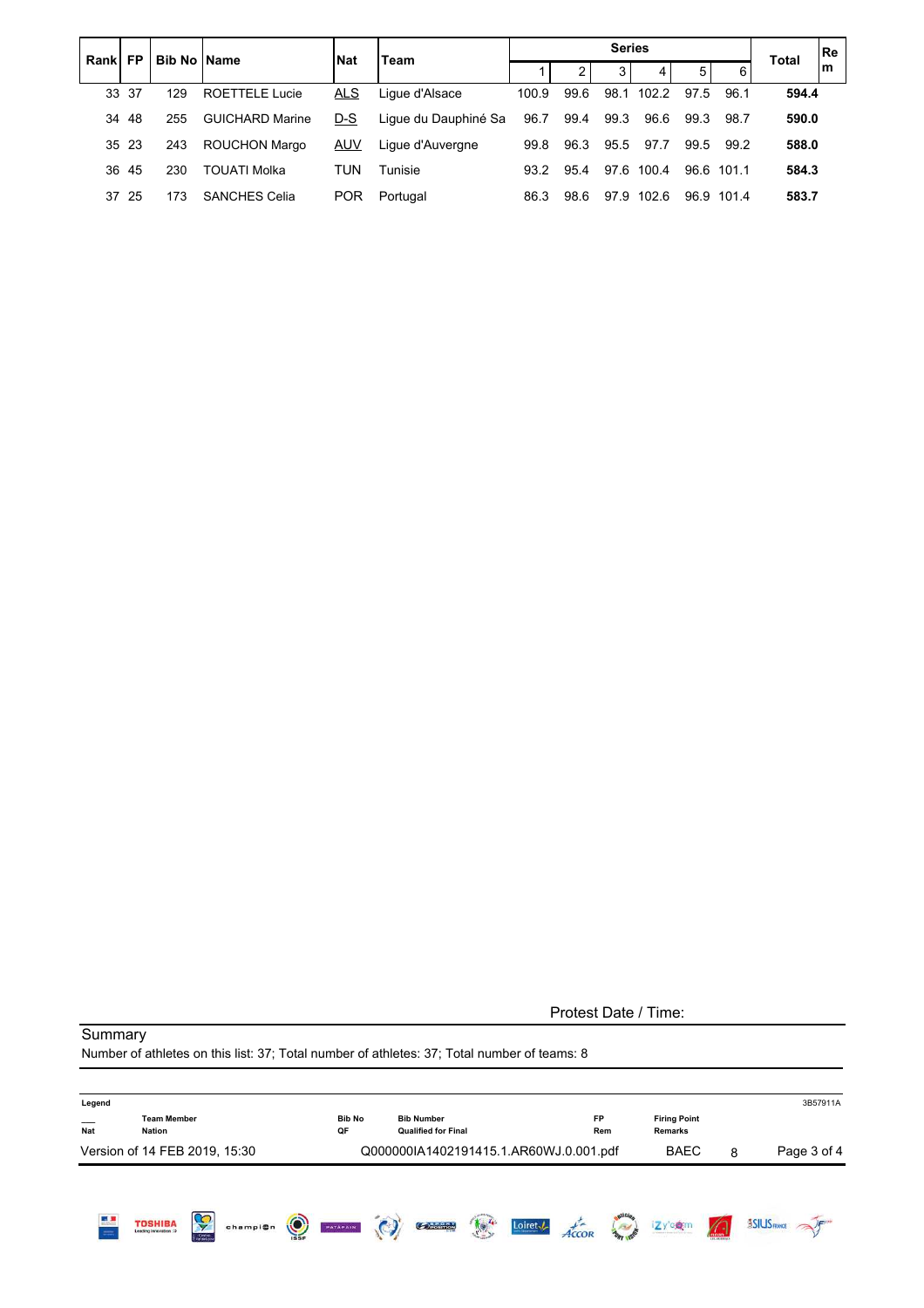| Rank | FP | Bib No | Name | Nat | Team | Series | | | | | | Total | Rem |
|---|---|---|---|---|---|---|---|---|---|---|---|---|---|
| | | | | | | 1 | 2 | 3 | 4 | 5 | 6 | | |
| 33 | 37 | 129 | ROETTELE Lucie | ALS | Ligue d'Alsace | 100.9 | 99.6 | 98.1 | 102.2 | 97.5 | 96.1 | **594.4** | |
| 34 | 48 | 255 | GUICHARD Marine | D-S | Ligue du Dauphiné Sa | 96.7 | 99.4 | 99.3 | 96.6 | 99.3 | 98.7 | **590.0** | |
| 35 | 23 | 243 | ROUCHON Margo | AUV | Ligue d'Auvergne | 99.8 | 96.3 | 95.5 | 97.7 | 99.5 | 99.2 | **588.0** | |
| 36 | 45 | 230 | TOUATI Molka | TUN | Tunisie | 93.2 | 95.4 | 97.6 | 100.4 | 96.6 | 101.1 | **584.3** | |
| 37 | 25 | 173 | SANCHES Celia | POR | Portugal | 86.3 | 98.6 | 97.9 | 102.6 | 96.9 | 101.4 | **583.7** | |

Protest Date / Time:

Summary

Number of athletes on this list: 37; Total number of athletes: 37; Total number of teams: 8

**Legend**

| | | | | | |
|---|---|---|---|---|---|
| Nat (underlined) | Team Member | Bib No | Bib Number | FP | Firing Point |
| Nat | Nation | QF | Qualified for Final | Rem | Remarks |

3B57911A

Version of 14 FEB 2019, 15:30 Q000000IA1402191415.1.AR60WJ.0.001.pdf BAEC 8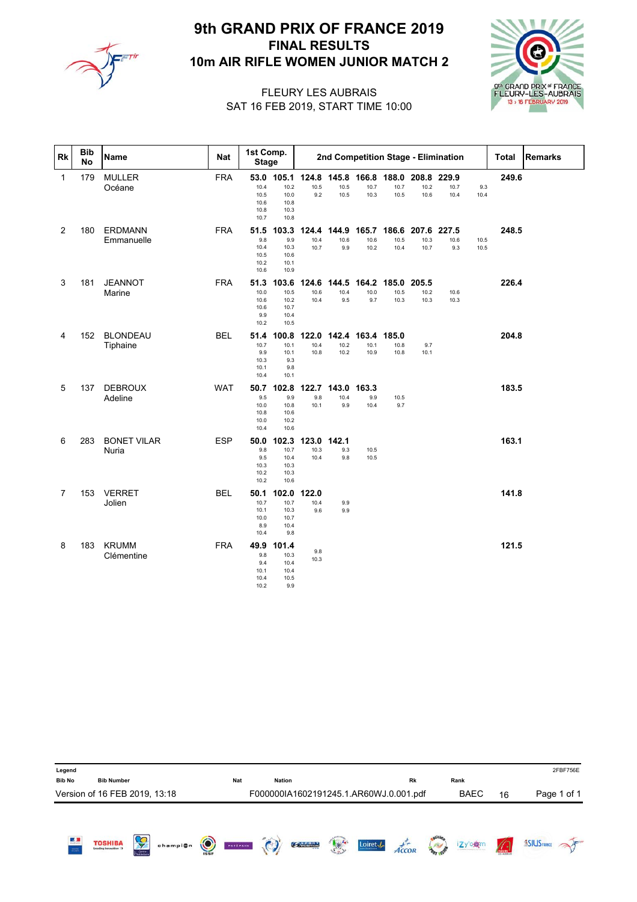# 9th GRAND PRIX OF FRANCE 2019

## FINAL RESULTS

## 10m AIR RIFLE WOMEN JUNIOR MATCH 2

FLEURY LES AUBRAIS
SAT 16 FEB 2019, START TIME 10:00

| Rk | Bib No | Name | Nat | 1st Comp. Stage | | 2nd Competition Stage - Elimination | | | | | | | | Total | Remarks |
|---|---|---|---|---|---|---|---|---|---|---|---|---|---|---|---|
| 1 | 179 | MULLER Océane | FRA | 53.0 (10.4 10.5 10.6 10.8 10.7) | 105.1 (10.2 10.0 10.8 10.3 10.8) | 124.8 (10.5 9.2) | 145.8 (10.5 10.5) | 166.8 (10.7 10.3) | 188.0 (10.7 10.5) | 208.8 (10.2 10.6) | 229.9 (10.7 10.4) | (9.3 10.4) | | 249.6 | |
| 2 | 180 | ERDMANN Emmanuelle | FRA | 51.5 (9.8 10.4 10.5 10.2 10.6) | 103.3 (9.9 10.3 10.6 10.1 10.9) | 124.4 (10.4 10.7) | 144.9 (10.6 9.9) | 165.7 (10.6 10.2) | 186.6 (10.5 10.4) | 207.6 (10.3 10.7) | 227.5 (10.6 9.3) | (10.5 10.5) | | 248.5 | |
| 3 | 181 | JEANNOT Marine | FRA | 51.3 (10.0 10.6 10.6 9.9 10.2) | 103.6 (10.5 10.2 10.7 10.4 10.5) | 124.6 (10.6 10.4) | 144.5 (10.4 9.5) | 164.2 (10.0 9.7) | 185.0 (10.5 10.3) | 205.5 (10.2 10.3) | (10.6 10.3) | | | 226.4 | |
| 4 | 152 | BLONDEAU Tiphaine | BEL | 51.4 (10.7 9.9 10.3 10.1 10.4) | 100.8 (10.1 10.1 9.3 9.8 10.1) | 122.0 (10.4 10.8) | 142.4 (10.2 10.2) | 163.4 (10.1 10.9) | 185.0 (10.8 10.8) | (9.7 10.1) | | | | 204.8 | |
| 5 | 137 | DEBROUX Adeline | WAT | 50.7 (9.5 10.0 10.8 10.0 10.4) | 102.8 (9.9 10.8 10.6 10.2 10.6) | 122.7 (9.8 10.1) | 143.0 (10.4 9.9) | 163.3 (9.9 10.4) | (10.5 9.7) | | | | | 183.5 | |
| 6 | 283 | BONET VILAR Nuria | ESP | 50.0 (9.8 9.5 10.3 10.2 10.2) | 102.3 (10.7 10.4 10.3 10.3 10.6) | 123.0 (10.3 10.4) | 142.1 (9.3 9.8) | (10.5 10.5) | | | | | | 163.1 | |
| 7 | 153 | VERRET Jolien | BEL | 50.1 (10.7 10.1 10.0 8.9 10.4) | 102.0 (10.7 10.3 10.7 10.4 9.8) | 122.0 (10.4 9.6) | (9.9 9.9) | | | | | | | 141.8 | |
| 8 | 183 | KRUMM Clémentine | FRA | 49.9 (9.8 9.4 10.1 10.4 10.2) | 101.4 (10.3 10.4 10.4 10.5 9.9) | (9.8 10.3) | | | | | | | | 121.5 | |

| Legend | | | | | |
|---|---|---|---|---|---|
| Bib No | Bib Number | Nat | Nation | Rk | Rank |

Version of 16 FEB 2019, 13:18 F000000IA1602191245.1.AR60WJ.0.001.pdf BAEC 16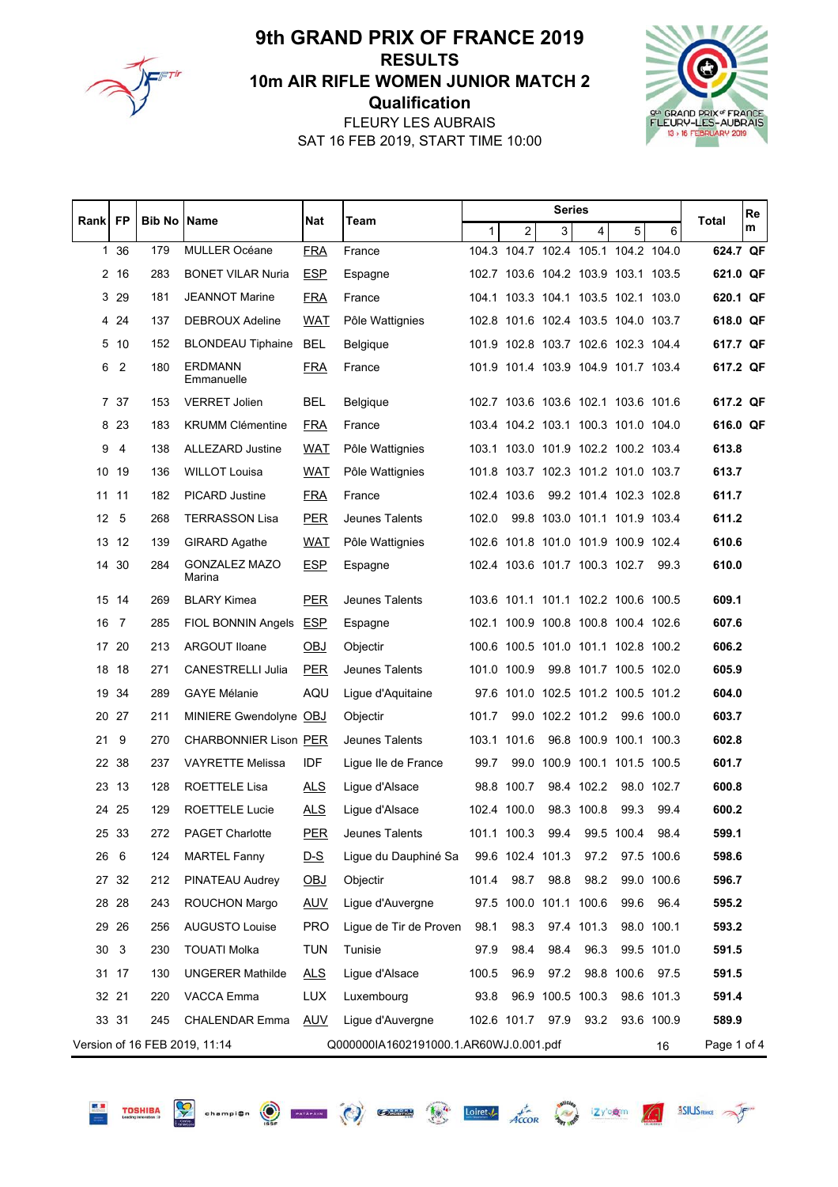# 9th GRAND PRIX OF FRANCE 2019

## RESULTS

## 10m AIR RIFLE WOMEN JUNIOR MATCH 2

## Qualification

FLEURY LES AUBRAIS

SAT 16 FEB 2019, START TIME 10:00

| Rank | FP | Bib No | Name | Nat | Team | Series 1 | 2 | 3 | 4 | 5 | 6 | Total | Rem |
|---|---|---|---|---|---|---|---|---|---|---|---|---|---|
| 1 | 36 | 179 | MULLER Océane | FRA | France | 104.3 | 104.7 | 102.4 | 105.1 | 104.2 | 104.0 | 624.7 | QF |
| 2 | 16 | 283 | BONET VILAR Nuria | ESP | Espagne | 102.7 | 103.6 | 104.2 | 103.9 | 103.1 | 103.5 | 621.0 | QF |
| 3 | 29 | 181 | JEANNOT Marine | FRA | France | 104.1 | 103.3 | 104.1 | 103.5 | 102.1 | 103.0 | 620.1 | QF |
| 4 | 24 | 137 | DEBROUX Adeline | WAT | Pôle Wattignies | 102.8 | 101.6 | 102.4 | 103.5 | 104.0 | 103.7 | 618.0 | QF |
| 5 | 10 | 152 | BLONDEAU Tiphaine | BEL | Belgique | 101.9 | 102.8 | 103.7 | 102.6 | 102.3 | 104.4 | 617.7 | QF |
| 6 | 2 | 180 | ERDMANN Emmanuelle | FRA | France | 101.9 | 101.4 | 103.9 | 104.9 | 101.7 | 103.4 | 617.2 | QF |
| 7 | 37 | 153 | VERRET Jolien | BEL | Belgique | 102.7 | 103.6 | 103.6 | 102.1 | 103.6 | 101.6 | 617.2 | QF |
| 8 | 23 | 183 | KRUMM Clémentine | FRA | France | 103.4 | 104.2 | 103.1 | 100.3 | 101.0 | 104.0 | 616.0 | QF |
| 9 | 4 | 138 | ALLEZARD Justine | WAT | Pôle Wattignies | 103.1 | 103.0 | 101.9 | 102.2 | 100.2 | 103.4 | 613.8 | |
| 10 | 19 | 136 | WILLOT Louisa | WAT | Pôle Wattignies | 101.8 | 103.7 | 102.3 | 101.2 | 101.0 | 103.7 | 613.7 | |
| 11 | 11 | 182 | PICARD Justine | FRA | France | 102.4 | 103.6 | 99.2 | 101.4 | 102.3 | 102.8 | 611.7 | |
| 12 | 5 | 268 | TERRASSON Lisa | PER | Jeunes Talents | 102.0 | 99.8 | 103.0 | 101.1 | 101.9 | 103.4 | 611.2 | |
| 13 | 12 | 139 | GIRARD Agathe | WAT | Pôle Wattignies | 102.6 | 101.8 | 101.0 | 101.9 | 100.9 | 102.4 | 610.6 | |
| 14 | 30 | 284 | GONZALEZ MAZO Marina | ESP | Espagne | 102.4 | 103.6 | 101.7 | 100.3 | 102.7 | 99.3 | 610.0 | |
| 15 | 14 | 269 | BLARY Kimea | PER | Jeunes Talents | 103.6 | 101.1 | 101.1 | 102.2 | 100.6 | 100.5 | 609.1 | |
| 16 | 7 | 285 | FIOL BONNIN Angels | ESP | Espagne | 102.1 | 100.9 | 100.8 | 100.8 | 100.4 | 102.6 | 607.6 | |
| 17 | 20 | 213 | ARGOUT Iloane | OBJ | Objectir | 100.6 | 100.5 | 101.0 | 101.1 | 102.8 | 100.2 | 606.2 | |
| 18 | 18 | 271 | CANESTRELLI Julia | PER | Jeunes Talents | 101.0 | 100.9 | 99.8 | 101.7 | 100.5 | 102.0 | 605.9 | |
| 19 | 34 | 289 | GAYE Mélanie | AQU | Ligue d'Aquitaine | 97.6 | 101.0 | 102.5 | 101.2 | 100.5 | 101.2 | 604.0 | |
| 20 | 27 | 211 | MINIERE Gwendolyne | OBJ | Objectir | 101.7 | 99.0 | 102.2 | 101.2 | 99.6 | 100.0 | 603.7 | |
| 21 | 9 | 270 | CHARBONNIER Lison | PER | Jeunes Talents | 103.1 | 101.6 | 96.8 | 100.9 | 100.1 | 100.3 | 602.8 | |
| 22 | 38 | 237 | VAYRETTE Melissa | IDF | Ligue Ile de France | 99.7 | 99.0 | 100.9 | 100.1 | 101.5 | 100.5 | 601.7 | |
| 23 | 13 | 128 | ROETTELE Lisa | ALS | Ligue d'Alsace | 98.8 | 100.7 | 98.4 | 102.2 | 98.0 | 102.7 | 600.8 | |
| 24 | 25 | 129 | ROETTELE Lucie | ALS | Ligue d'Alsace | 102.4 | 100.0 | 98.3 | 100.8 | 99.3 | 99.4 | 600.2 | |
| 25 | 33 | 272 | PAGET Charlotte | PER | Jeunes Talents | 101.1 | 100.3 | 99.4 | 99.5 | 100.4 | 98.4 | 599.1 | |
| 26 | 6 | 124 | MARTEL Fanny | D-S | Ligue du Dauphiné Sa | 99.6 | 102.4 | 101.3 | 97.2 | 97.5 | 100.6 | 598.6 | |
| 27 | 32 | 212 | PINATEAU Audrey | OBJ | Objectir | 101.4 | 98.7 | 98.8 | 98.2 | 99.0 | 100.6 | 596.7 | |
| 28 | 28 | 243 | ROUCHON Margo | AUV | Ligue d'Auvergne | 97.5 | 100.0 | 101.1 | 100.6 | 99.6 | 96.4 | 595.2 | |
| 29 | 26 | 256 | AUGUSTO Louise | PRO | Ligue de Tir de Proven | 98.1 | 98.3 | 97.4 | 101.3 | 98.0 | 100.1 | 593.2 | |
| 30 | 3 | 230 | TOUATI Molka | TUN | Tunisie | 97.9 | 98.4 | 98.4 | 96.3 | 99.5 | 101.0 | 591.5 | |
| 31 | 17 | 130 | UNGERER Mathilde | ALS | Ligue d'Alsace | 100.5 | 96.9 | 97.2 | 98.8 | 100.6 | 97.5 | 591.5 | |
| 32 | 21 | 220 | VACCA Emma | LUX | Luxembourg | 93.8 | 96.9 | 100.5 | 100.3 | 98.6 | 101.3 | 591.4 | |
| 33 | 31 | 245 | CHALENDAR Emma | AUV | Ligue d'Auvergne | 102.6 | 101.7 | 97.9 | 93.2 | 93.6 | 100.9 | 589.9 | |

Version of 16 FEB 2019, 11:14 Q000000IA1602191000.1.AR60WJ.0.001.pdf 16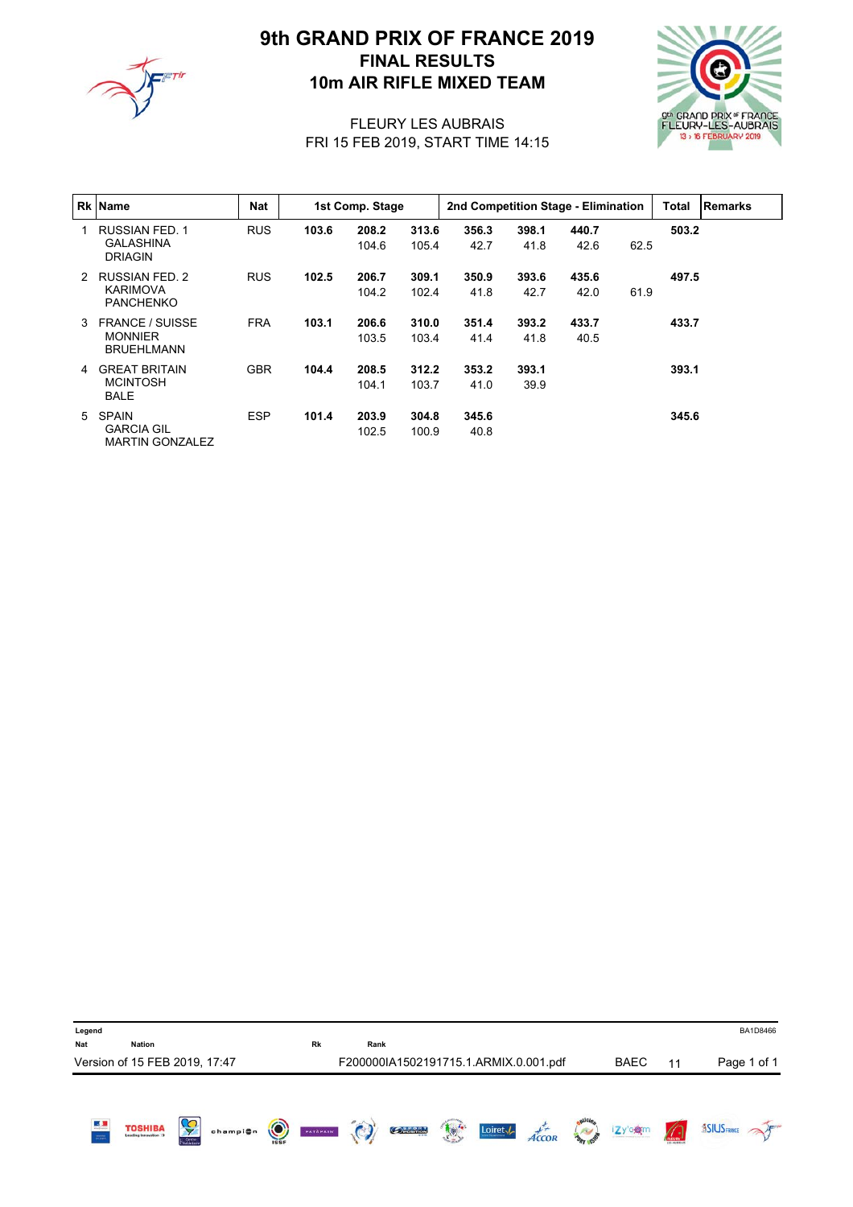# 9th GRAND PRIX OF FRANCE 2019

## FINAL RESULTS

## 10m AIR RIFLE MIXED TEAM

FLEURY LES AUBRAIS
FRI 15 FEB 2019, START TIME 14:15

| Rk | Name | Nat | 1st Comp. Stage | | | 2nd Competition Stage - Elimination | | | | Total | Remarks |
|---|---|---|---|---|---|---|---|---|---|---|---|
| 1 | RUSSIAN FED. 1<br>GALASHINA<br>DRIAGIN | RUS | **103.6** | **208.2**<br>104.6 | **313.6**<br>105.4 | **356.3**<br>42.7 | **398.1**<br>41.8 | **440.7**<br>42.6 | 62.5 | **503.2** | |
| 2 | RUSSIAN FED. 2<br>KARIMOVA<br>PANCHENKO | RUS | **102.5** | **206.7**<br>104.2 | **309.1**<br>102.4 | **350.9**<br>41.8 | **393.6**<br>42.7 | **435.6**<br>42.0 | 61.9 | **497.5** | |
| 3 | FRANCE / SUISSE<br>MONNIER<br>BRUEHLMANN | FRA | **103.1** | **206.6**<br>103.5 | **310.0**<br>103.4 | **351.4**<br>41.4 | **393.2**<br>41.8 | **433.7**<br>40.5 | | **433.7** | |
| 4 | GREAT BRITAIN<br>MCINTOSH<br>BALE | GBR | **104.4** | **208.5**<br>104.1 | **312.2**<br>103.7 | **353.2**<br>41.0 | **393.1**<br>39.9 | | | **393.1** | |
| 5 | SPAIN<br>GARCIA GIL<br>MARTIN GONZALEZ | ESP | **101.4** | **203.9**<br>102.5 | **304.8**<br>100.9 | **345.6**<br>40.8 | | | | **345.6** | |

**Legend**

| Nat | Nation | Rk | Rank |
|---|---|---|---|

BA1D8466

Version of 15 FEB 2019, 17:47 F200000IA1502191715.1.ARMIX.0.001.pdf BAEC 11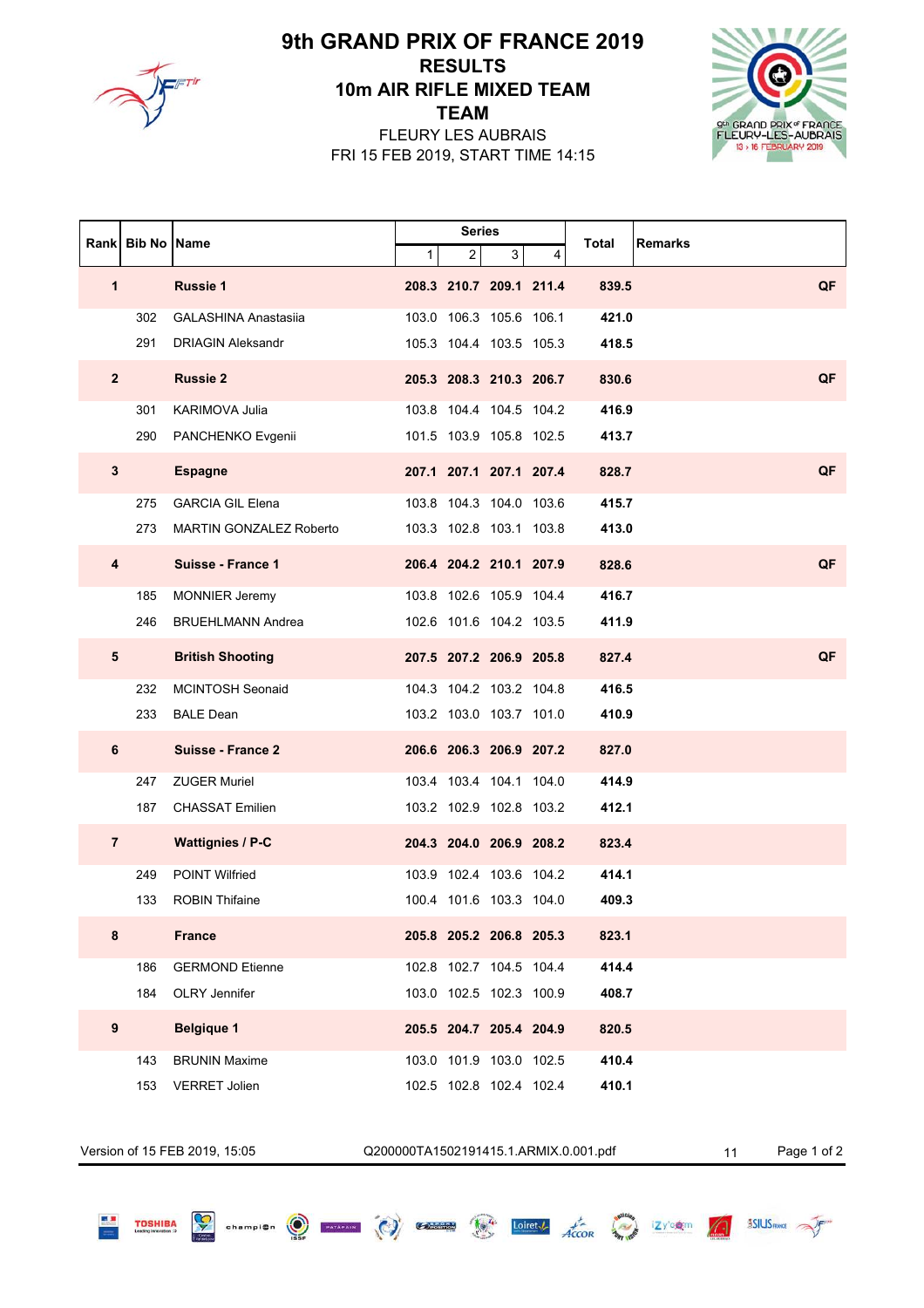# 9th GRAND PRIX OF FRANCE 2019

## RESULTS

## 10m AIR RIFLE MIXED TEAM

## TEAM

FLEURY LES AUBRAIS

FRI 15 FEB 2019, START TIME 14:15

| Rank | Bib No | Name | Series 1 | 2 | 3 | 4 | Total | Remarks |
|---|---|---|---|---|---|---|---|---|
| **1** | | **Russie 1** | **208.3** | **210.7** | **209.1** | **211.4** | **839.5** | **QF** |
| | 302 | GALASHINA Anastasiia | 103.0 | 106.3 | 105.6 | 106.1 | **421.0** | |
| | 291 | DRIAGIN Aleksandr | 105.3 | 104.4 | 103.5 | 105.3 | **418.5** | |
| **2** | | **Russie 2** | **205.3** | **208.3** | **210.3** | **206.7** | **830.6** | **QF** |
| | 301 | KARIMOVA Julia | 103.8 | 104.4 | 104.5 | 104.2 | **416.9** | |
| | 290 | PANCHENKO Evgenii | 101.5 | 103.9 | 105.8 | 102.5 | **413.7** | |
| **3** | | **Espagne** | **207.1** | **207.1** | **207.1** | **207.4** | **828.7** | **QF** |
| | 275 | GARCIA GIL Elena | 103.8 | 104.3 | 104.0 | 103.6 | **415.7** | |
| | 273 | MARTIN GONZALEZ Roberto | 103.3 | 102.8 | 103.1 | 103.8 | **413.0** | |
| **4** | | **Suisse - France 1** | **206.4** | **204.2** | **210.1** | **207.9** | **828.6** | **QF** |
| | 185 | MONNIER Jeremy | 103.8 | 102.6 | 105.9 | 104.4 | **416.7** | |
| | 246 | BRUEHLMANN Andrea | 102.6 | 101.6 | 104.2 | 103.5 | **411.9** | |
| **5** | | **British Shooting** | **207.5** | **207.2** | **206.9** | **205.8** | **827.4** | **QF** |
| | 232 | MCINTOSH Seonaid | 104.3 | 104.2 | 103.2 | 104.8 | **416.5** | |
| | 233 | BALE Dean | 103.2 | 103.0 | 103.7 | 101.0 | **410.9** | |
| **6** | | **Suisse - France 2** | **206.6** | **206.3** | **206.9** | **207.2** | **827.0** | |
| | 247 | ZUGER Muriel | 103.4 | 103.4 | 104.1 | 104.0 | **414.9** | |
| | 187 | CHASSAT Emilien | 103.2 | 102.9 | 102.8 | 103.2 | **412.1** | |
| **7** | | **Wattignies / P-C** | **204.3** | **204.0** | **206.9** | **208.2** | **823.4** | |
| | 249 | POINT Wilfried | 103.9 | 102.4 | 103.6 | 104.2 | **414.1** | |
| | 133 | ROBIN Thifaine | 100.4 | 101.6 | 103.3 | 104.0 | **409.3** | |
| **8** | | **France** | **205.8** | **205.2** | **206.8** | **205.3** | **823.1** | |
| | 186 | GERMOND Etienne | 102.8 | 102.7 | 104.5 | 104.4 | **414.4** | |
| | 184 | OLRY Jennifer | 103.0 | 102.5 | 102.3 | 100.9 | **408.7** | |
| **9** | | **Belgique 1** | **205.5** | **204.7** | **205.4** | **204.9** | **820.5** | |
| | 143 | BRUNIN Maxime | 103.0 | 101.9 | 103.0 | 102.5 | **410.4** | |
| | 153 | VERRET Jolien | 102.5 | 102.8 | 102.4 | 102.4 | **410.1** | |

Version of 15 FEB 2019, 15:05 Q200000TA1502191415.1.ARMIX.0.001.pdf 11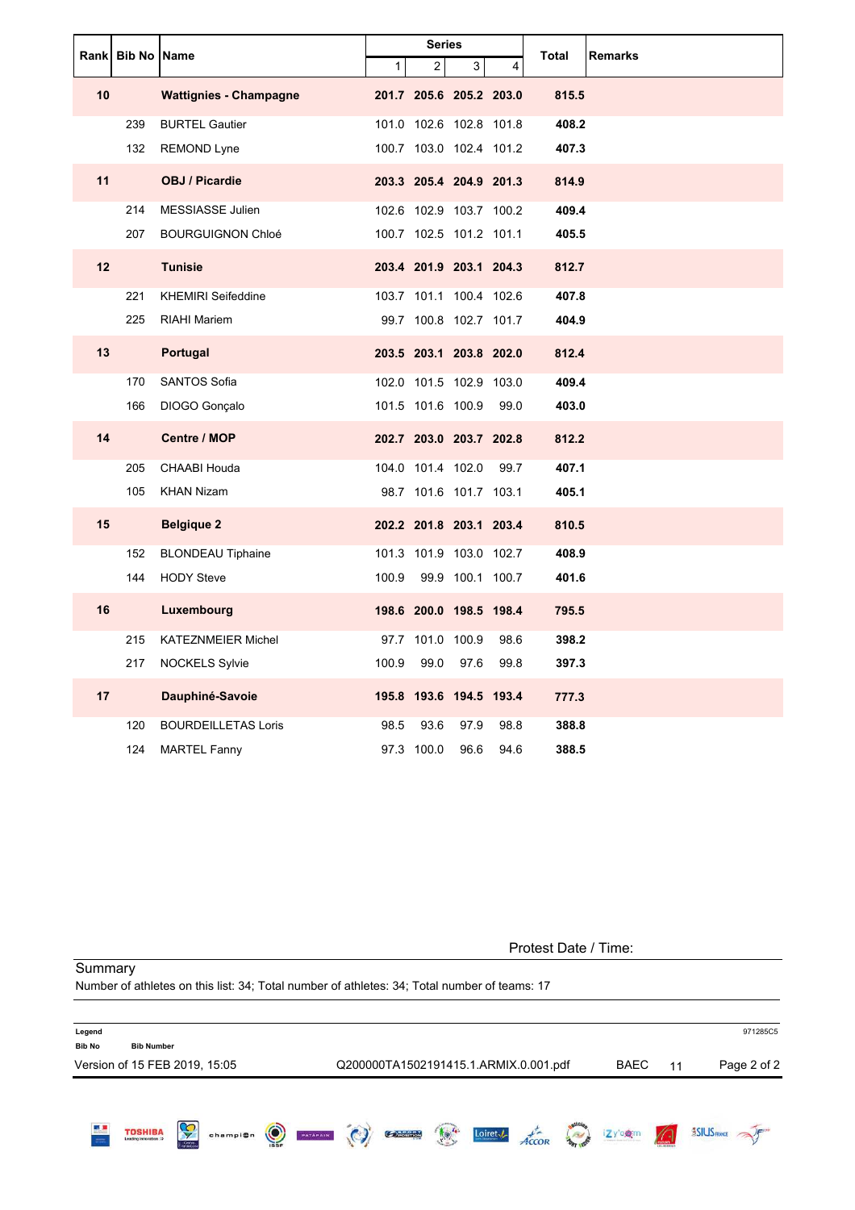| Rank | Bib No | Name | Series | | | | Total | Remarks |
|---|---|---|---|---|---|---|---|---|
| | | | 1 | 2 | 3 | 4 | | |
| **10** | | **Wattignies - Champagne** | **201.7** | **205.6** | **205.2** | **203.0** | **815.5** | |
| | 239 | BURTEL Gautier | 101.0 | 102.6 | 102.8 | 101.8 | **408.2** | |
| | 132 | REMOND Lyne | 100.7 | 103.0 | 102.4 | 101.2 | **407.3** | |
| **11** | | **OBJ / Picardie** | **203.3** | **205.4** | **204.9** | **201.3** | **814.9** | |
| | 214 | MESSIASSE Julien | 102.6 | 102.9 | 103.7 | 100.2 | **409.4** | |
| | 207 | BOURGUIGNON Chloé | 100.7 | 102.5 | 101.2 | 101.1 | **405.5** | |
| **12** | | **Tunisie** | **203.4** | **201.9** | **203.1** | **204.3** | **812.7** | |
| | 221 | KHEMIRI Seifeddine | 103.7 | 101.1 | 100.4 | 102.6 | **407.8** | |
| | 225 | RIAHI Mariem | 99.7 | 100.8 | 102.7 | 101.7 | **404.9** | |
| **13** | | **Portugal** | **203.5** | **203.1** | **203.8** | **202.0** | **812.4** | |
| | 170 | SANTOS Sofia | 102.0 | 101.5 | 102.9 | 103.0 | **409.4** | |
| | 166 | DIOGO Gonçalo | 101.5 | 101.6 | 100.9 | 99.0 | **403.0** | |
| **14** | | **Centre / MOP** | **202.7** | **203.0** | **203.7** | **202.8** | **812.2** | |
| | 205 | CHAABI Houda | 104.0 | 101.4 | 102.0 | 99.7 | **407.1** | |
| | 105 | KHAN Nizam | 98.7 | 101.6 | 101.7 | 103.1 | **405.1** | |
| **15** | | **Belgique 2** | **202.2** | **201.8** | **203.1** | **203.4** | **810.5** | |
| | 152 | BLONDEAU Tiphaine | 101.3 | 101.9 | 103.0 | 102.7 | **408.9** | |
| | 144 | HODY Steve | 100.9 | 99.9 | 100.1 | 100.7 | **401.6** | |
| **16** | | **Luxembourg** | **198.6** | **200.0** | **198.5** | **198.4** | **795.5** | |
| | 215 | KATEZNMEIER Michel | 97.7 | 101.0 | 100.9 | 98.6 | **398.2** | |
| | 217 | NOCKELS Sylvie | 100.9 | 99.0 | 97.6 | 99.8 | **397.3** | |
| **17** | | **Dauphiné-Savoie** | **195.8** | **193.6** | **194.5** | **193.4** | **777.3** | |
| | 120 | BOURDEILLETAS Loris | 98.5 | 93.6 | 97.9 | 98.8 | **388.8** | |
| | 124 | MARTEL Fanny | 97.3 | 100.0 | 96.6 | 94.6 | **388.5** | |

Protest Date / Time:

Summary

Number of athletes on this list: 34; Total number of athletes: 34; Total number of teams: 17

**Legend**

**Bib No** **Bib Number**

971285C5

Version of 15 FEB 2019, 15:05 Q200000TA1502191415.1.ARMIX.0.001.pdf BAEC 11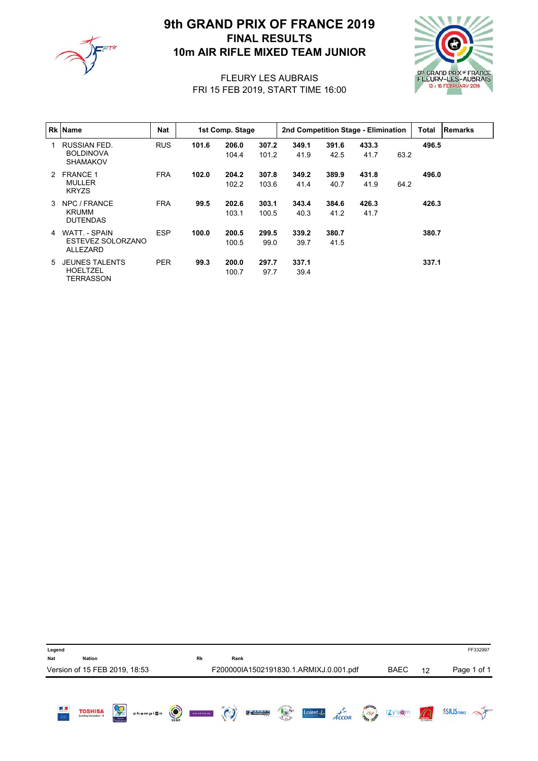# 9th GRAND PRIX OF FRANCE 2019

## FINAL RESULTS

## 10m AIR RIFLE MIXED TEAM JUNIOR

FLEURY LES AUBRAIS
FRI 15 FEB 2019, START TIME 16:00

| Rk | Name | Nat | 1st Comp. Stage | | | 2nd Competition Stage - Elimination | | | | Total | Remarks |
|---|---|---|---|---|---|---|---|---|---|---|---|
| 1 | RUSSIAN FED. | RUS | **101.6** | **206.0** | **307.2** | **349.1** | **391.6** | **433.3** | | **496.5** | |
| | BOLDINOVA | | | 104.4 | 101.2 | 41.9 | 42.5 | 41.7 | 63.2 | | |
| | SHAMAKOV | | | | | | | | | | |
| 2 | FRANCE 1 | FRA | **102.0** | **204.2** | **307.8** | **349.2** | **389.9** | **431.8** | | **496.0** | |
| | MULLER | | | 102.2 | 103.6 | 41.4 | 40.7 | 41.9 | 64.2 | | |
| | KRYZS | | | | | | | | | | |
| 3 | NPC / FRANCE | FRA | **99.5** | **202.6** | **303.1** | **343.4** | **384.6** | **426.3** | | **426.3** | |
| | KRUMM | | | 103.1 | 100.5 | 40.3 | 41.2 | 41.7 | | | |
| | DUTENDAS | | | | | | | | | | |
| 4 | WATT. - SPAIN | ESP | **100.0** | **200.5** | **299.5** | **339.2** | **380.7** | | | **380.7** | |
| | ESTEVEZ SOLORZANO | | | 100.5 | 99.0 | 39.7 | 41.5 | | | | |
| | ALLEZARD | | | | | | | | | | |
| 5 | JEUNES TALENTS | PER | **99.3** | **200.0** | **297.7** | **337.1** | | | | **337.1** | |
| | HOELTZEL | | | 100.7 | 97.7 | 39.4 | | | | | |
| | TERRASSON | | | | | | | | | | |

**Legend**

**Nat** Nation **Rk** Rank

Version of 15 FEB 2019, 18:53 F200000IA1502191830.1.ARMIXJ.0.001.pdf BAEC 12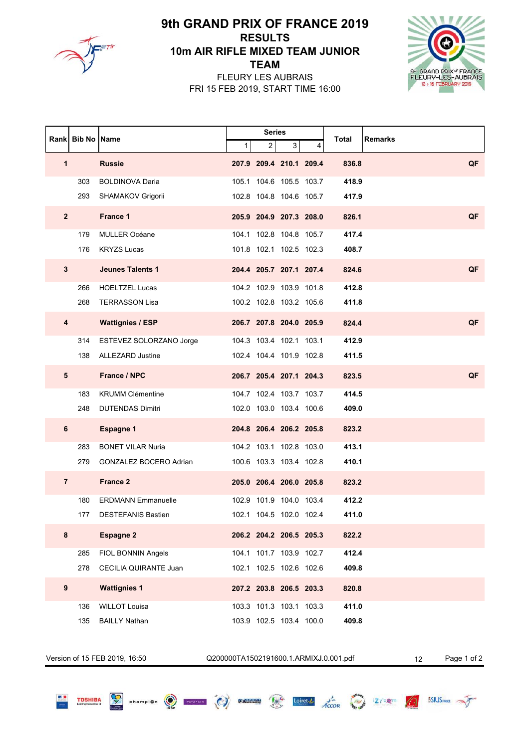# 9th GRAND PRIX OF FRANCE 2019

## RESULTS

## 10m AIR RIFLE MIXED TEAM JUNIOR TEAM

FLEURY LES AUBRAIS

FRI 15 FEB 2019, START TIME 16:00

| Rank | Bib No | Name | Series 1 | Series 2 | Series 3 | Series 4 | Total | Remarks |
|---|---|---|---|---|---|---|---|---|
| 1 | | **Russie** | **207.9** | **209.4** | **210.1** | **209.4** | **836.8** | **QF** |
| | 303 | BOLDINOVA Daria | 105.1 | 104.6 | 105.5 | 103.7 | **418.9** | |
| | 293 | SHAMAKOV Grigorii | 102.8 | 104.8 | 104.6 | 105.7 | **417.9** | |
| 2 | | **France 1** | **205.9** | **204.9** | **207.3** | **208.0** | **826.1** | **QF** |
| | 179 | MULLER Océane | 104.1 | 102.8 | 104.8 | 105.7 | **417.4** | |
| | 176 | KRYZS Lucas | 101.8 | 102.1 | 102.5 | 102.3 | **408.7** | |
| 3 | | **Jeunes Talents 1** | **204.4** | **205.7** | **207.1** | **207.4** | **824.6** | **QF** |
| | 266 | HOELTZEL Lucas | 104.2 | 102.9 | 103.9 | 101.8 | **412.8** | |
| | 268 | TERRASSON Lisa | 100.2 | 102.8 | 103.2 | 105.6 | **411.8** | |
| 4 | | **Wattignies / ESP** | **206.7** | **207.8** | **204.0** | **205.9** | **824.4** | **QF** |
| | 314 | ESTEVEZ SOLORZANO Jorge | 104.3 | 103.4 | 102.1 | 103.1 | **412.9** | |
| | 138 | ALLEZARD Justine | 102.4 | 104.4 | 101.9 | 102.8 | **411.5** | |
| 5 | | **France / NPC** | **206.7** | **205.4** | **207.1** | **204.3** | **823.5** | **QF** |
| | 183 | KRUMM Clémentine | 104.7 | 102.4 | 103.7 | 103.7 | **414.5** | |
| | 248 | DUTENDAS Dimitri | 102.0 | 103.0 | 103.4 | 100.6 | **409.0** | |
| 6 | | **Espagne 1** | **204.8** | **206.4** | **206.2** | **205.8** | **823.2** | |
| | 283 | BONET VILAR Nuria | 104.2 | 103.1 | 102.8 | 103.0 | **413.1** | |
| | 279 | GONZALEZ BOCERO Adrian | 100.6 | 103.3 | 103.4 | 102.8 | **410.1** | |
| 7 | | **France 2** | **205.0** | **206.4** | **206.0** | **205.8** | **823.2** | |
| | 180 | ERDMANN Emmanuelle | 102.9 | 101.9 | 104.0 | 103.4 | **412.2** | |
| | 177 | DESTEFANIS Bastien | 102.1 | 104.5 | 102.0 | 102.4 | **411.0** | |
| 8 | | **Espagne 2** | **206.2** | **204.2** | **206.5** | **205.3** | **822.2** | |
| | 285 | FIOL BONNIN Angels | 104.1 | 101.7 | 103.9 | 102.7 | **412.4** | |
| | 278 | CECILIA QUIRANTE Juan | 102.1 | 102.5 | 102.6 | 102.6 | **409.8** | |
| 9 | | **Wattignies 1** | **207.2** | **203.8** | **206.5** | **203.3** | **820.8** | |
| | 136 | WILLOT Louisa | 103.3 | 101.3 | 103.1 | 103.3 | **411.0** | |
| | 135 | BAILLY Nathan | 103.9 | 102.5 | 103.4 | 100.0 | **409.8** | |

Version of 15 FEB 2019, 16:50 Q200000TA1502191600.1.ARMIXJ.0.001.pdf 12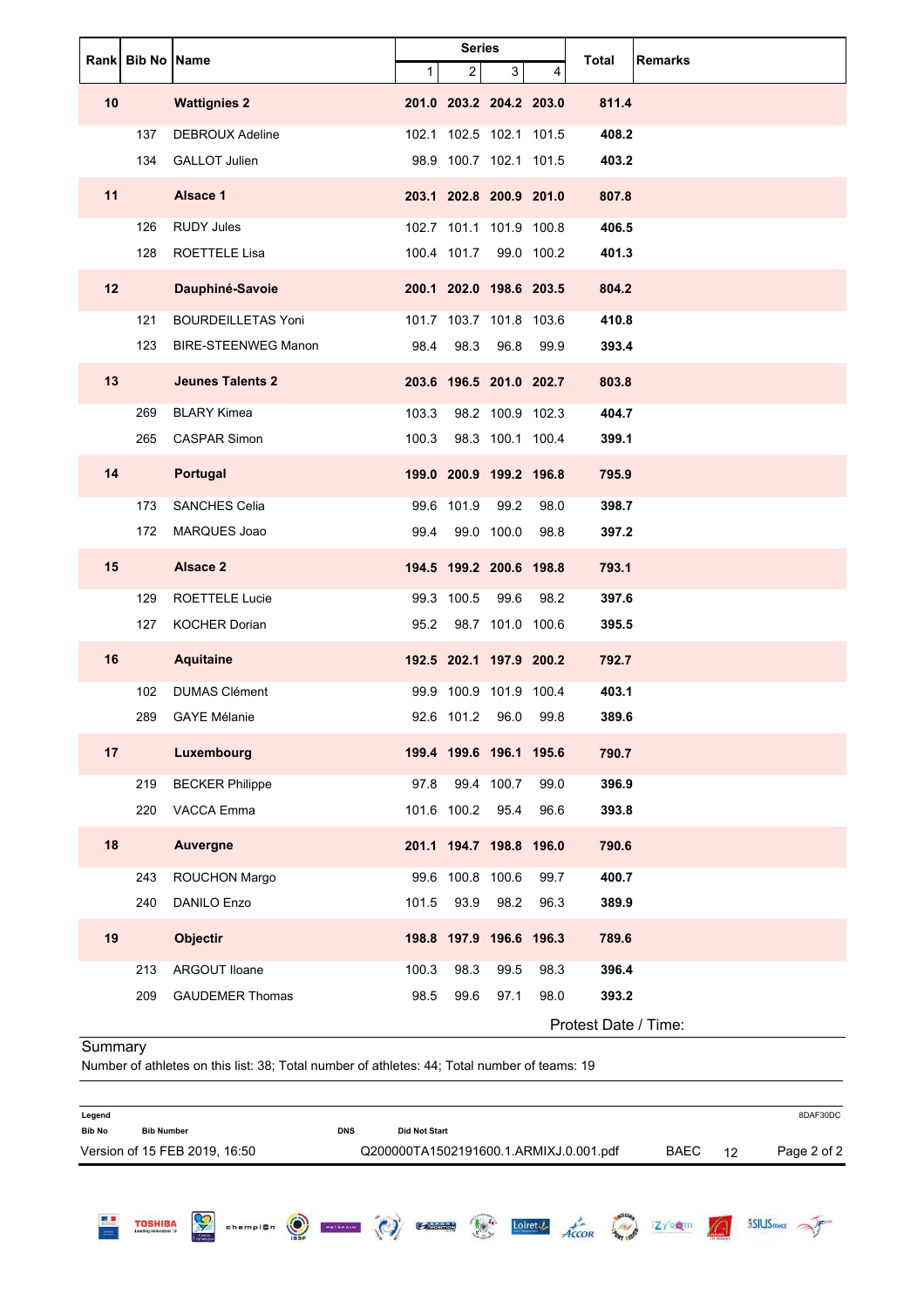| Rank | Bib No | Name | Series | | | | Total | Remarks |
|---|---|---|---|---|---|---|---|---|
| | | | 1 | 2 | 3 | 4 | | |
| **10** | | **Wattignies 2** | **201.0** | **203.2** | **204.2** | **203.0** | **811.4** | |
| | 137 | DEBROUX Adeline | 102.1 | 102.5 | 102.1 | 101.5 | **408.2** | |
| | 134 | GALLOT Julien | 98.9 | 100.7 | 102.1 | 101.5 | **403.2** | |
| **11** | | **Alsace 1** | **203.1** | **202.8** | **200.9** | **201.0** | **807.8** | |
| | 126 | RUDY Jules | 102.7 | 101.1 | 101.9 | 100.8 | **406.5** | |
| | 128 | ROETTELE Lisa | 100.4 | 101.7 | 99.0 | 100.2 | **401.3** | |
| **12** | | **Dauphiné-Savoie** | **200.1** | **202.0** | **198.6** | **203.5** | **804.2** | |
| | 121 | BOURDEILLETAS Yoni | 101.7 | 103.7 | 101.8 | 103.6 | **410.8** | |
| | 123 | BIRE-STEENWEG Manon | 98.4 | 98.3 | 96.8 | 99.9 | **393.4** | |
| **13** | | **Jeunes Talents 2** | **203.6** | **196.5** | **201.0** | **202.7** | **803.8** | |
| | 269 | BLARY Kimea | 103.3 | 98.2 | 100.9 | 102.3 | **404.7** | |
| | 265 | CASPAR Simon | 100.3 | 98.3 | 100.1 | 100.4 | **399.1** | |
| **14** | | **Portugal** | **199.0** | **200.9** | **199.2** | **196.8** | **795.9** | |
| | 173 | SANCHES Celia | 99.6 | 101.9 | 99.2 | 98.0 | **398.7** | |
| | 172 | MARQUES Joao | 99.4 | 99.0 | 100.0 | 98.8 | **397.2** | |
| **15** | | **Alsace 2** | **194.5** | **199.2** | **200.6** | **198.8** | **793.1** | |
| | 129 | ROETTELE Lucie | 99.3 | 100.5 | 99.6 | 98.2 | **397.6** | |
| | 127 | KOCHER Dorian | 95.2 | 98.7 | 101.0 | 100.6 | **395.5** | |
| **16** | | **Aquitaine** | **192.5** | **202.1** | **197.9** | **200.2** | **792.7** | |
| | 102 | DUMAS Clément | 99.9 | 100.9 | 101.9 | 100.4 | **403.1** | |
| | 289 | GAYE Mélanie | 92.6 | 101.2 | 96.0 | 99.8 | **389.6** | |
| **17** | | **Luxembourg** | **199.4** | **199.6** | **196.1** | **195.6** | **790.7** | |
| | 219 | BECKER Philippe | 97.8 | 99.4 | 100.7 | 99.0 | **396.9** | |
| | 220 | VACCA Emma | 101.6 | 100.2 | 95.4 | 96.6 | **393.8** | |
| **18** | | **Auvergne** | **201.1** | **194.7** | **198.8** | **196.0** | **790.6** | |
| | 243 | ROUCHON Margo | 99.6 | 100.8 | 100.6 | 99.7 | **400.7** | |
| | 240 | DANILO Enzo | 101.5 | 93.9 | 98.2 | 96.3 | **389.9** | |
| **19** | | **Objectir** | **198.8** | **197.9** | **196.6** | **196.3** | **789.6** | |
| | 213 | ARGOUT Iloane | 100.3 | 98.3 | 99.5 | 98.3 | **396.4** | |
| | 209 | GAUDEMER Thomas | 98.5 | 99.6 | 97.1 | 98.0 | **393.2** | |

Protest Date / Time:

Summary

Number of athletes on this list: 38; Total number of athletes: 44; Total number of teams: 19

**Legend**

| | | | |
|---|---|---|---|
| **Bib No** | **Bib Number** | **DNS** | **Did Not Start** |

8DAF30DC

Version of 15 FEB 2019, 16:50 Q200000TA1502191600.1.ARMIXJ.0.001.pdf BAEC 12